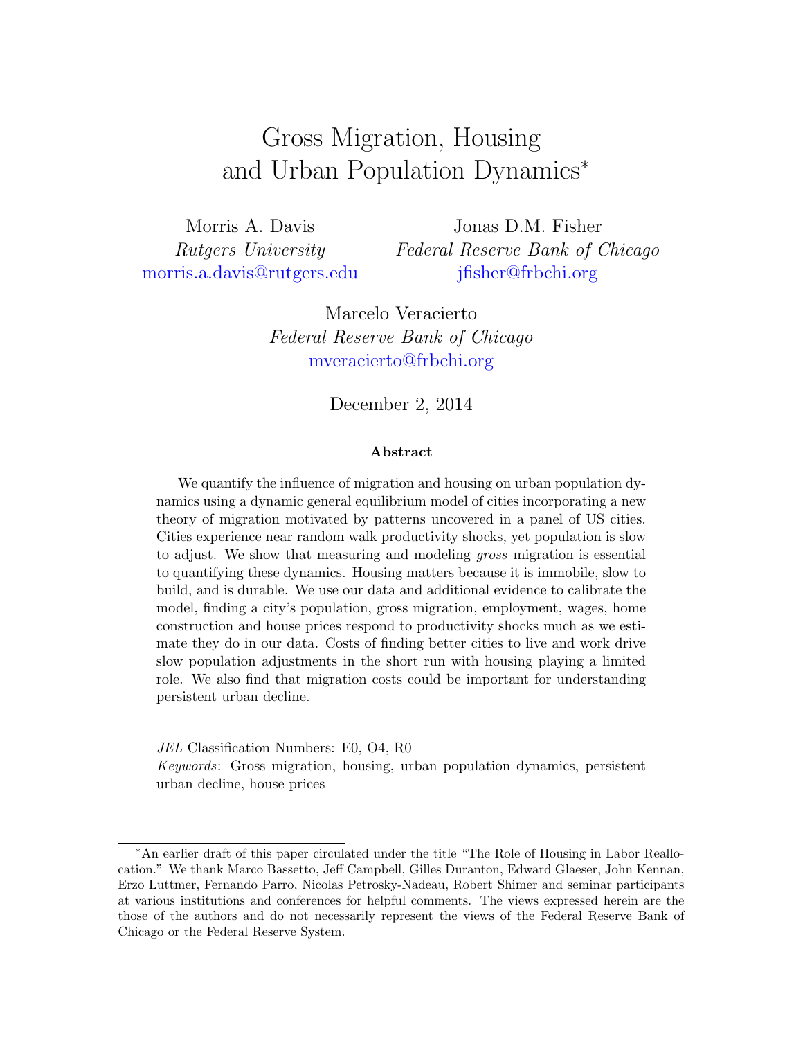# Gross Migration, Housing and Urban Population Dynamics*

Morris A. Davis
*Rutgers University*
morris.a.davis@rutgers.edu

Jonas D.M. Fisher
*Federal Reserve Bank of Chicago*
jfisher@frbchi.org

Marcelo Veracierto
*Federal Reserve Bank of Chicago*
mveracierto@frbchi.org

December 2, 2014

### Abstract

We quantify the influence of migration and housing on urban population dynamics using a dynamic general equilibrium model of cities incorporating a new theory of migration motivated by patterns uncovered in a panel of US cities. Cities experience near random walk productivity shocks, yet population is slow to adjust. We show that measuring and modeling *gross* migration is essential to quantifying these dynamics. Housing matters because it is immobile, slow to build, and is durable. We use our data and additional evidence to calibrate the model, finding a city's population, gross migration, employment, wages, home construction and house prices respond to productivity shocks much as we estimate they do in our data. Costs of finding better cities to live and work drive slow population adjustments in the short run with housing playing a limited role. We also find that migration costs could be important for understanding persistent urban decline.

*JEL* Classification Numbers: E0, O4, R0
*Keywords*: Gross migration, housing, urban population dynamics, persistent urban decline, house prices

---

*An earlier draft of this paper circulated under the title "The Role of Housing in Labor Reallocation." We thank Marco Bassetto, Jeff Campbell, Gilles Duranton, Edward Glaeser, John Kennan, Erzo Luttmer, Fernando Parro, Nicolas Petrosky-Nadeau, Robert Shimer and seminar participants at various institutions and conferences for helpful comments. The views expressed herein are the those of the authors and do not necessarily represent the views of the Federal Reserve Bank of Chicago or the Federal Reserve System.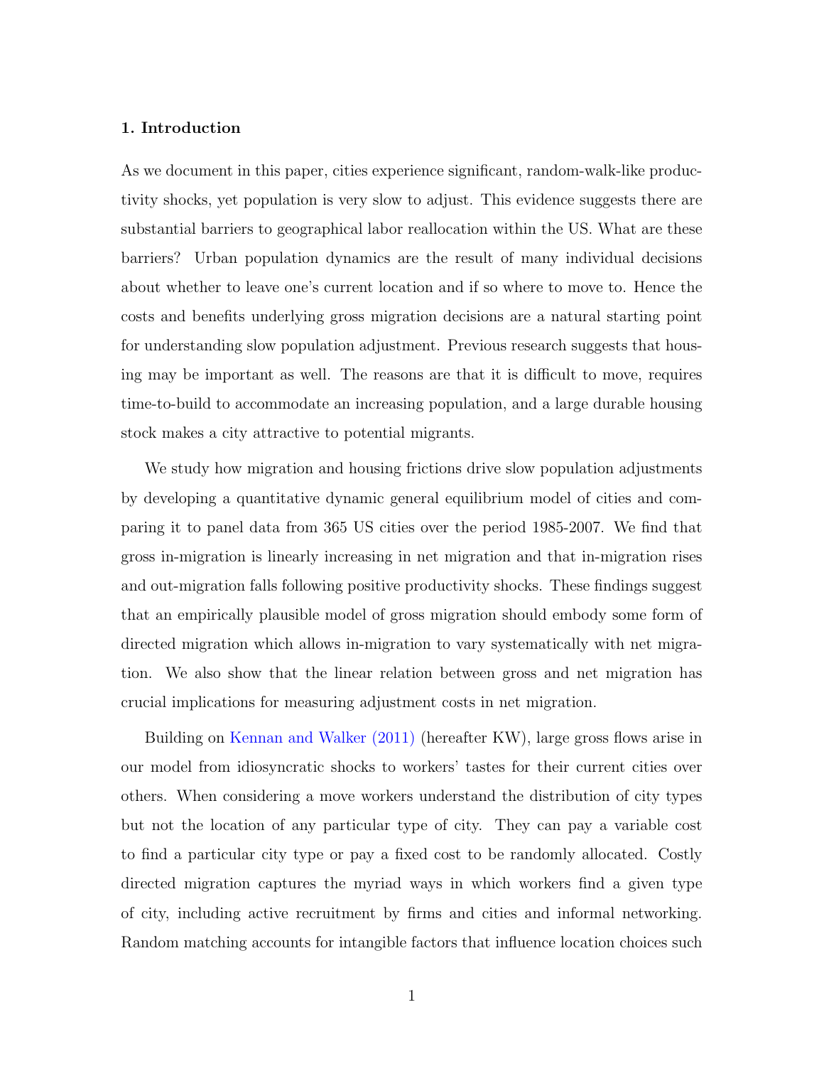## 1. Introduction

As we document in this paper, cities experience significant, random-walk-like productivity shocks, yet population is very slow to adjust. This evidence suggests there are substantial barriers to geographical labor reallocation within the US. What are these barriers? Urban population dynamics are the result of many individual decisions about whether to leave one's current location and if so where to move to. Hence the costs and benefits underlying gross migration decisions are a natural starting point for understanding slow population adjustment. Previous research suggests that housing may be important as well. The reasons are that it is difficult to move, requires time-to-build to accommodate an increasing population, and a large durable housing stock makes a city attractive to potential migrants.

We study how migration and housing frictions drive slow population adjustments by developing a quantitative dynamic general equilibrium model of cities and comparing it to panel data from 365 US cities over the period 1985-2007. We find that gross in-migration is linearly increasing in net migration and that in-migration rises and out-migration falls following positive productivity shocks. These findings suggest that an empirically plausible model of gross migration should embody some form of directed migration which allows in-migration to vary systematically with net migration. We also show that the linear relation between gross and net migration has crucial implications for measuring adjustment costs in net migration.

Building on Kennan and Walker (2011) (hereafter KW), large gross flows arise in our model from idiosyncratic shocks to workers' tastes for their current cities over others. When considering a move workers understand the distribution of city types but not the location of any particular type of city. They can pay a variable cost to find a particular city type or pay a fixed cost to be randomly allocated. Costly directed migration captures the myriad ways in which workers find a given type of city, including active recruitment by firms and cities and informal networking. Random matching accounts for intangible factors that influence location choices such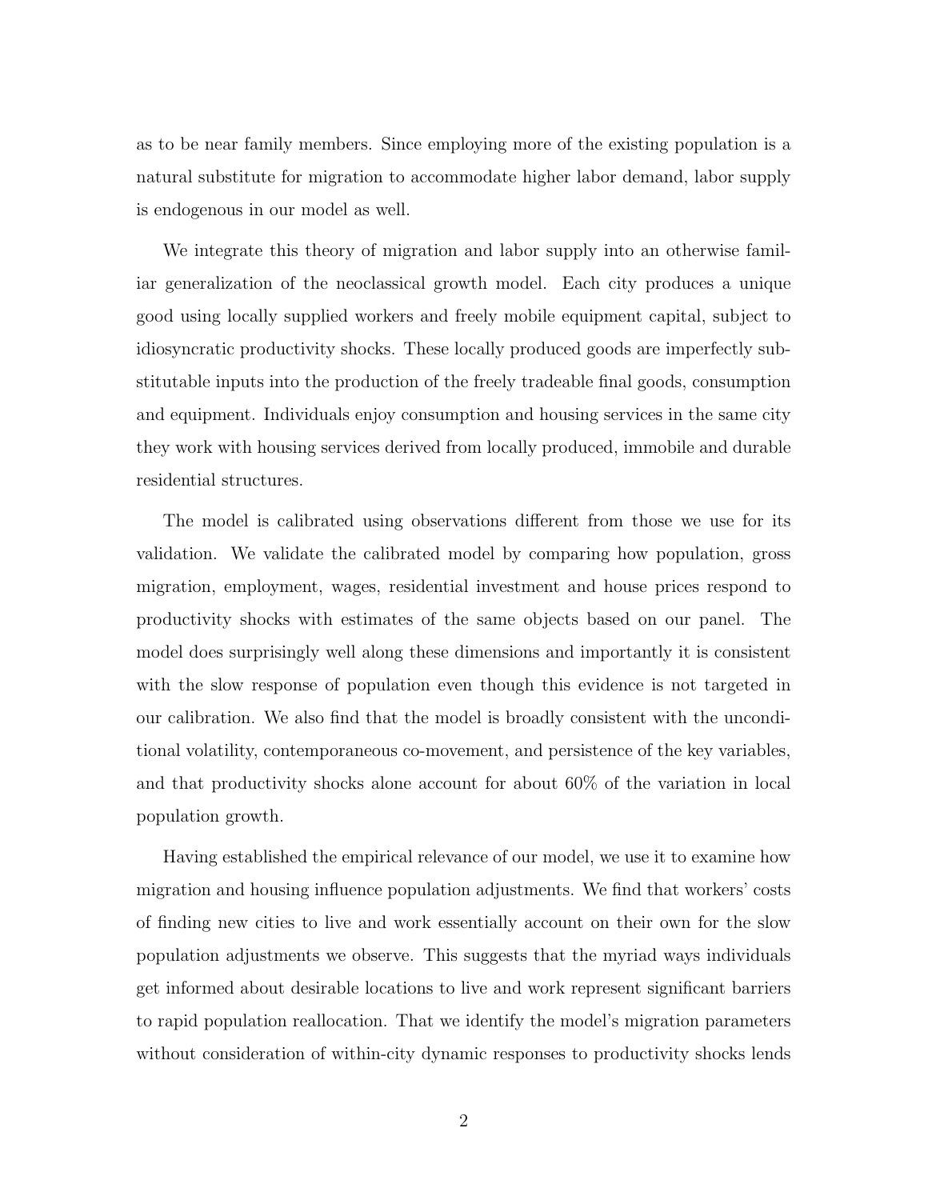as to be near family members. Since employing more of the existing population is a natural substitute for migration to accommodate higher labor demand, labor supply is endogenous in our model as well.

We integrate this theory of migration and labor supply into an otherwise familiar generalization of the neoclassical growth model. Each city produces a unique good using locally supplied workers and freely mobile equipment capital, subject to idiosyncratic productivity shocks. These locally produced goods are imperfectly substitutable inputs into the production of the freely tradeable final goods, consumption and equipment. Individuals enjoy consumption and housing services in the same city they work with housing services derived from locally produced, immobile and durable residential structures.

The model is calibrated using observations different from those we use for its validation. We validate the calibrated model by comparing how population, gross migration, employment, wages, residential investment and house prices respond to productivity shocks with estimates of the same objects based on our panel. The model does surprisingly well along these dimensions and importantly it is consistent with the slow response of population even though this evidence is not targeted in our calibration. We also find that the model is broadly consistent with the unconditional volatility, contemporaneous co-movement, and persistence of the key variables, and that productivity shocks alone account for about 60% of the variation in local population growth.

Having established the empirical relevance of our model, we use it to examine how migration and housing influence population adjustments. We find that workers' costs of finding new cities to live and work essentially account on their own for the slow population adjustments we observe. This suggests that the myriad ways individuals get informed about desirable locations to live and work represent significant barriers to rapid population reallocation. That we identify the model's migration parameters without consideration of within-city dynamic responses to productivity shocks lends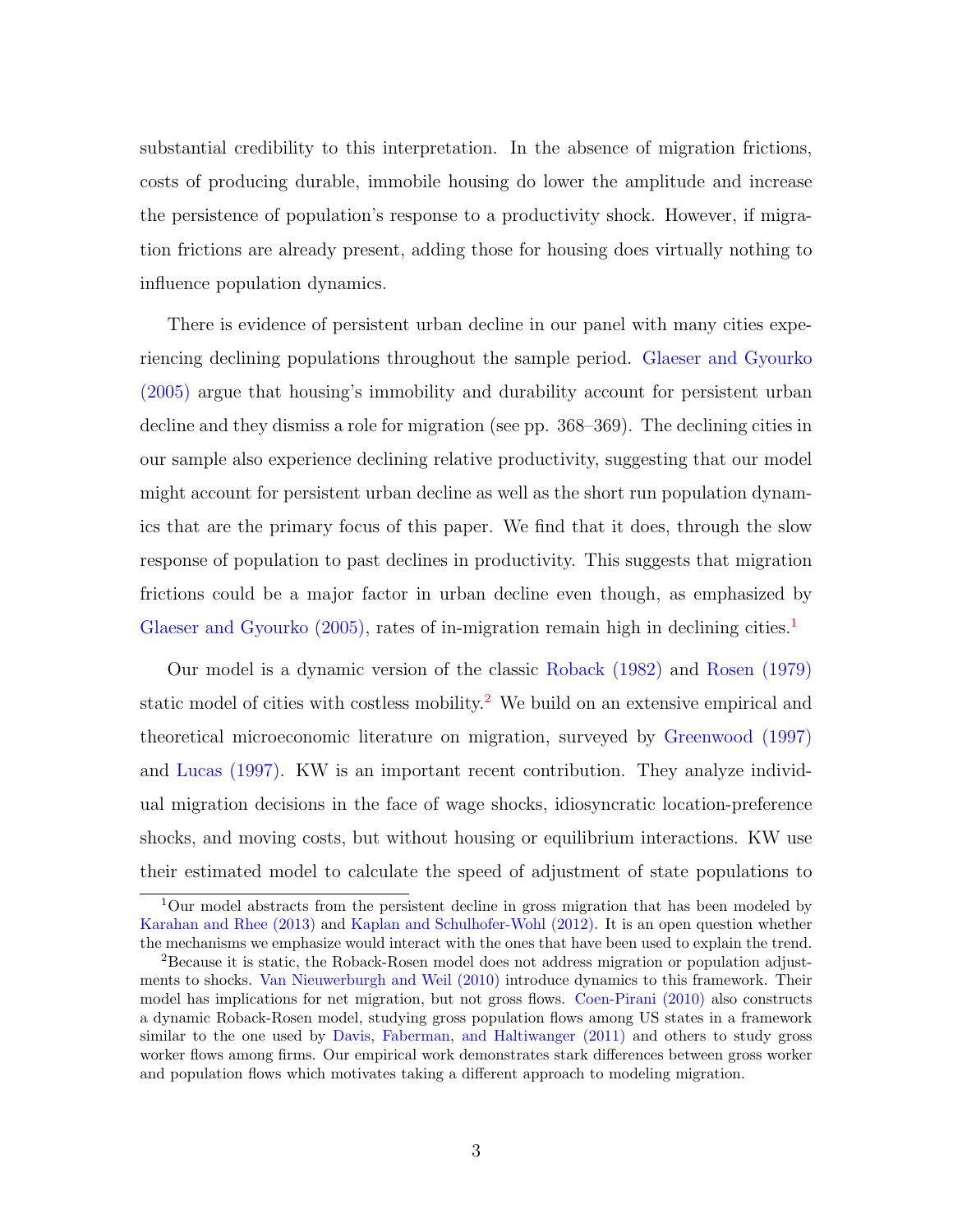substantial credibility to this interpretation. In the absence of migration frictions, costs of producing durable, immobile housing do lower the amplitude and increase the persistence of population's response to a productivity shock. However, if migration frictions are already present, adding those for housing does virtually nothing to influence population dynamics.

There is evidence of persistent urban decline in our panel with many cities experiencing declining populations throughout the sample period. Glaeser and Gyourko (2005) argue that housing's immobility and durability account for persistent urban decline and they dismiss a role for migration (see pp. 368–369). The declining cities in our sample also experience declining relative productivity, suggesting that our model might account for persistent urban decline as well as the short run population dynamics that are the primary focus of this paper. We find that it does, through the slow response of population to past declines in productivity. This suggests that migration frictions could be a major factor in urban decline even though, as emphasized by Glaeser and Gyourko (2005), rates of in-migration remain high in declining cities.[1]

Our model is a dynamic version of the classic Roback (1982) and Rosen (1979) static model of cities with costless mobility.[2] We build on an extensive empirical and theoretical microeconomic literature on migration, surveyed by Greenwood (1997) and Lucas (1997). KW is an important recent contribution. They analyze individual migration decisions in the face of wage shocks, idiosyncratic location-preference shocks, and moving costs, but without housing or equilibrium interactions. KW use their estimated model to calculate the speed of adjustment of state populations to

[1] Our model abstracts from the persistent decline in gross migration that has been modeled by Karahan and Rhee (2013) and Kaplan and Schulhofer-Wohl (2012). It is an open question whether the mechanisms we emphasize would interact with the ones that have been used to explain the trend.

[2] Because it is static, the Roback-Rosen model does not address migration or population adjustments to shocks. Van Nieuwerburgh and Weil (2010) introduce dynamics to this framework. Their model has implications for net migration, but not gross flows. Coen-Pirani (2010) also constructs a dynamic Roback-Rosen model, studying gross population flows among US states in a framework similar to the one used by Davis, Faberman, and Haltiwanger (2011) and others to study gross worker flows among firms. Our empirical work demonstrates stark differences between gross worker and population flows which motivates taking a different approach to modeling migration.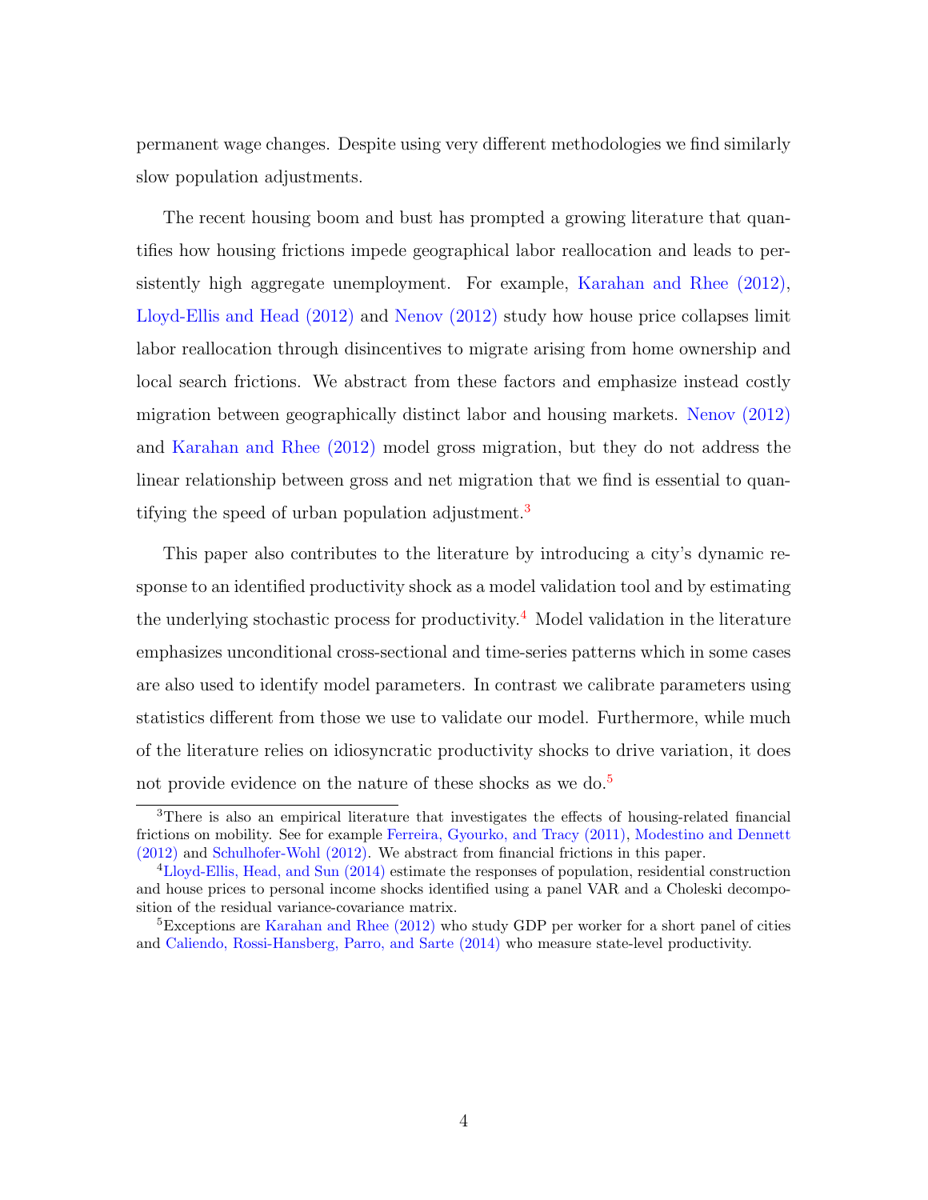permanent wage changes. Despite using very different methodologies we find similarly slow population adjustments.

The recent housing boom and bust has prompted a growing literature that quantifies how housing frictions impede geographical labor reallocation and leads to persistently high aggregate unemployment. For example, Karahan and Rhee (2012), Lloyd-Ellis and Head (2012) and Nenov (2012) study how house price collapses limit labor reallocation through disincentives to migrate arising from home ownership and local search frictions. We abstract from these factors and emphasize instead costly migration between geographically distinct labor and housing markets. Nenov (2012) and Karahan and Rhee (2012) model gross migration, but they do not address the linear relationship between gross and net migration that we find is essential to quantifying the speed of urban population adjustment.[3]

This paper also contributes to the literature by introducing a city's dynamic response to an identified productivity shock as a model validation tool and by estimating the underlying stochastic process for productivity.[4] Model validation in the literature emphasizes unconditional cross-sectional and time-series patterns which in some cases are also used to identify model parameters. In contrast we calibrate parameters using statistics different from those we use to validate our model. Furthermore, while much of the literature relies on idiosyncratic productivity shocks to drive variation, it does not provide evidence on the nature of these shocks as we do.[5]

[3]There is also an empirical literature that investigates the effects of housing-related financial frictions on mobility. See for example Ferreira, Gyourko, and Tracy (2011), Modestino and Dennett (2012) and Schulhofer-Wohl (2012). We abstract from financial frictions in this paper.

[4]Lloyd-Ellis, Head, and Sun (2014) estimate the responses of population, residential construction and house prices to personal income shocks identified using a panel VAR and a Choleski decomposition of the residual variance-covariance matrix.

[5]Exceptions are Karahan and Rhee (2012) who study GDP per worker for a short panel of cities and Caliendo, Rossi-Hansberg, Parro, and Sarte (2014) who measure state-level productivity.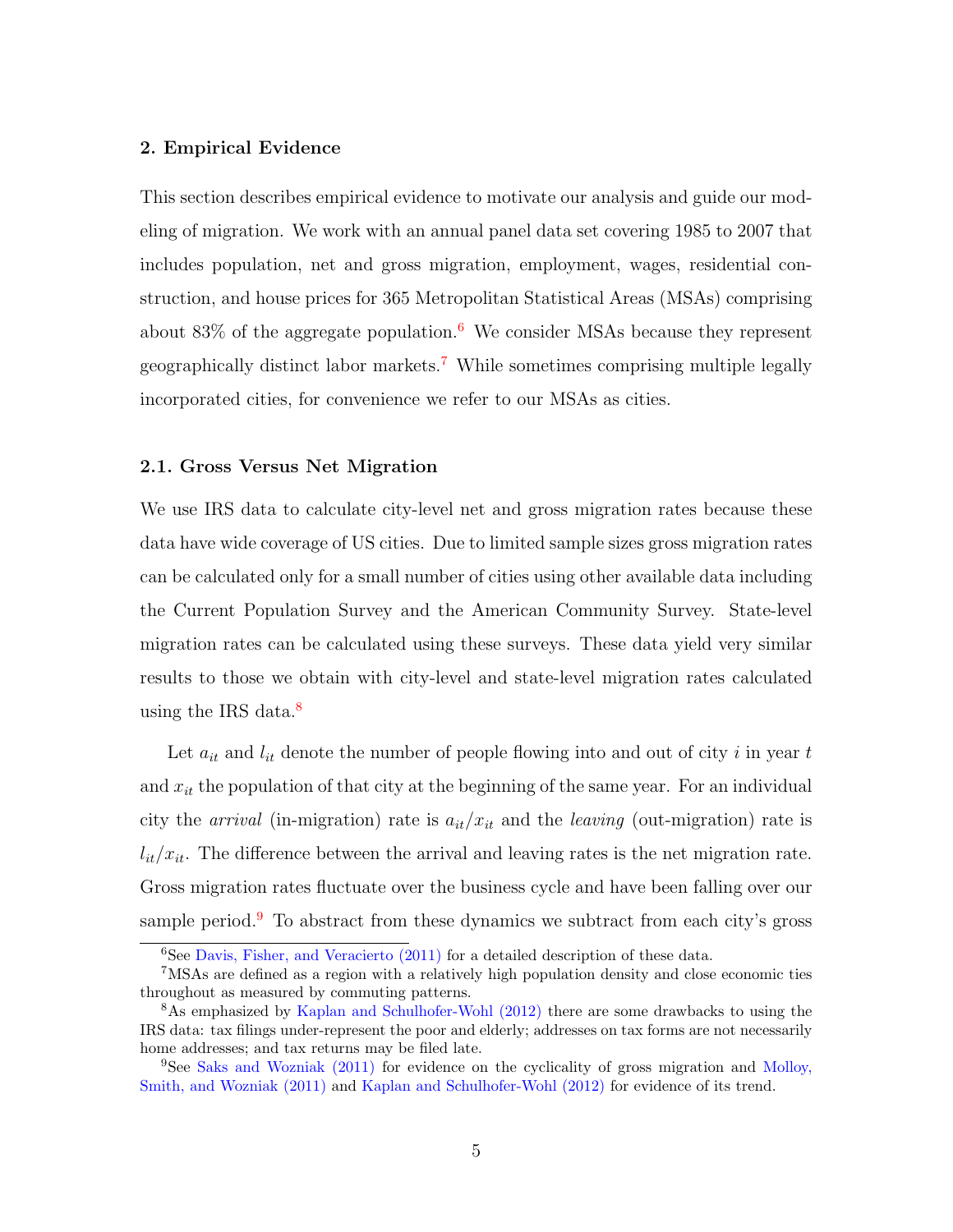## 2. Empirical Evidence

This section describes empirical evidence to motivate our analysis and guide our modeling of migration. We work with an annual panel data set covering 1985 to 2007 that includes population, net and gross migration, employment, wages, residential construction, and house prices for 365 Metropolitan Statistical Areas (MSAs) comprising about 83% of the aggregate population.[6] We consider MSAs because they represent geographically distinct labor markets.[7] While sometimes comprising multiple legally incorporated cities, for convenience we refer to our MSAs as cities.

### 2.1. Gross Versus Net Migration

We use IRS data to calculate city-level net and gross migration rates because these data have wide coverage of US cities. Due to limited sample sizes gross migration rates can be calculated only for a small number of cities using other available data including the Current Population Survey and the American Community Survey. State-level migration rates can be calculated using these surveys. These data yield very similar results to those we obtain with city-level and state-level migration rates calculated using the IRS data.[8]

Let $a_{it}$ and $l_{it}$ denote the number of people flowing into and out of city $i$ in year $t$ and $x_{it}$ the population of that city at the beginning of the same year. For an individual city the *arrival* (in-migration) rate is $a_{it}/x_{it}$ and the *leaving* (out-migration) rate is $l_{it}/x_{it}$. The difference between the arrival and leaving rates is the net migration rate. Gross migration rates fluctuate over the business cycle and have been falling over our sample period.[9] To abstract from these dynamics we subtract from each city's gross

---

[6] See Davis, Fisher, and Veracierto (2011) for a detailed description of these data.

[7] MSAs are defined as a region with a relatively high population density and close economic ties throughout as measured by commuting patterns.

[8] As emphasized by Kaplan and Schulhofer-Wohl (2012) there are some drawbacks to using the IRS data: tax filings under-represent the poor and elderly; addresses on tax forms are not necessarily home addresses; and tax returns may be filed late.

[9] See Saks and Wozniak (2011) for evidence on the cyclicality of gross migration and Molloy, Smith, and Wozniak (2011) and Kaplan and Schulhofer-Wohl (2012) for evidence of its trend.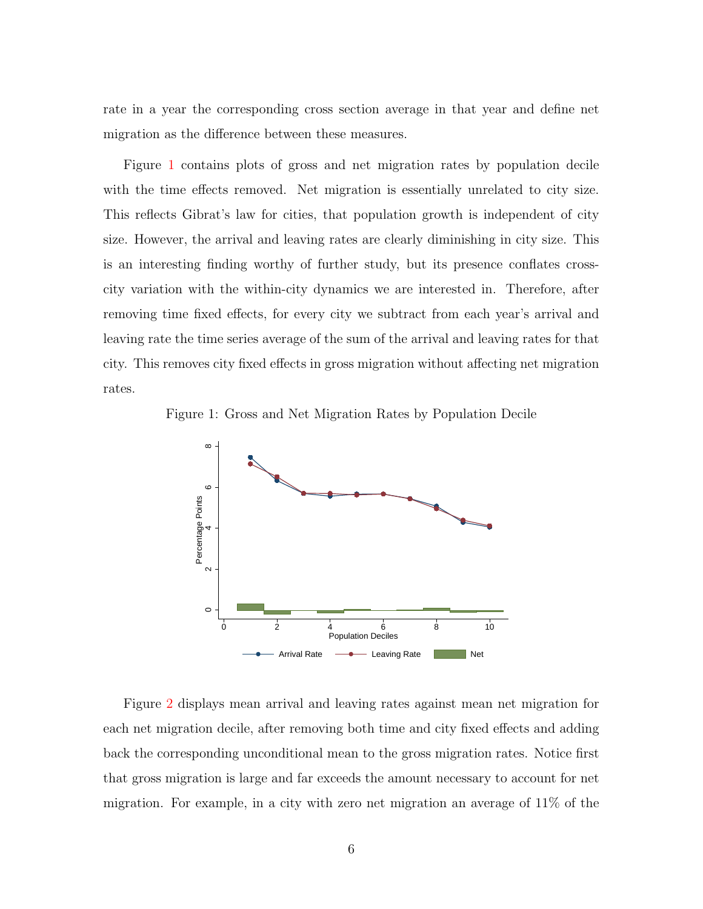rate in a year the corresponding cross section average in that year and define net migration as the difference between these measures.

Figure 1 contains plots of gross and net migration rates by population decile with the time effects removed. Net migration is essentially unrelated to city size. This reflects Gibrat's law for cities, that population growth is independent of city size. However, the arrival and leaving rates are clearly diminishing in city size. This is an interesting finding worthy of further study, but its presence conflates cross-city variation with the within-city dynamics we are interested in. Therefore, after removing time fixed effects, for every city we subtract from each year's arrival and leaving rate the time series average of the sum of the arrival and leaving rates for that city. This removes city fixed effects in gross migration without affecting net migration rates.

Figure 1: Gross and Net Migration Rates by Population Decile

Figure 2 displays mean arrival and leaving rates against mean net migration for each net migration decile, after removing both time and city fixed effects and adding back the corresponding unconditional mean to the gross migration rates. Notice first that gross migration is large and far exceeds the amount necessary to account for net migration. For example, in a city with zero net migration an average of 11% of the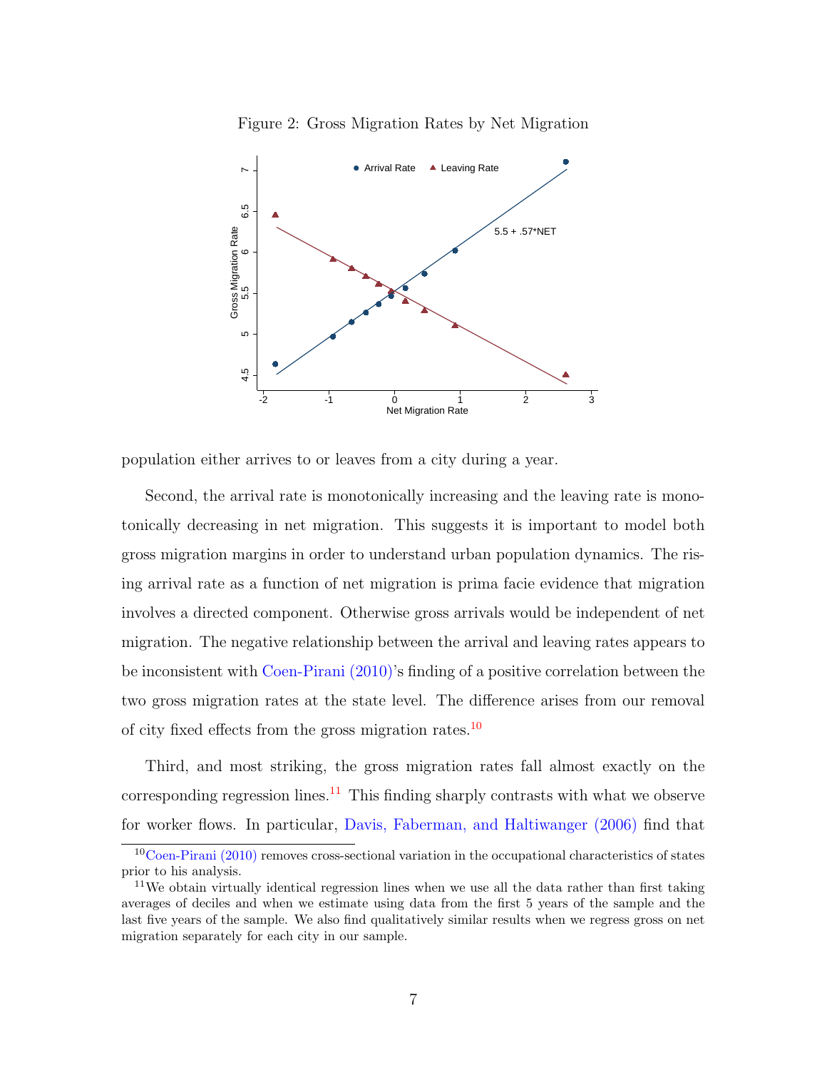Figure 2: Gross Migration Rates by Net Migration

population either arrives to or leaves from a city during a year.

Second, the arrival rate is monotonically increasing and the leaving rate is monotonically decreasing in net migration. This suggests it is important to model both gross migration margins in order to understand urban population dynamics. The rising arrival rate as a function of net migration is prima facie evidence that migration involves a directed component. Otherwise gross arrivals would be independent of net migration. The negative relationship between the arrival and leaving rates appears to be inconsistent with Coen-Pirani (2010)'s finding of a positive correlation between the two gross migration rates at the state level. The difference arises from our removal of city fixed effects from the gross migration rates.[10]

Third, and most striking, the gross migration rates fall almost exactly on the corresponding regression lines.[11] This finding sharply contrasts with what we observe for worker flows. In particular, Davis, Faberman, and Haltiwanger (2006) find that

[10] Coen-Pirani (2010) removes cross-sectional variation in the occupational characteristics of states prior to his analysis.

[11] We obtain virtually identical regression lines when we use all the data rather than first taking averages of deciles and when we estimate using data from the first 5 years of the sample and the last five years of the sample. We also find qualitatively similar results when we regress gross on net migration separately for each city in our sample.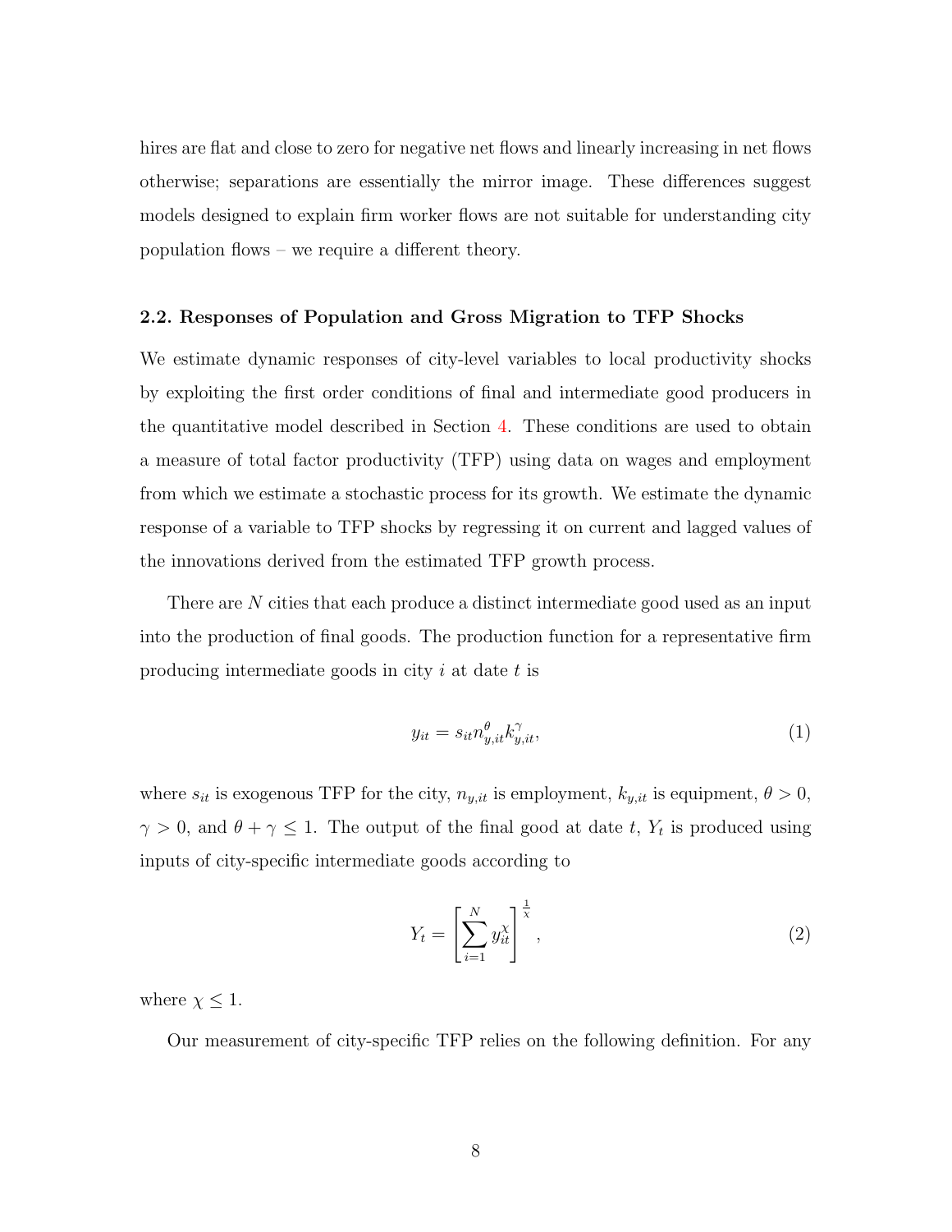hires are flat and close to zero for negative net flows and linearly increasing in net flows otherwise; separations are essentially the mirror image. These differences suggest models designed to explain firm worker flows are not suitable for understanding city population flows – we require a different theory.

### 2.2. Responses of Population and Gross Migration to TFP Shocks

We estimate dynamic responses of city-level variables to local productivity shocks by exploiting the first order conditions of final and intermediate good producers in the quantitative model described in Section 4. These conditions are used to obtain a measure of total factor productivity (TFP) using data on wages and employment from which we estimate a stochastic process for its growth. We estimate the dynamic response of a variable to TFP shocks by regressing it on current and lagged values of the innovations derived from the estimated TFP growth process.

There are $N$ cities that each produce a distinct intermediate good used as an input into the production of final goods. The production function for a representative firm producing intermediate goods in city $i$ at date $t$ is

$$y_{it} = s_{it} n_{y,it}^{\theta} k_{y,it}^{\gamma}, \tag{1}$$

where $s_{it}$ is exogenous TFP for the city, $n_{y,it}$ is employment, $k_{y,it}$ is equipment, $\theta > 0$, $\gamma > 0$, and $\theta + \gamma \leq 1$. The output of the final good at date $t$, $Y_t$ is produced using inputs of city-specific intermediate goods according to

$$Y_t = \left[ \sum_{i=1}^{N} y_{it}^{\chi} \right]^{\frac{1}{\chi}}, \tag{2}$$

where $\chi \leq 1$.

Our measurement of city-specific TFP relies on the following definition. For any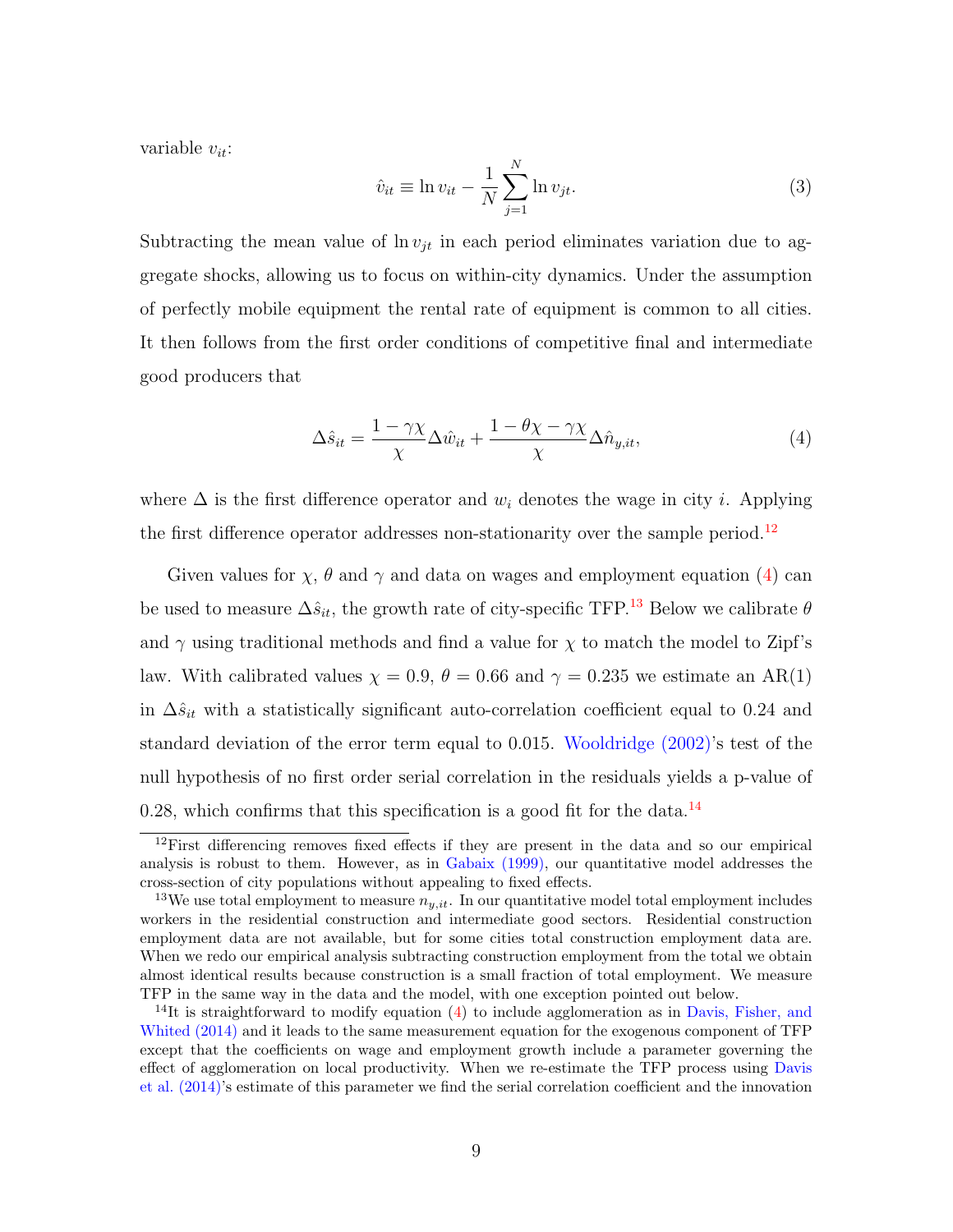variable $v_{it}$:

$$\hat{v}_{it} \equiv \ln v_{it} - \frac{1}{N}\sum_{j=1}^{N} \ln v_{jt}. \tag{3}$$

Subtracting the mean value of $\ln v_{jt}$ in each period eliminates variation due to aggregate shocks, allowing us to focus on within-city dynamics. Under the assumption of perfectly mobile equipment the rental rate of equipment is common to all cities. It then follows from the first order conditions of competitive final and intermediate good producers that

$$\Delta \hat{s}_{it} = \frac{1-\gamma\chi}{\chi}\Delta \hat{w}_{it} + \frac{1-\theta\chi-\gamma\chi}{\chi}\Delta \hat{n}_{y,it}, \tag{4}$$

where $\Delta$ is the first difference operator and $w_i$ denotes the wage in city $i$. Applying the first difference operator addresses non-stationarity over the sample period.[12]

Given values for $\chi$, $\theta$ and $\gamma$ and data on wages and employment equation (4) can be used to measure $\Delta \hat{s}_{it}$, the growth rate of city-specific TFP.[13] Below we calibrate $\theta$ and $\gamma$ using traditional methods and find a value for $\chi$ to match the model to Zipf's law. With calibrated values $\chi = 0.9$, $\theta = 0.66$ and $\gamma = 0.235$ we estimate an AR(1) in $\Delta \hat{s}_{it}$ with a statistically significant auto-correlation coefficient equal to 0.24 and standard deviation of the error term equal to 0.015. Wooldridge (2002)'s test of the null hypothesis of no first order serial correlation in the residuals yields a p-value of 0.28, which confirms that this specification is a good fit for the data.[14]

[12] First differencing removes fixed effects if they are present in the data and so our empirical analysis is robust to them. However, as in Gabaix (1999), our quantitative model addresses the cross-section of city populations without appealing to fixed effects.

[13] We use total employment to measure $n_{y,it}$. In our quantitative model total employment includes workers in the residential construction and intermediate good sectors. Residential construction employment data are not available, but for some cities total construction employment data are. When we redo our empirical analysis subtracting construction employment from the total we obtain almost identical results because construction is a small fraction of total employment. We measure TFP in the same way in the data and the model, with one exception pointed out below.

[14] It is straightforward to modify equation (4) to include agglomeration as in Davis, Fisher, and Whited (2014) and it leads to the same measurement equation for the exogenous component of TFP except that the coefficients on wage and employment growth include a parameter governing the effect of agglomeration on local productivity. When we re-estimate the TFP process using Davis et al. (2014)'s estimate of this parameter we find the serial correlation coefficient and the innovation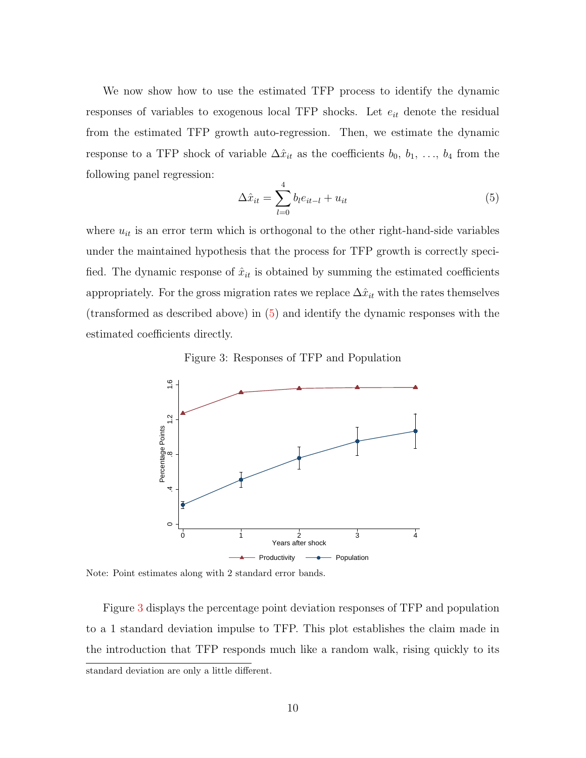We now show how to use the estimated TFP process to identify the dynamic responses of variables to exogenous local TFP shocks. Let $e_{it}$ denote the residual from the estimated TFP growth auto-regression. Then, we estimate the dynamic response to a TFP shock of variable $\Delta\hat{x}_{it}$ as the coefficients $b_0$, $b_1$, $\ldots$, $b_4$ from the following panel regression:

$$\Delta\hat{x}_{it} = \sum_{l=0}^{4} b_l e_{it-l} + u_{it} \tag{5}$$

where $u_{it}$ is an error term which is orthogonal to the other right-hand-side variables under the maintained hypothesis that the process for TFP growth is correctly specified. The dynamic response of $\hat{x}_{it}$ is obtained by summing the estimated coefficients appropriately. For the gross migration rates we replace $\Delta\hat{x}_{it}$ with the rates themselves (transformed as described above) in (5) and identify the dynamic responses with the estimated coefficients directly.

Figure 3: Responses of TFP and Population

Note: Point estimates along with 2 standard error bands.

Figure 3 displays the percentage point deviation responses of TFP and population to a 1 standard deviation impulse to TFP. This plot establishes the claim made in the introduction that TFP responds much like a random walk, rising quickly to its

standard deviation are only a little different.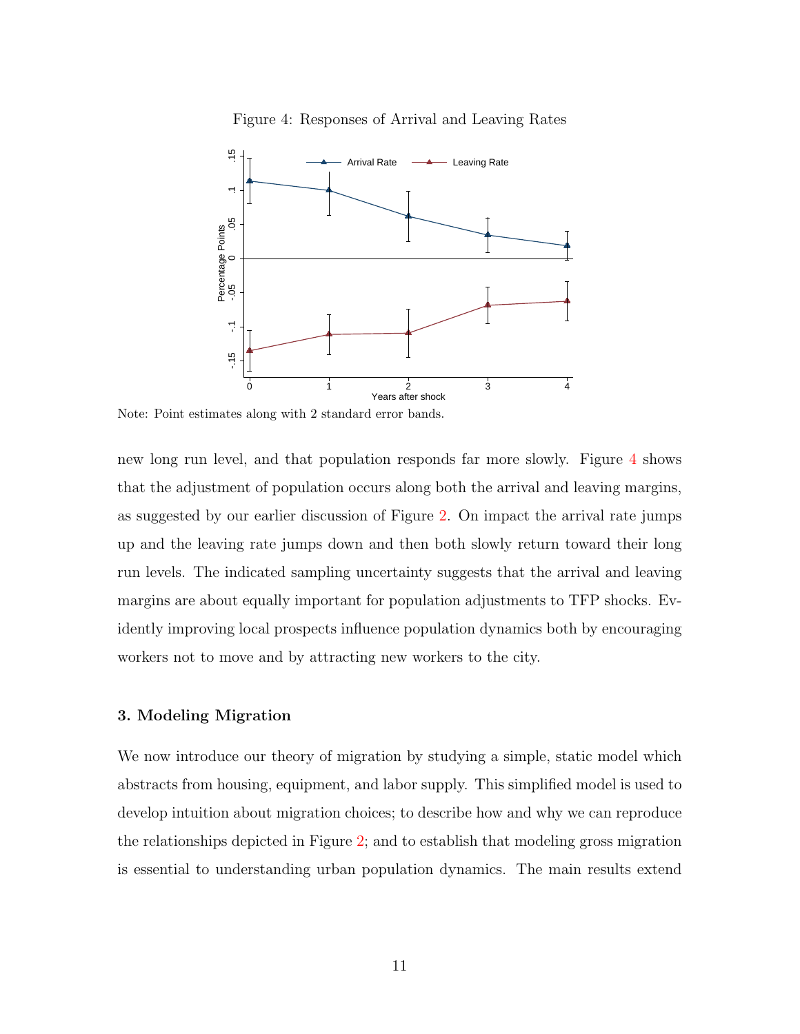Figure 4: Responses of Arrival and Leaving Rates

Note: Point estimates along with 2 standard error bands.

new long run level, and that population responds far more slowly. Figure 4 shows that the adjustment of population occurs along both the arrival and leaving margins, as suggested by our earlier discussion of Figure 2. On impact the arrival rate jumps up and the leaving rate jumps down and then both slowly return toward their long run levels. The indicated sampling uncertainty suggests that the arrival and leaving margins are about equally important for population adjustments to TFP shocks. Evidently improving local prospects influence population dynamics both by encouraging workers not to move and by attracting new workers to the city.

## 3. Modeling Migration

We now introduce our theory of migration by studying a simple, static model which abstracts from housing, equipment, and labor supply. This simplified model is used to develop intuition about migration choices; to describe how and why we can reproduce the relationships depicted in Figure 2; and to establish that modeling gross migration is essential to understanding urban population dynamics. The main results extend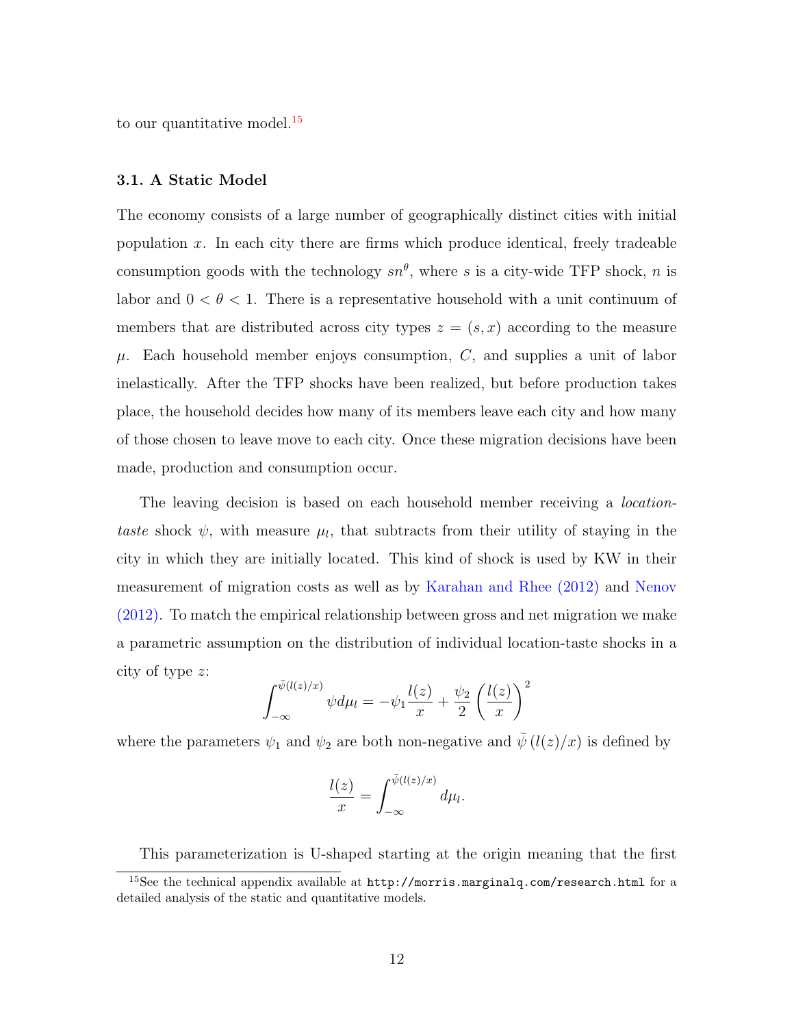to our quantitative model.[15]

### 3.1. A Static Model

The economy consists of a large number of geographically distinct cities with initial population $x$. In each city there are firms which produce identical, freely tradeable consumption goods with the technology $sn^{\theta}$, where $s$ is a city-wide TFP shock, $n$ is labor and $0 < \theta < 1$. There is a representative household with a unit continuum of members that are distributed across city types $z = (s, x)$ according to the measure $\mu$. Each household member enjoys consumption, $C$, and supplies a unit of labor inelastically. After the TFP shocks have been realized, but before production takes place, the household decides how many of its members leave each city and how many of those chosen to leave move to each city. Once these migration decisions have been made, production and consumption occur.

The leaving decision is based on each household member receiving a *location-taste* shock $\psi$, with measure $\mu_l$, that subtracts from their utility of staying in the city in which they are initially located. This kind of shock is used by KW in their measurement of migration costs as well as by Karahan and Rhee (2012) and Nenov (2012). To match the empirical relationship between gross and net migration we make a parametric assumption on the distribution of individual location-taste shocks in a city of type $z$:

$$\int_{-\infty}^{\bar{\psi}(l(z)/x)} \psi d\mu_l = -\psi_1 \frac{l(z)}{x} + \frac{\psi_2}{2}\left(\frac{l(z)}{x}\right)^2$$

where the parameters $\psi_1$ and $\psi_2$ are both non-negative and $\bar{\psi}\left(l(z)/x\right)$ is defined by

$$\frac{l(z)}{x} = \int_{-\infty}^{\bar{\psi}(l(z)/x)} d\mu_l.$$

This parameterization is U-shaped starting at the origin meaning that the first

[15] See the technical appendix available at http://morris.marginalq.com/research.html for a detailed analysis of the static and quantitative models.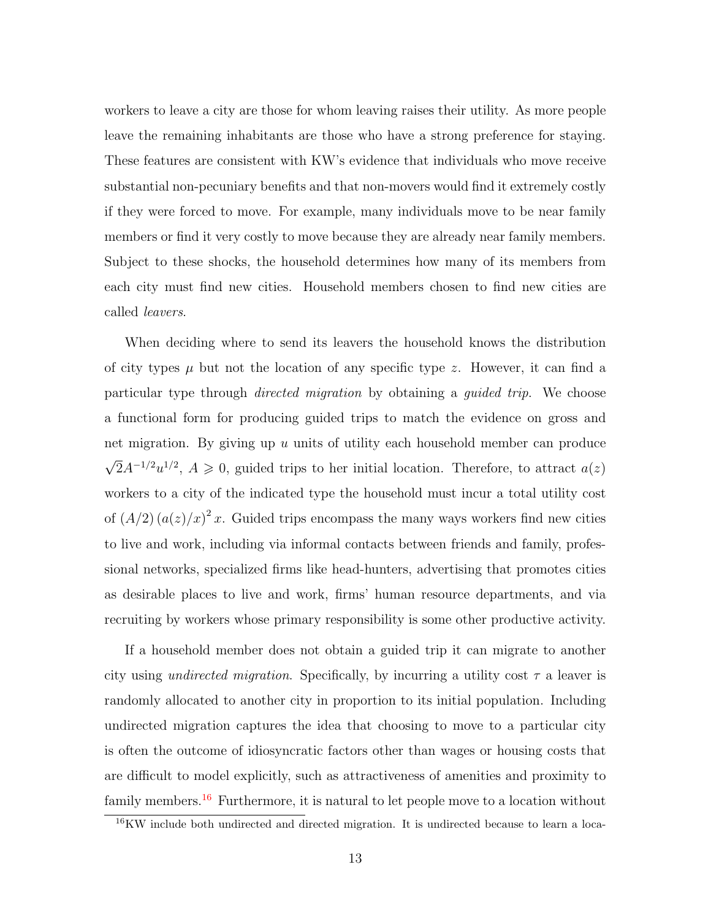workers to leave a city are those for whom leaving raises their utility. As more people leave the remaining inhabitants are those who have a strong preference for staying. These features are consistent with KW's evidence that individuals who move receive substantial non-pecuniary benefits and that non-movers would find it extremely costly if they were forced to move. For example, many individuals move to be near family members or find it very costly to move because they are already near family members. Subject to these shocks, the household determines how many of its members from each city must find new cities. Household members chosen to find new cities are called *leavers*.

When deciding where to send its leavers the household knows the distribution of city types $\mu$ but not the location of any specific type $z$. However, it can find a particular type through *directed migration* by obtaining a *guided trip*. We choose a functional form for producing guided trips to match the evidence on gross and net migration. By giving up $u$ units of utility each household member can produce $\sqrt{2}A^{-1/2}u^{1/2}$, $A \geqslant 0$, guided trips to her initial location. Therefore, to attract $a(z)$ workers to a city of the indicated type the household must incur a total utility cost of $(A/2)\left(a(z)/x\right)^2 x$. Guided trips encompass the many ways workers find new cities to live and work, including via informal contacts between friends and family, professional networks, specialized firms like head-hunters, advertising that promotes cities as desirable places to live and work, firms' human resource departments, and via recruiting by workers whose primary responsibility is some other productive activity.

If a household member does not obtain a guided trip it can migrate to another city using *undirected migration*. Specifically, by incurring a utility cost $\tau$ a leaver is randomly allocated to another city in proportion to its initial population. Including undirected migration captures the idea that choosing to move to a particular city is often the outcome of idiosyncratic factors other than wages or housing costs that are difficult to model explicitly, such as attractiveness of amenities and proximity to family members.[16] Furthermore, it is natural to let people move to a location without

[16] KW include both undirected and directed migration. It is undirected because to learn a loca-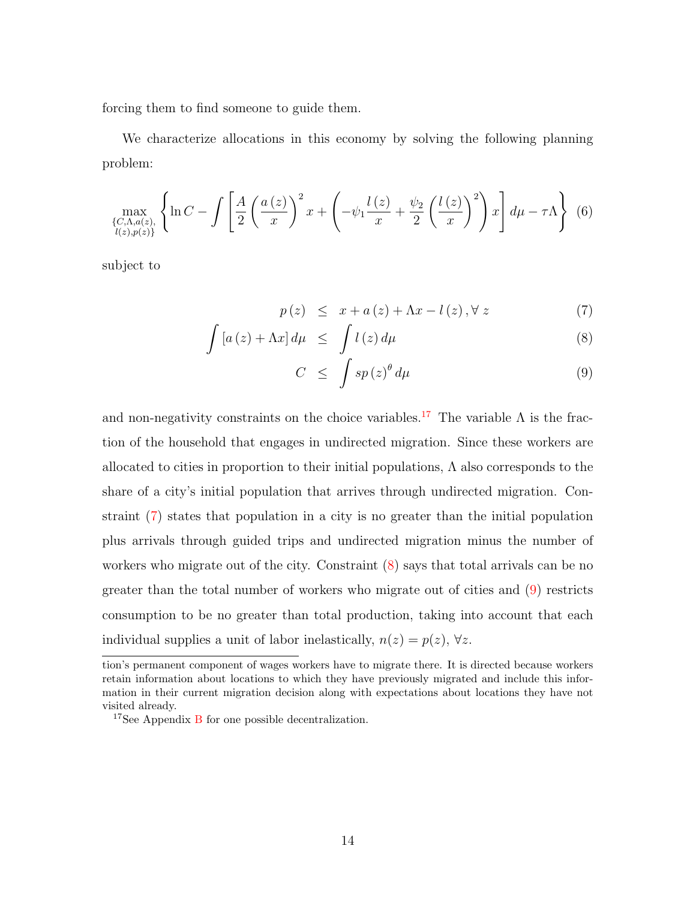forcing them to find someone to guide them.

We characterize allocations in this economy by solving the following planning problem:

$$\max_{\substack{\{C,\Lambda,a(z),\\ l(z),p(z)\}}} \left\{ \ln C - \int \left[ \frac{A}{2} \left( \frac{a(z)}{x} \right)^2 x + \left( -\psi_1 \frac{l(z)}{x} + \frac{\psi_2}{2} \left( \frac{l(z)}{x} \right)^2 \right) x \right] d\mu - \tau \Lambda \right\} \quad (6)$$

subject to

$$p(z) \leq x + a(z) + \Lambda x - l(z), \forall z \quad (7)$$

$$\int [a(z) + \Lambda x] \, d\mu \leq \int l(z) \, d\mu \quad (8)$$

$$C \leq \int sp(z)^{\theta} \, d\mu \quad (9)$$

and non-negativity constraints on the choice variables.[17] The variable $\Lambda$ is the fraction of the household that engages in undirected migration. Since these workers are allocated to cities in proportion to their initial populations, $\Lambda$ also corresponds to the share of a city's initial population that arrives through undirected migration. Constraint (7) states that population in a city is no greater than the initial population plus arrivals through guided trips and undirected migration minus the number of workers who migrate out of the city. Constraint (8) says that total arrivals can be no greater than the total number of workers who migrate out of cities and (9) restricts consumption to be no greater than total production, taking into account that each individual supplies a unit of labor inelastically, $n(z) = p(z)$, $\forall z$.

---

tion's permanent component of wages workers have to migrate there. It is directed because workers retain information about locations to which they have previously migrated and include this information in their current migration decision along with expectations about locations they have not visited already.

[17] See Appendix B for one possible decentralization.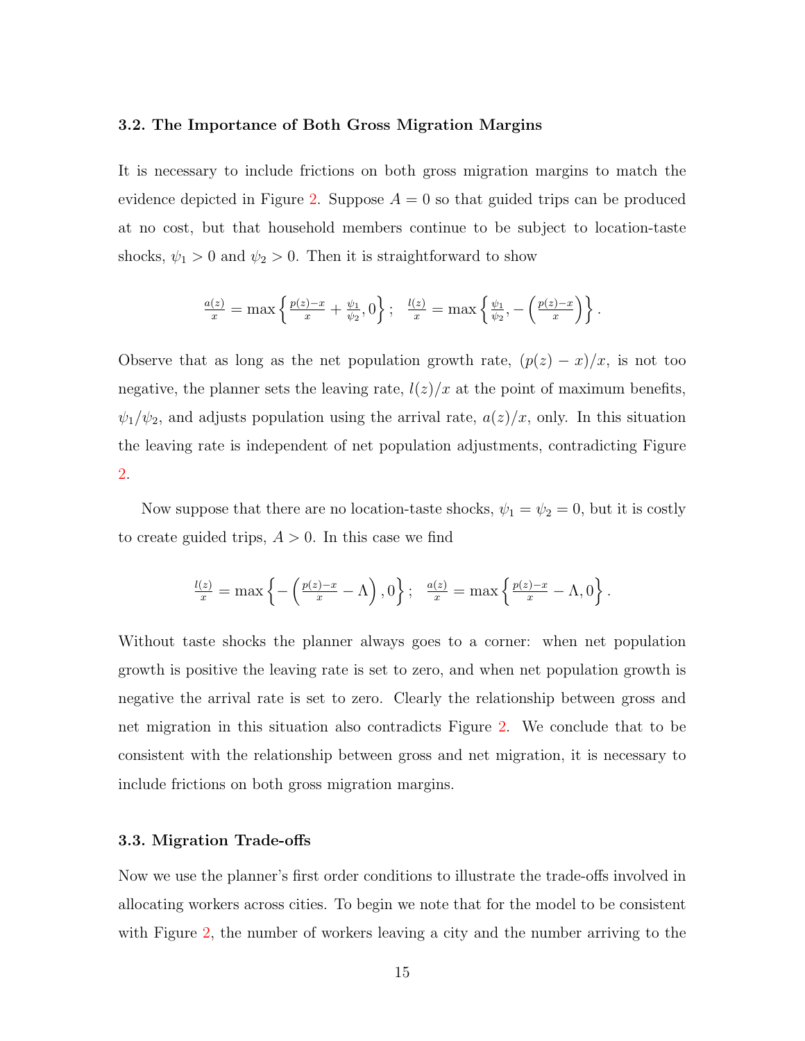### 3.2. The Importance of Both Gross Migration Margins

It is necessary to include frictions on both gross migration margins to match the evidence depicted in Figure 2. Suppose $A = 0$ so that guided trips can be produced at no cost, but that household members continue to be subject to location-taste shocks, $\psi_1 > 0$ and $\psi_2 > 0$. Then it is straightforward to show

$$\tfrac{a(z)}{x} = \max\left\{\tfrac{p(z)-x}{x} + \tfrac{\psi_1}{\psi_2}, 0\right\}; \quad \tfrac{l(z)}{x} = \max\left\{\tfrac{\psi_1}{\psi_2}, -\left(\tfrac{p(z)-x}{x}\right)\right\}.$$

Observe that as long as the net population growth rate, $(p(z) - x)/x$, is not too negative, the planner sets the leaving rate, $l(z)/x$ at the point of maximum benefits, $\psi_1/\psi_2$, and adjusts population using the arrival rate, $a(z)/x$, only. In this situation the leaving rate is independent of net population adjustments, contradicting Figure 2.

Now suppose that there are no location-taste shocks, $\psi_1 = \psi_2 = 0$, but it is costly to create guided trips, $A > 0$. In this case we find

$$\tfrac{l(z)}{x} = \max\left\{-\left(\tfrac{p(z)-x}{x} - \Lambda\right), 0\right\}; \quad \tfrac{a(z)}{x} = \max\left\{\tfrac{p(z)-x}{x} - \Lambda, 0\right\}.$$

Without taste shocks the planner always goes to a corner: when net population growth is positive the leaving rate is set to zero, and when net population growth is negative the arrival rate is set to zero. Clearly the relationship between gross and net migration in this situation also contradicts Figure 2. We conclude that to be consistent with the relationship between gross and net migration, it is necessary to include frictions on both gross migration margins.

### 3.3. Migration Trade-offs

Now we use the planner's first order conditions to illustrate the trade-offs involved in allocating workers across cities. To begin we note that for the model to be consistent with Figure 2, the number of workers leaving a city and the number arriving to the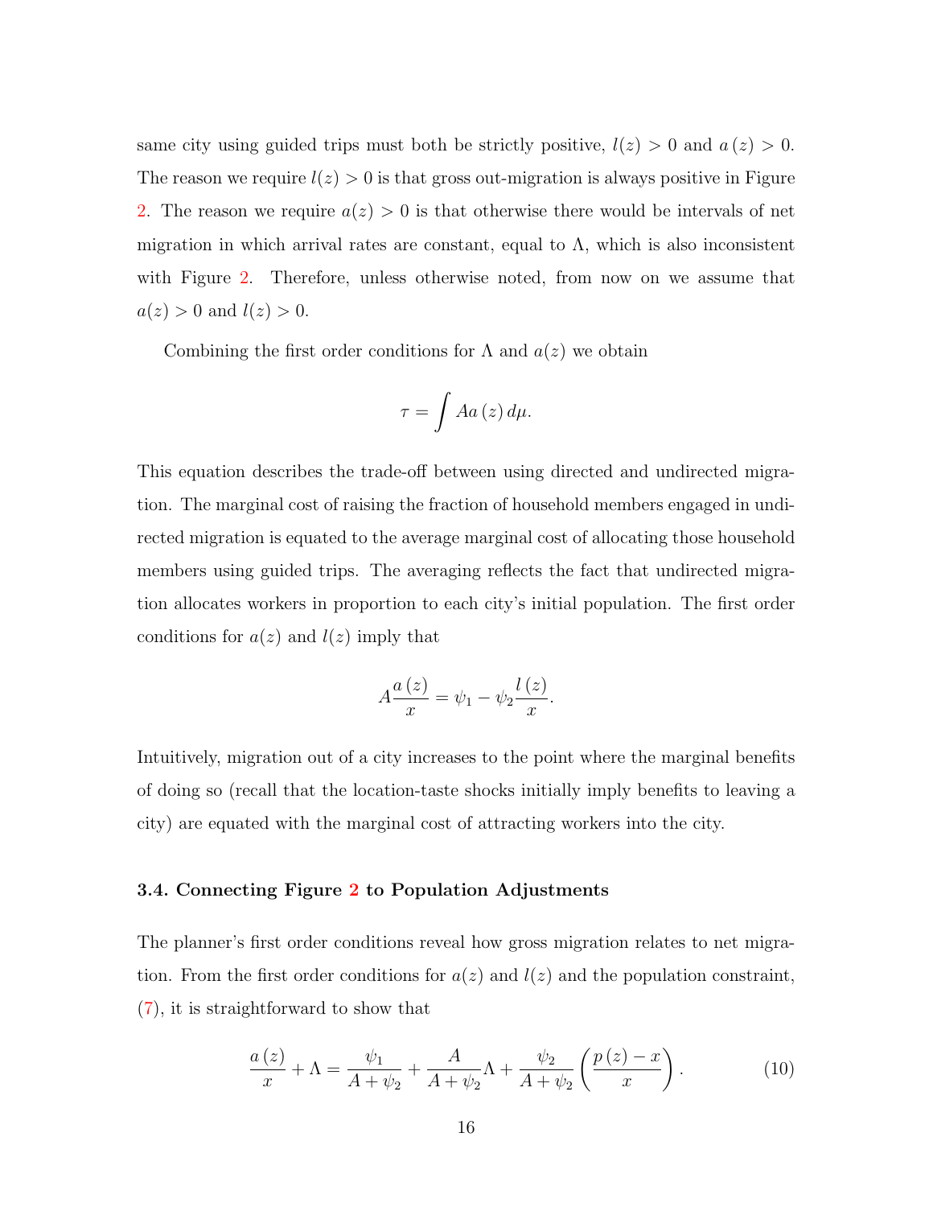same city using guided trips must both be strictly positive, $l(z) > 0$ and $a(z) > 0$. The reason we require $l(z) > 0$ is that gross out-migration is always positive in Figure 2. The reason we require $a(z) > 0$ is that otherwise there would be intervals of net migration in which arrival rates are constant, equal to $\Lambda$, which is also inconsistent with Figure 2. Therefore, unless otherwise noted, from now on we assume that $a(z) > 0$ and $l(z) > 0$.

Combining the first order conditions for $\Lambda$ and $a(z)$ we obtain

$$\tau = \int Aa(z)\, d\mu.$$

This equation describes the trade-off between using directed and undirected migration. The marginal cost of raising the fraction of household members engaged in undirected migration is equated to the average marginal cost of allocating those household members using guided trips. The averaging reflects the fact that undirected migration allocates workers in proportion to each city's initial population. The first order conditions for $a(z)$ and $l(z)$ imply that

$$A\frac{a(z)}{x} = \psi_1 - \psi_2 \frac{l(z)}{x}.$$

Intuitively, migration out of a city increases to the point where the marginal benefits of doing so (recall that the location-taste shocks initially imply benefits to leaving a city) are equated with the marginal cost of attracting workers into the city.

### 3.4. Connecting Figure 2 to Population Adjustments

The planner's first order conditions reveal how gross migration relates to net migration. From the first order conditions for $a(z)$ and $l(z)$ and the population constraint, (7), it is straightforward to show that

$$\frac{a(z)}{x} + \Lambda = \frac{\psi_1}{A + \psi_2} + \frac{A}{A + \psi_2}\Lambda + \frac{\psi_2}{A + \psi_2}\left(\frac{p(z) - x}{x}\right). \tag{10}$$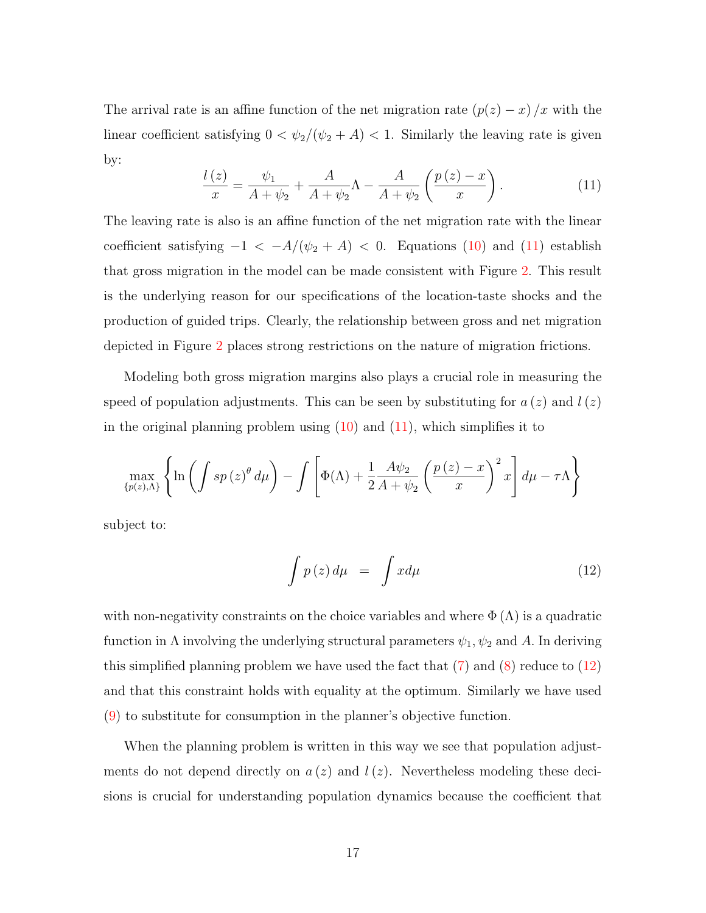The arrival rate is an affine function of the net migration rate $(p(z) - x)/x$ with the linear coefficient satisfying $0 < \psi_2/(\psi_2 + A) < 1$. Similarly the leaving rate is given by:

$$\frac{l(z)}{x} = \frac{\psi_1}{A + \psi_2} + \frac{A}{A + \psi_2}\Lambda - \frac{A}{A + \psi_2}\left(\frac{p(z) - x}{x}\right). \tag{11}$$

The leaving rate is also is an affine function of the net migration rate with the linear coefficient satisfying $-1 < -A/(\psi_2 + A) < 0$. Equations (10) and (11) establish that gross migration in the model can be made consistent with Figure 2. This result is the underlying reason for our specifications of the location-taste shocks and the production of guided trips. Clearly, the relationship between gross and net migration depicted in Figure 2 places strong restrictions on the nature of migration frictions.

Modeling both gross migration margins also plays a crucial role in measuring the speed of population adjustments. This can be seen by substituting for $a(z)$ and $l(z)$ in the original planning problem using (10) and (11), which simplifies it to

$$\max_{\{p(z),\Lambda\}} \left\{ \ln\left(\int sp(z)^{\theta} d\mu\right) - \int \left[\Phi(\Lambda) + \frac{1}{2}\frac{A\psi_2}{A + \psi_2}\left(\frac{p(z) - x}{x}\right)^2 x\right] d\mu - \tau\Lambda \right\}$$

subject to:

$$\int p(z)\, d\mu \quad = \quad \int x d\mu \tag{12}$$

with non-negativity constraints on the choice variables and where $\Phi(\Lambda)$ is a quadratic function in $\Lambda$ involving the underlying structural parameters $\psi_1, \psi_2$ and $A$. In deriving this simplified planning problem we have used the fact that (7) and (8) reduce to (12) and that this constraint holds with equality at the optimum. Similarly we have used (9) to substitute for consumption in the planner's objective function.

When the planning problem is written in this way we see that population adjustments do not depend directly on $a(z)$ and $l(z)$. Nevertheless modeling these decisions is crucial for understanding population dynamics because the coefficient that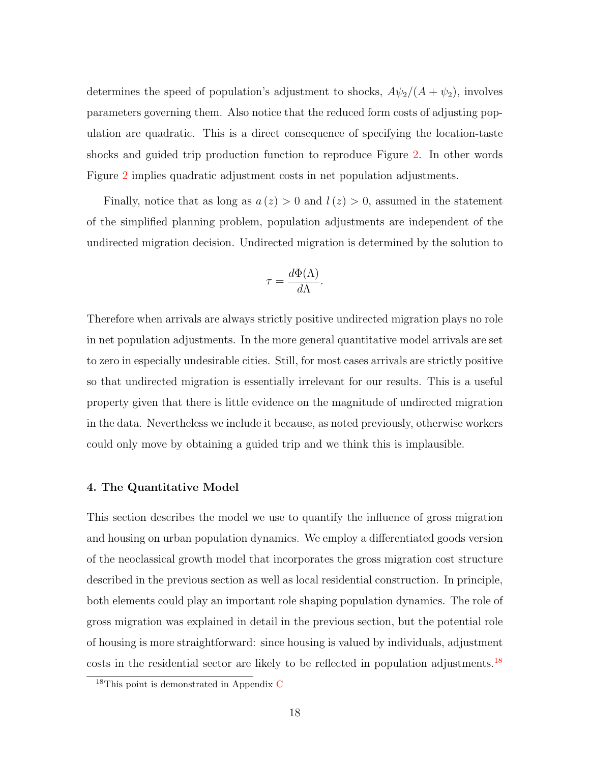determines the speed of population's adjustment to shocks, $A\psi_2/(A+\psi_2)$, involves parameters governing them. Also notice that the reduced form costs of adjusting population are quadratic. This is a direct consequence of specifying the location-taste shocks and guided trip production function to reproduce Figure 2. In other words Figure 2 implies quadratic adjustment costs in net population adjustments.

Finally, notice that as long as $a(z) > 0$ and $l(z) > 0$, assumed in the statement of the simplified planning problem, population adjustments are independent of the undirected migration decision. Undirected migration is determined by the solution to

$$\tau = \frac{d\Phi(\Lambda)}{d\Lambda}.$$

Therefore when arrivals are always strictly positive undirected migration plays no role in net population adjustments. In the more general quantitative model arrivals are set to zero in especially undesirable cities. Still, for most cases arrivals are strictly positive so that undirected migration is essentially irrelevant for our results. This is a useful property given that there is little evidence on the magnitude of undirected migration in the data. Nevertheless we include it because, as noted previously, otherwise workers could only move by obtaining a guided trip and we think this is implausible.

## 4. The Quantitative Model

This section describes the model we use to quantify the influence of gross migration and housing on urban population dynamics. We employ a differentiated goods version of the neoclassical growth model that incorporates the gross migration cost structure described in the previous section as well as local residential construction. In principle, both elements could play an important role shaping population dynamics. The role of gross migration was explained in detail in the previous section, but the potential role of housing is more straightforward: since housing is valued by individuals, adjustment costs in the residential sector are likely to be reflected in population adjustments.[18]

[18] This point is demonstrated in Appendix C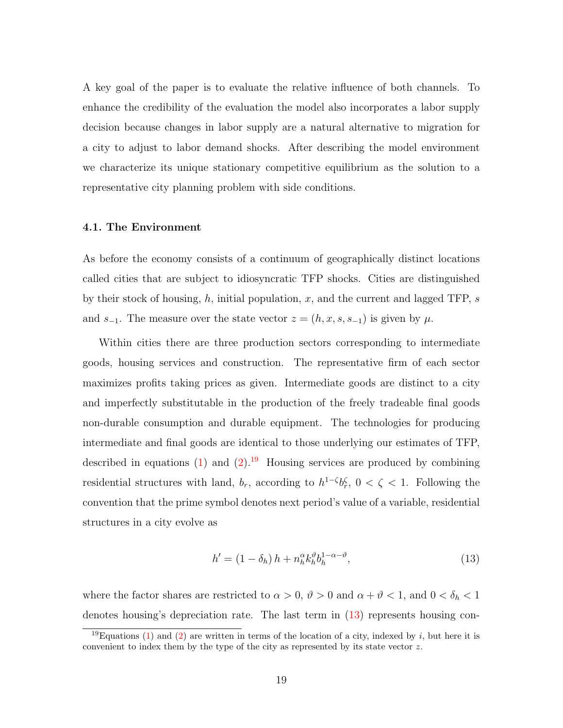A key goal of the paper is to evaluate the relative influence of both channels. To enhance the credibility of the evaluation the model also incorporates a labor supply decision because changes in labor supply are a natural alternative to migration for a city to adjust to labor demand shocks. After describing the model environment we characterize its unique stationary competitive equilibrium as the solution to a representative city planning problem with side conditions.

### 4.1. The Environment

As before the economy consists of a continuum of geographically distinct locations called cities that are subject to idiosyncratic TFP shocks. Cities are distinguished by their stock of housing, $h$, initial population, $x$, and the current and lagged TFP, $s$ and $s_{-1}$. The measure over the state vector $z = (h, x, s, s_{-1})$ is given by $\mu$.

Within cities there are three production sectors corresponding to intermediate goods, housing services and construction. The representative firm of each sector maximizes profits taking prices as given. Intermediate goods are distinct to a city and imperfectly substitutable in the production of the freely tradeable final goods non-durable consumption and durable equipment. The technologies for producing intermediate and final goods are identical to those underlying our estimates of TFP, described in equations (1) and (2).[19] Housing services are produced by combining residential structures with land, $b_r$, according to $h^{1-\zeta} b_r^{\zeta}$, $0 < \zeta < 1$. Following the convention that the prime symbol denotes next period's value of a variable, residential structures in a city evolve as

$$h' = (1 - \delta_h) h + n_h^{\alpha} k_h^{\vartheta} b_h^{1-\alpha-\vartheta}, \tag{13}$$

where the factor shares are restricted to $\alpha > 0$, $\vartheta > 0$ and $\alpha + \vartheta < 1$, and $0 < \delta_h < 1$ denotes housing's depreciation rate. The last term in (13) represents housing con-

[19] Equations (1) and (2) are written in terms of the location of a city, indexed by $i$, but here it is convenient to index them by the type of the city as represented by its state vector $z$.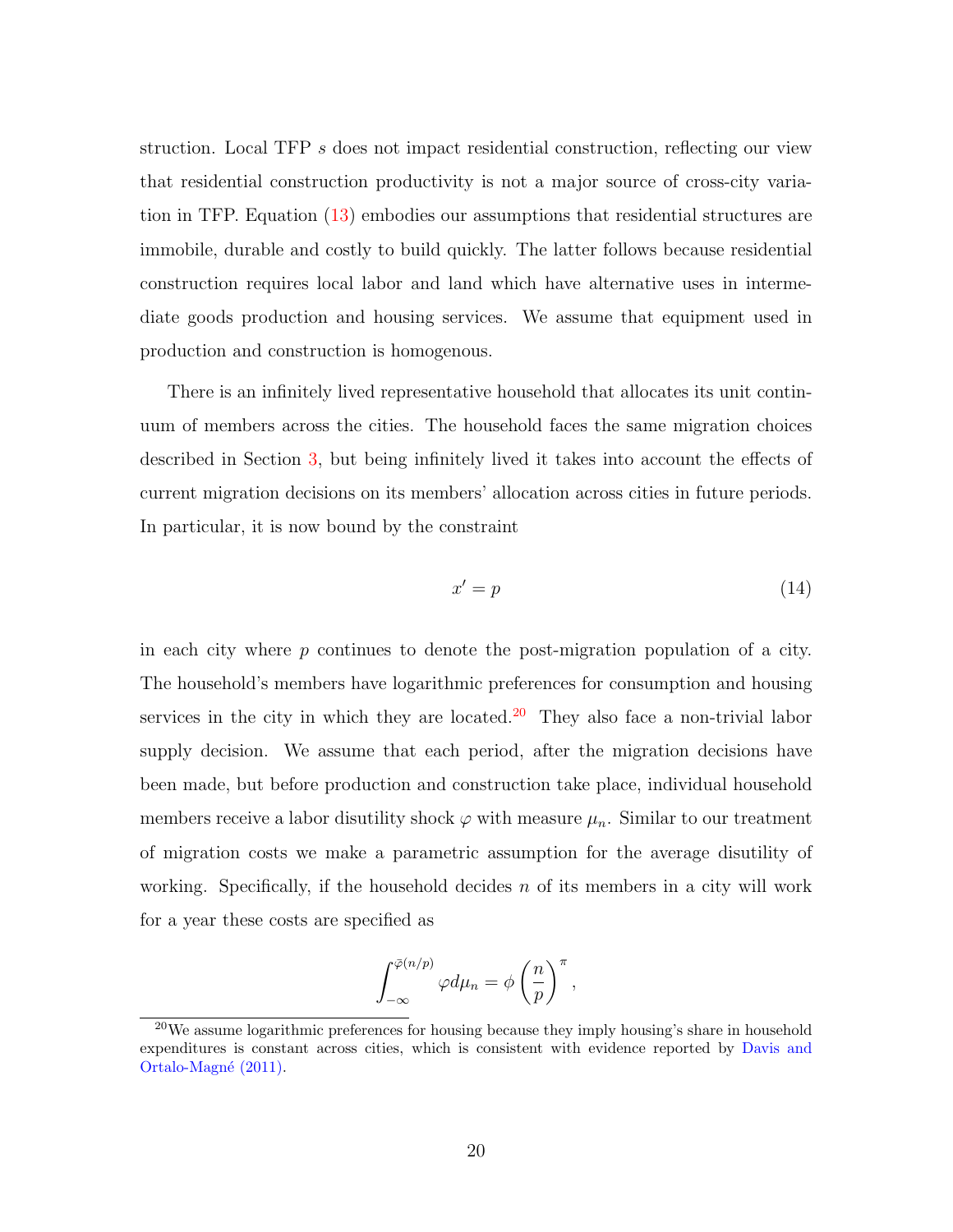struction. Local TFP $s$ does not impact residential construction, reflecting our view that residential construction productivity is not a major source of cross-city variation in TFP. Equation (13) embodies our assumptions that residential structures are immobile, durable and costly to build quickly. The latter follows because residential construction requires local labor and land which have alternative uses in intermediate goods production and housing services. We assume that equipment used in production and construction is homogenous.

There is an infinitely lived representative household that allocates its unit continuum of members across the cities. The household faces the same migration choices described in Section 3, but being infinitely lived it takes into account the effects of current migration decisions on its members' allocation across cities in future periods. In particular, it is now bound by the constraint

$$x' = p \tag{14}$$

in each city where $p$ continues to denote the post-migration population of a city. The household's members have logarithmic preferences for consumption and housing services in the city in which they are located.[20] They also face a non-trivial labor supply decision. We assume that each period, after the migration decisions have been made, but before production and construction take place, individual household members receive a labor disutility shock $\varphi$ with measure $\mu_n$. Similar to our treatment of migration costs we make a parametric assumption for the average disutility of working. Specifically, if the household decides $n$ of its members in a city will work for a year these costs are specified as

$$\int_{-\infty}^{\bar{\varphi}(n/p)} \varphi d\mu_n = \phi \left(\frac{n}{p}\right)^{\pi},$$

[20] We assume logarithmic preferences for housing because they imply housing's share in household expenditures is constant across cities, which is consistent with evidence reported by Davis and Ortalo-Magné (2011).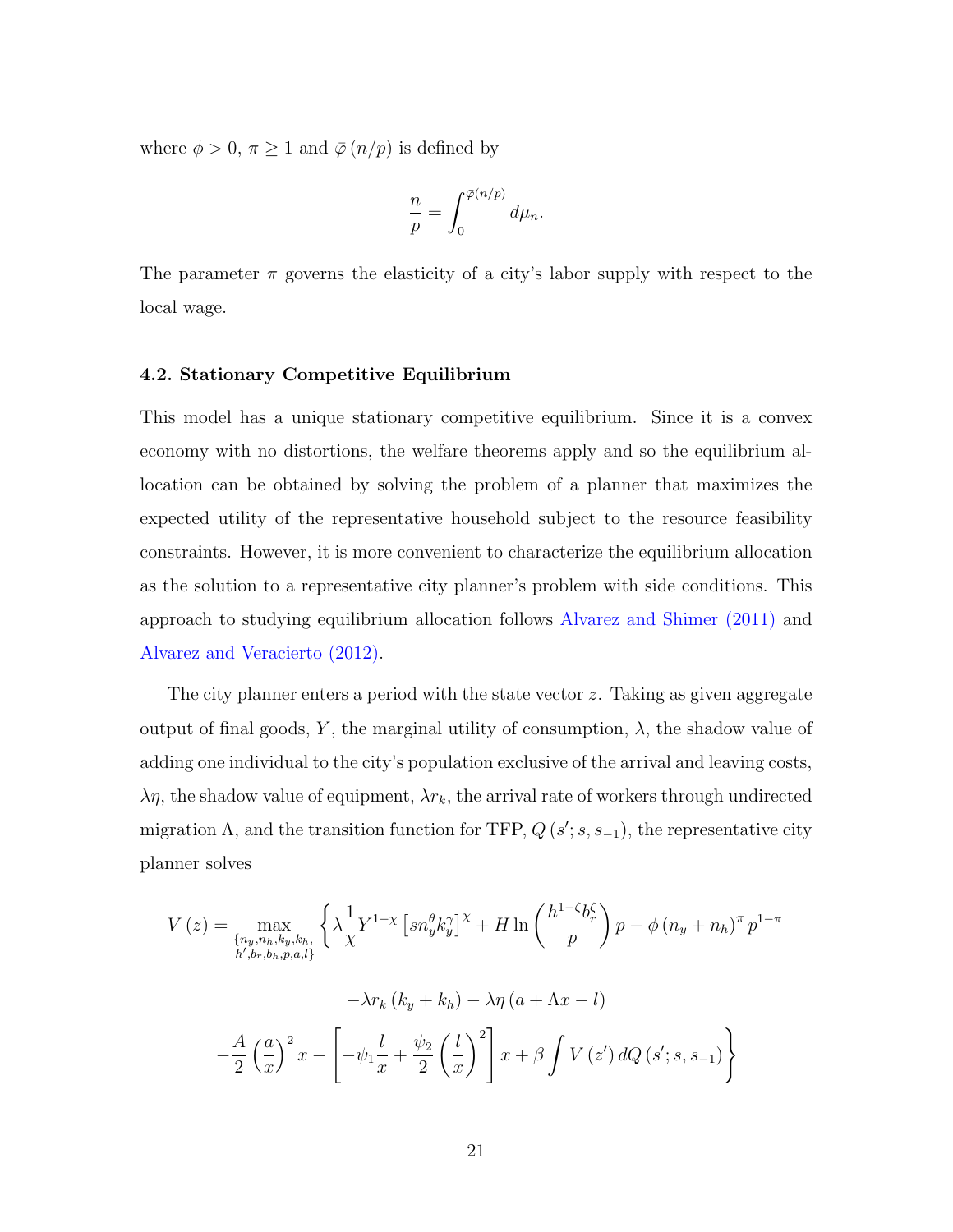where $\phi > 0$, $\pi \geq 1$ and $\bar{\varphi}(n/p)$ is defined by

$$\frac{n}{p} = \int_0^{\bar{\varphi}(n/p)} d\mu_n.$$

The parameter $\pi$ governs the elasticity of a city's labor supply with respect to the local wage.

### 4.2. Stationary Competitive Equilibrium

This model has a unique stationary competitive equilibrium. Since it is a convex economy with no distortions, the welfare theorems apply and so the equilibrium allocation can be obtained by solving the problem of a planner that maximizes the expected utility of the representative household subject to the resource feasibility constraints. However, it is more convenient to characterize the equilibrium allocation as the solution to a representative city planner's problem with side conditions. This approach to studying equilibrium allocation follows Alvarez and Shimer (2011) and Alvarez and Veracierto (2012).

The city planner enters a period with the state vector $z$. Taking as given aggregate output of final goods, $Y$, the marginal utility of consumption, $\lambda$, the shadow value of adding one individual to the city's population exclusive of the arrival and leaving costs, $\lambda\eta$, the shadow value of equipment, $\lambda r_k$, the arrival rate of workers through undirected migration $\Lambda$, and the transition function for TFP, $Q(s'; s, s_{-1})$, the representative city planner solves

$$V(z) = \max_{\substack{\{n_y, n_h, k_y, k_h, \\ h', b_r, b_h, p, a, l\}}} \left\{ \lambda \frac{1}{\chi} Y^{1-\chi} \left[ s n_y^{\theta} k_y^{\gamma} \right]^{\chi} + H \ln \left( \frac{h^{1-\zeta} b_r^{\zeta}}{p} \right) p - \phi \left( n_y + n_h \right)^{\pi} p^{1-\pi} \right.$$

$$- \lambda r_k \left( k_y + k_h \right) - \lambda \eta \left( a + \Lambda x - l \right)$$

$$\left. - \frac{A}{2} \left( \frac{a}{x} \right)^2 x - \left[ -\psi_1 \frac{l}{x} + \frac{\psi_2}{2} \left( \frac{l}{x} \right)^2 \right] x + \beta \int V(z') \, dQ(s'; s, s_{-1}) \right\}$$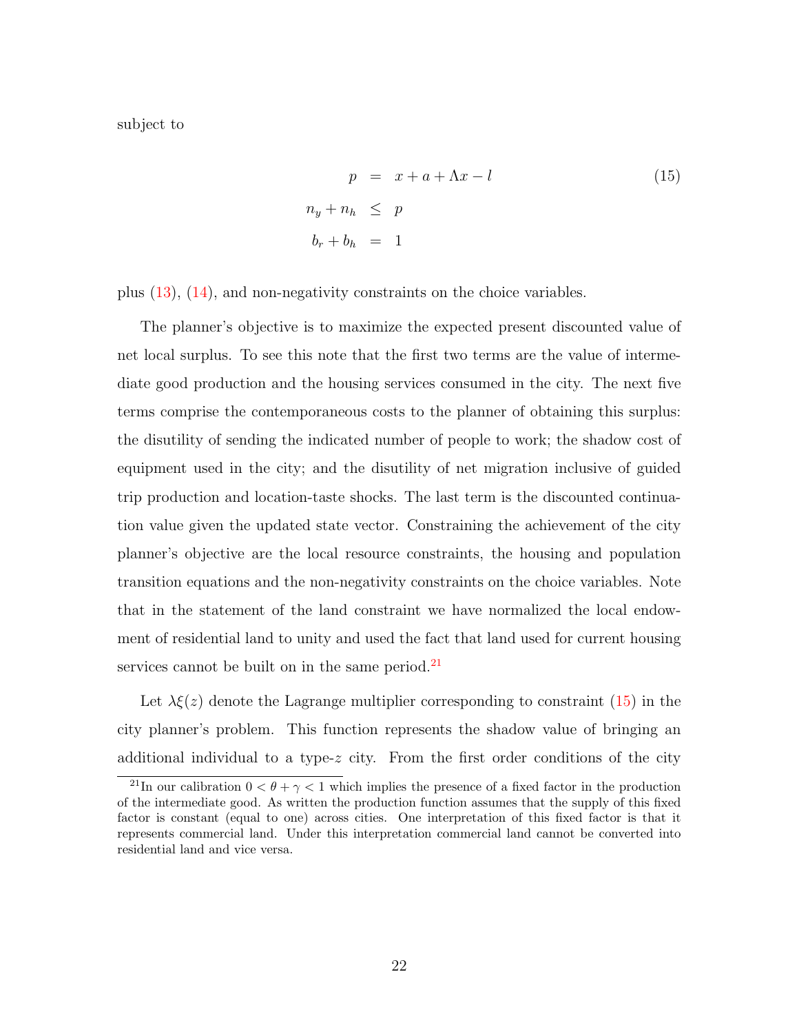subject to

$$
\begin{aligned}
p &= x + a + \Lambda x - l \qquad (15) \\
n_y + n_h &\leq p \\
b_r + b_h &= 1
\end{aligned}
$$

plus (13), (14), and non-negativity constraints on the choice variables.

The planner's objective is to maximize the expected present discounted value of net local surplus. To see this note that the first two terms are the value of intermediate good production and the housing services consumed in the city. The next five terms comprise the contemporaneous costs to the planner of obtaining this surplus: the disutility of sending the indicated number of people to work; the shadow cost of equipment used in the city; and the disutility of net migration inclusive of guided trip production and location-taste shocks. The last term is the discounted continuation value given the updated state vector. Constraining the achievement of the city planner's objective are the local resource constraints, the housing and population transition equations and the non-negativity constraints on the choice variables. Note that in the statement of the land constraint we have normalized the local endowment of residential land to unity and used the fact that land used for current housing services cannot be built on in the same period.[21]

Let $\lambda\xi(z)$ denote the Lagrange multiplier corresponding to constraint (15) in the city planner's problem. This function represents the shadow value of bringing an additional individual to a type-$z$ city. From the first order conditions of the city

[21] In our calibration $0 < \theta + \gamma < 1$ which implies the presence of a fixed factor in the production of the intermediate good. As written the production function assumes that the supply of this fixed factor is constant (equal to one) across cities. One interpretation of this fixed factor is that it represents commercial land. Under this interpretation commercial land cannot be converted into residential land and vice versa.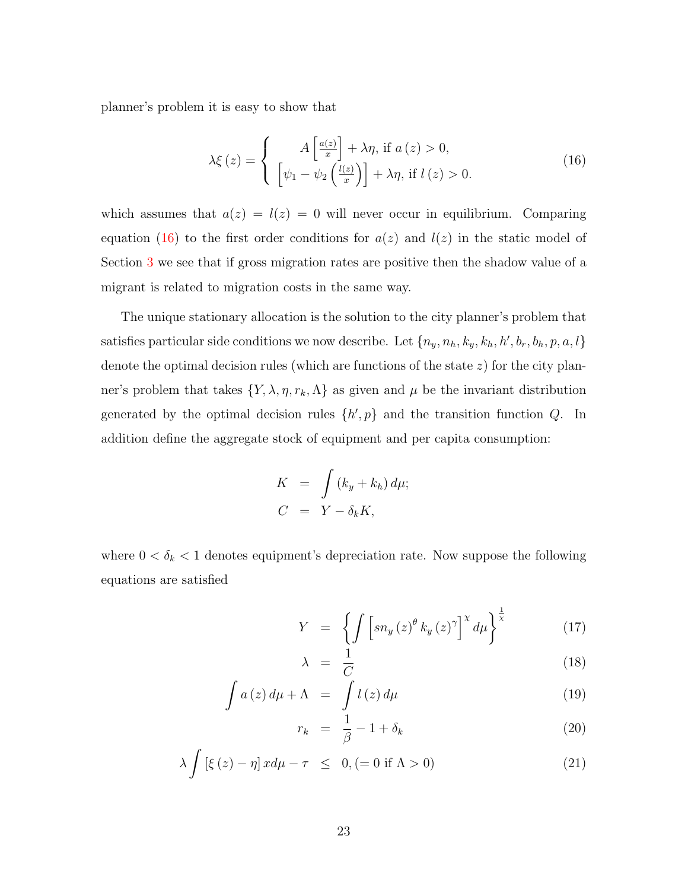planner's problem it is easy to show that

$$\lambda \xi(z) = \begin{cases} A\left[\frac{a(z)}{x}\right] + \lambda\eta, \text{ if } a(z) > 0, \\ \left[\psi_1 - \psi_2\left(\frac{l(z)}{x}\right)\right] + \lambda\eta, \text{ if } l(z) > 0. \end{cases} \tag{16}$$

which assumes that $a(z) = l(z) = 0$ will never occur in equilibrium. Comparing equation (16) to the first order conditions for $a(z)$ and $l(z)$ in the static model of Section 3 we see that if gross migration rates are positive then the shadow value of a migrant is related to migration costs in the same way.

The unique stationary allocation is the solution to the city planner's problem that satisfies particular side conditions we now describe. Let $\{n_y, n_h, k_y, k_h, h', b_r, b_h, p, a, l\}$ denote the optimal decision rules (which are functions of the state $z$) for the city planner's problem that takes $\{Y, \lambda, \eta, r_k, \Lambda\}$ as given and $\mu$ be the invariant distribution generated by the optimal decision rules $\{h', p\}$ and the transition function $Q$. In addition define the aggregate stock of equipment and per capita consumption:

$$\begin{aligned} K &= \int (k_y + k_h)\, d\mu; \\ C &= Y - \delta_k K, \end{aligned}$$

where $0 < \delta_k < 1$ denotes equipment's depreciation rate. Now suppose the following equations are satisfied

$$Y = \left\{ \int \left[ s n_y(z)^\theta k_y(z)^\gamma \right]^\chi d\mu \right\}^{\frac{1}{\chi}} \tag{17}$$

$$\lambda = \frac{1}{C} \tag{18}$$

$$\int a(z)\, d\mu + \Lambda = \int l(z)\, d\mu \tag{19}$$

$$r_k = \frac{1}{\beta} - 1 + \delta_k \tag{20}$$

$$\lambda \int [\xi(z) - \eta]\, x d\mu - \tau \leq 0, (= 0 \text{ if } \Lambda > 0) \tag{21}$$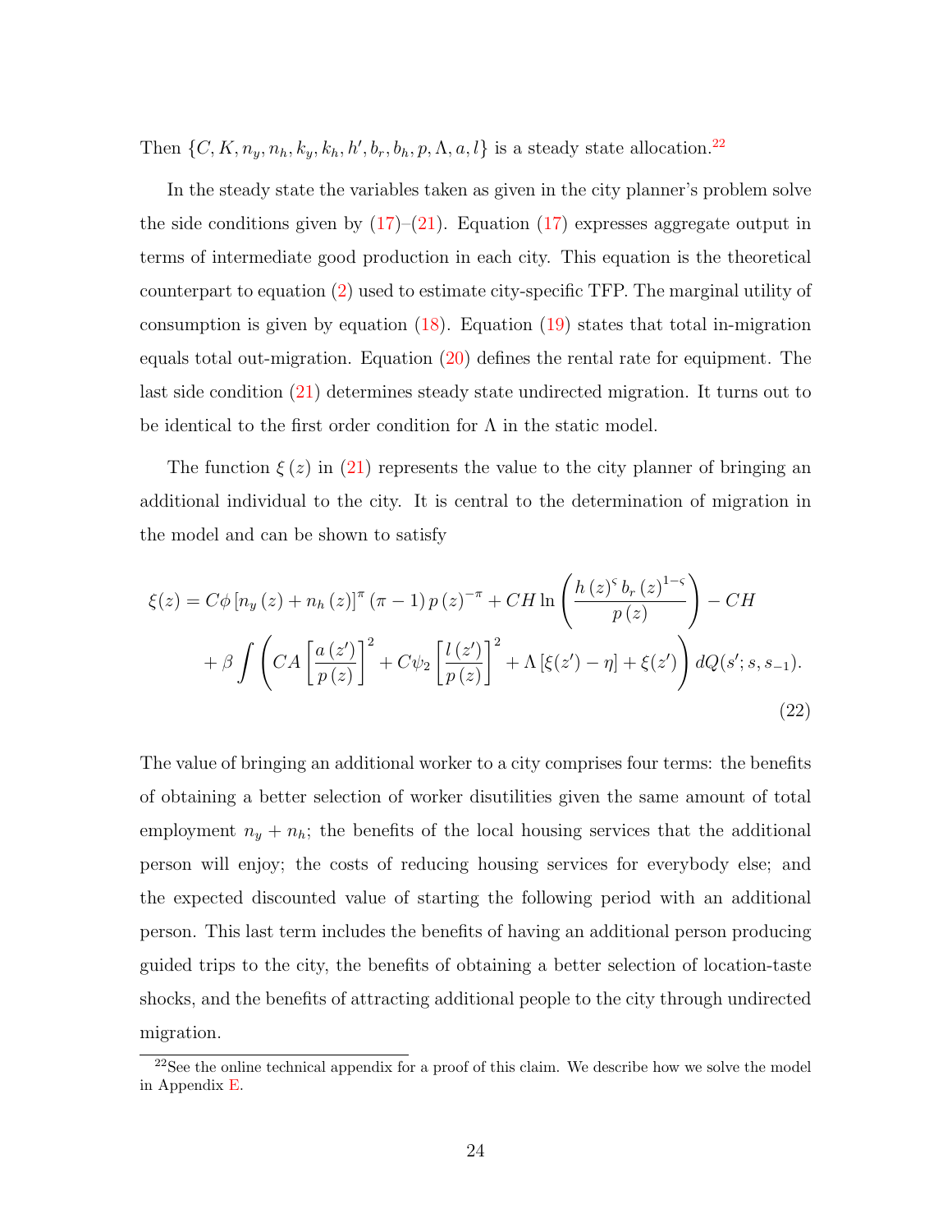Then $\{C, K, n_y, n_h, k_y, k_h, h', b_r, b_h, p, \Lambda, a, l\}$ is a steady state allocation.[22]

In the steady state the variables taken as given in the city planner's problem solve the side conditions given by (17)–(21). Equation (17) expresses aggregate output in terms of intermediate good production in each city. This equation is the theoretical counterpart to equation (2) used to estimate city-specific TFP. The marginal utility of consumption is given by equation (18). Equation (19) states that total in-migration equals total out-migration. Equation (20) defines the rental rate for equipment. The last side condition (21) determines steady state undirected migration. It turns out to be identical to the first order condition for $\Lambda$ in the static model.

The function $\xi(z)$ in (21) represents the value to the city planner of bringing an additional individual to the city. It is central to the determination of migration in the model and can be shown to satisfy

$$\xi(z) = C\phi \left[n_y(z) + n_h(z)\right]^{\pi} (\pi - 1) \, p(z)^{-\pi} + CH \ln\left(\frac{h(z)^{\varsigma} \, b_r(z)^{1-\varsigma}}{p(z)}\right) - CH$$
$$+ \beta \int \left( CA \left[\frac{a(z')}{p(z)}\right]^2 + C\psi_2 \left[\frac{l(z')}{p(z)}\right]^2 + \Lambda \left[\xi(z') - \eta\right] + \xi(z') \right) dQ(s'; s, s_{-1}). \tag{22}$$

The value of bringing an additional worker to a city comprises four terms: the benefits of obtaining a better selection of worker disutilities given the same amount of total employment $n_y + n_h$; the benefits of the local housing services that the additional person will enjoy; the costs of reducing housing services for everybody else; and the expected discounted value of starting the following period with an additional person. This last term includes the benefits of having an additional person producing guided trips to the city, the benefits of obtaining a better selection of location-taste shocks, and the benefits of attracting additional people to the city through undirected migration.

[22] See the online technical appendix for a proof of this claim. We describe how we solve the model in Appendix E.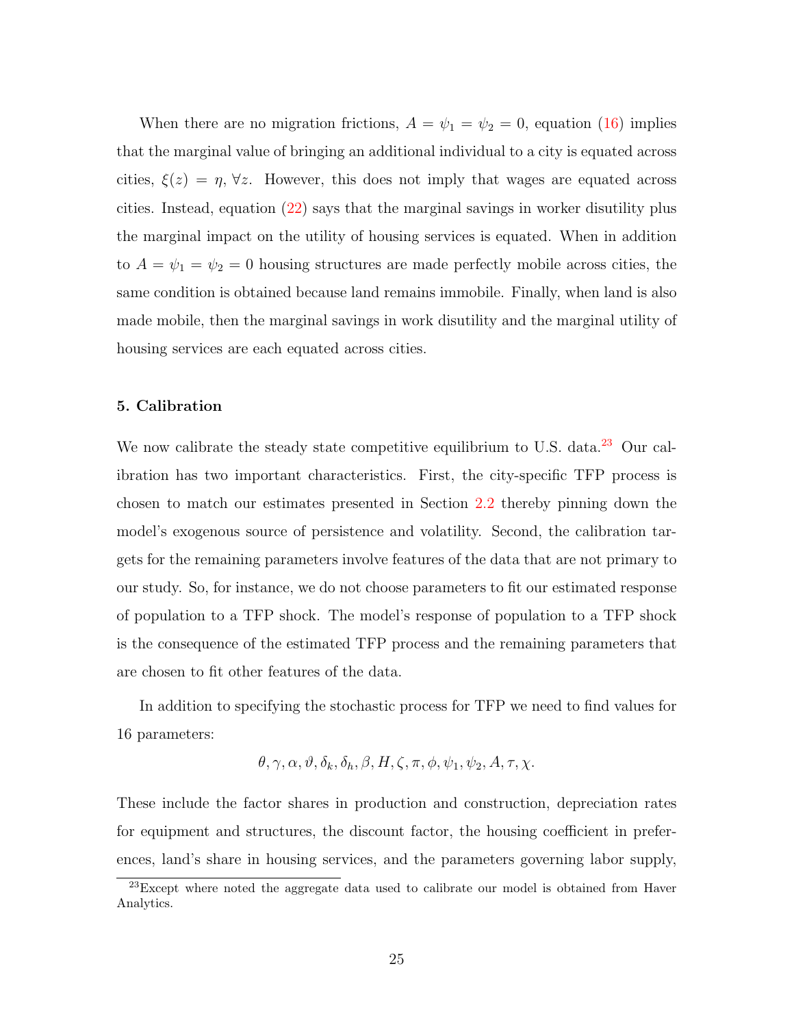When there are no migration frictions, $A = \psi_1 = \psi_2 = 0$, equation (16) implies that the marginal value of bringing an additional individual to a city is equated across cities, $\xi(z) = \eta$, $\forall z$. However, this does not imply that wages are equated across cities. Instead, equation (22) says that the marginal savings in worker disutility plus the marginal impact on the utility of housing services is equated. When in addition to $A = \psi_1 = \psi_2 = 0$ housing structures are made perfectly mobile across cities, the same condition is obtained because land remains immobile. Finally, when land is also made mobile, then the marginal savings in work disutility and the marginal utility of housing services are each equated across cities.

## 5. Calibration

We now calibrate the steady state competitive equilibrium to U.S. data.[23] Our calibration has two important characteristics. First, the city-specific TFP process is chosen to match our estimates presented in Section 2.2 thereby pinning down the model's exogenous source of persistence and volatility. Second, the calibration targets for the remaining parameters involve features of the data that are not primary to our study. So, for instance, we do not choose parameters to fit our estimated response of population to a TFP shock. The model's response of population to a TFP shock is the consequence of the estimated TFP process and the remaining parameters that are chosen to fit other features of the data.

In addition to specifying the stochastic process for TFP we need to find values for 16 parameters:

$$\theta, \gamma, \alpha, \vartheta, \delta_k, \delta_h, \beta, H, \zeta, \pi, \phi, \psi_1, \psi_2, A, \tau, \chi.$$

These include the factor shares in production and construction, depreciation rates for equipment and structures, the discount factor, the housing coefficient in preferences, land's share in housing services, and the parameters governing labor supply,

[23] Except where noted the aggregate data used to calibrate our model is obtained from Haver Analytics.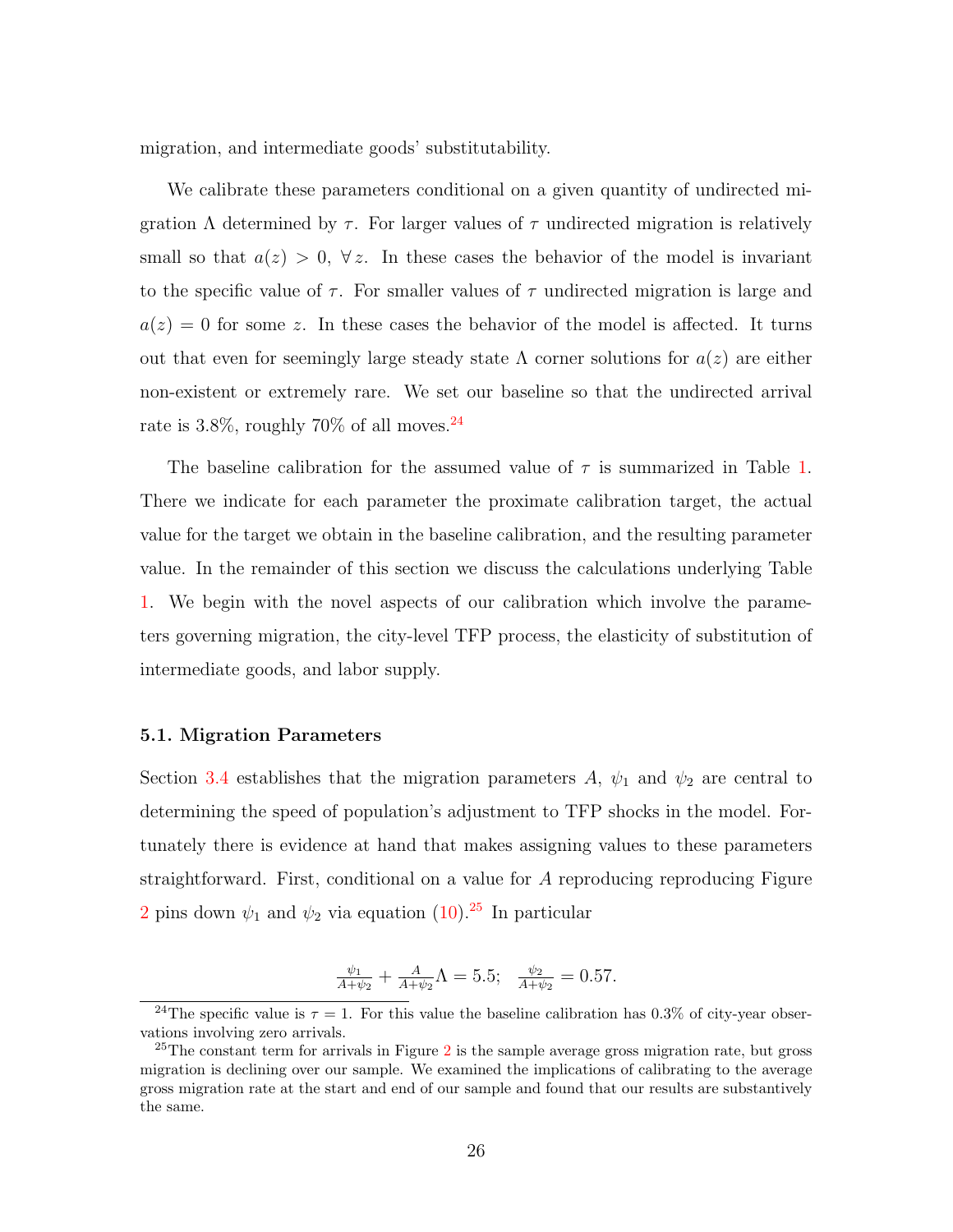migration, and intermediate goods' substitutability.

We calibrate these parameters conditional on a given quantity of undirected migration $\Lambda$ determined by $\tau$. For larger values of $\tau$ undirected migration is relatively small so that $a(z) > 0, \ \forall \, z$. In these cases the behavior of the model is invariant to the specific value of $\tau$. For smaller values of $\tau$ undirected migration is large and $a(z) = 0$ for some $z$. In these cases the behavior of the model is affected. It turns out that even for seemingly large steady state $\Lambda$ corner solutions for $a(z)$ are either non-existent or extremely rare. We set our baseline so that the undirected arrival rate is 3.8%, roughly 70% of all moves.[24]

The baseline calibration for the assumed value of $\tau$ is summarized in Table 1. There we indicate for each parameter the proximate calibration target, the actual value for the target we obtain in the baseline calibration, and the resulting parameter value. In the remainder of this section we discuss the calculations underlying Table 1. We begin with the novel aspects of our calibration which involve the parameters governing migration, the city-level TFP process, the elasticity of substitution of intermediate goods, and labor supply.

### 5.1. Migration Parameters

Section 3.4 establishes that the migration parameters $A$, $\psi_1$ and $\psi_2$ are central to determining the speed of population's adjustment to TFP shocks in the model. Fortunately there is evidence at hand that makes assigning values to these parameters straightforward. First, conditional on a value for $A$ reproducing reproducing Figure 2 pins down $\psi_1$ and $\psi_2$ via equation (10).[25] In particular

$$\tfrac{\psi_1}{A+\psi_2} + \tfrac{A}{A+\psi_2}\Lambda = 5.5; \quad \tfrac{\psi_2}{A+\psi_2} = 0.57.$$

[24] The specific value is $\tau = 1$. For this value the baseline calibration has 0.3% of city-year observations involving zero arrivals.

[25] The constant term for arrivals in Figure 2 is the sample average gross migration rate, but gross migration is declining over our sample. We examined the implications of calibrating to the average gross migration rate at the start and end of our sample and found that our results are substantively the same.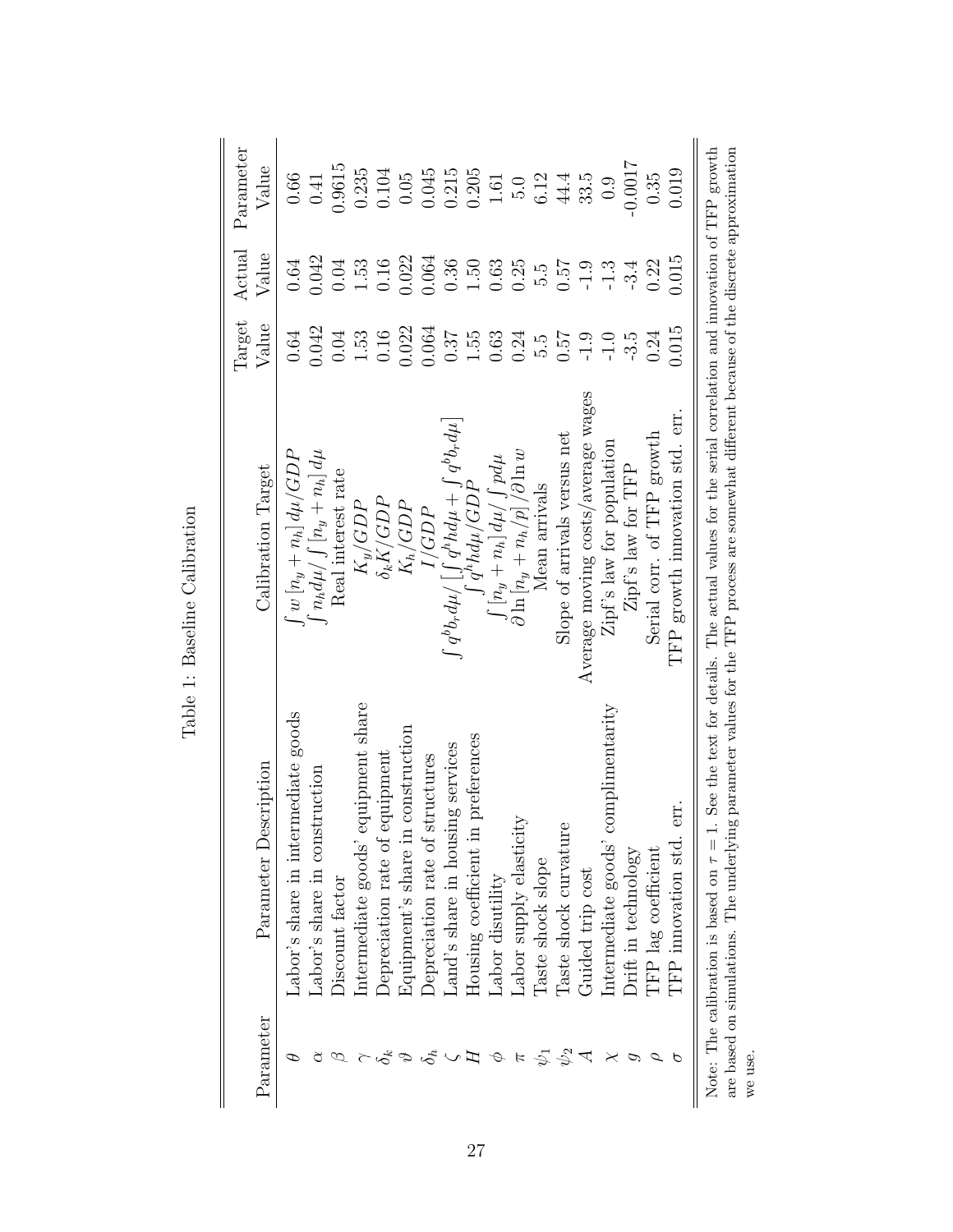Table 1: Baseline Calibration

| Parameter | Parameter Description | Calibration Target | Target Value | Actual Value | Parameter Value |
|---|---|---|---|---|---|
| $\theta$ | Labor's share in intermediate goods | $\int w\,[n_y + n_h]\,d\mu / GDP$ | 0.64 | 0.64 | 0.66 |
| $\alpha$ | Labor's share in construction | $\int n_h d\mu / \int [n_y + n_h]\,d\mu$ | 0.042 | 0.042 | 0.41 |
| $\beta$ | Discount factor | Real interest rate | 0.04 | 0.04 | 0.9615 |
| $\gamma$ | Intermediate goods' equipment share | $K_y/GDP$ | 1.53 | 1.53 | 0.235 |
| $\delta_k$ | Depreciation rate of equipment | $\delta_k K/GDP$ | 0.16 | 0.16 | 0.104 |
| $\vartheta$ | Equipment's share in construction | $K_h/GDP$ | 0.022 | 0.022 | 0.05 |
| $\delta_h$ | Depreciation rate of structures | $I/GDP$ | 0.064 | 0.064 | 0.045 |
| $\zeta$ | Land's share in housing services | $\int q^b b_r d\mu / \left[\int q^h h d\mu + \int q^b b_r d\mu\right]$ | 0.37 | 0.36 | 0.215 |
| $H$ | Housing coefficient in preferences | $\int q^h h d\mu / GDP$ | 1.55 | 1.50 | 0.205 |
| $\phi$ | Labor disutility | $\int [n_y + n_h]\,d\mu / \int p d\mu$ | 0.63 | 0.63 | 1.61 |
| $\pi$ | Labor supply elasticity | $\partial \ln [n_y + n_h/p] / \partial \ln w$ | 0.24 | 0.25 | 5.0 |
| $\psi_1$ | Taste shock slope | Mean arrivals | 5.5 | 5.5 | 6.12 |
| $\psi_2$ | Taste shock curvature | Slope of arrivals versus net | 0.57 | 0.57 | 44.4 |
| $A$ | Guided trip cost | Average moving costs/average wages | -1.9 | -1.9 | 33.5 |
| $\chi$ | Intermediate goods' complimentarity | Zipf's law for population | -1.0 | -1.3 | 0.9 |
| $g$ | Drift in technology | Zipf's law for TFP | -3.5 | -3.4 | -0.0017 |
| $\rho$ | TFP lag coefficient | Serial corr. of TFP growth | 0.24 | 0.22 | 0.35 |
| $\sigma$ | TFP innovation std. err. | TFP growth innovation std. err. | 0.015 | 0.015 | 0.019 |

Note: The calibration is based on $\tau = 1$. See the text for details. The actual values for the serial correlation and innovation of TFP growth are based on simulations. The underlying parameter values for the TFP process are somewhat different because of the discrete approximation we use.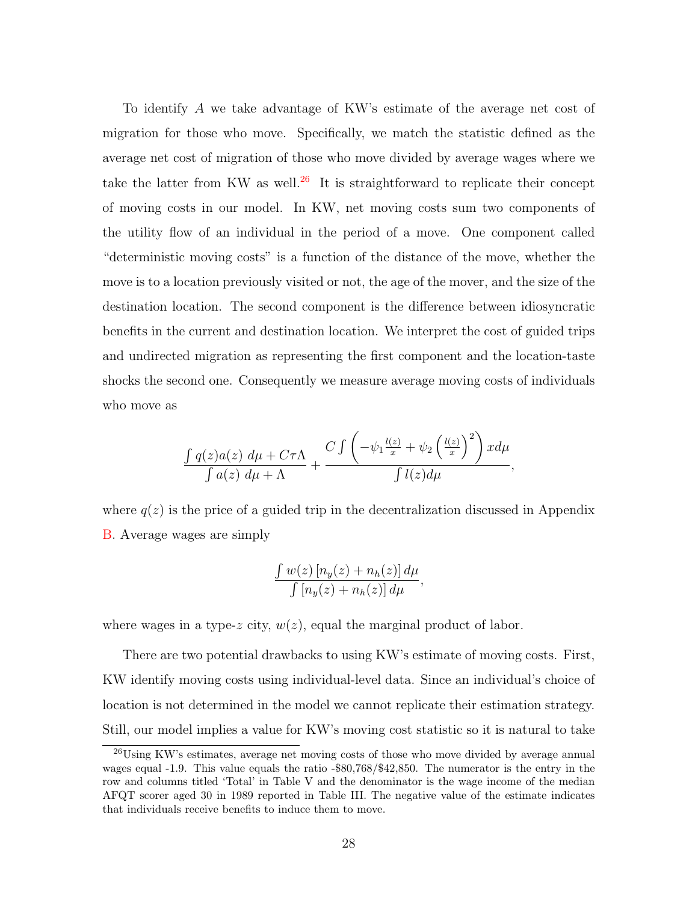To identify $A$ we take advantage of KW's estimate of the average net cost of migration for those who move. Specifically, we match the statistic defined as the average net cost of migration of those who move divided by average wages where we take the latter from KW as well.[26] It is straightforward to replicate their concept of moving costs in our model. In KW, net moving costs sum two components of the utility flow of an individual in the period of a move. One component called "deterministic moving costs" is a function of the distance of the move, whether the move is to a location previously visited or not, the age of the mover, and the size of the destination location. The second component is the difference between idiosyncratic benefits in the current and destination location. We interpret the cost of guided trips and undirected migration as representing the first component and the location-taste shocks the second one. Consequently we measure average moving costs of individuals who move as

$$\frac{\int q(z)a(z)\ d\mu + C\tau\Lambda}{\int a(z)\ d\mu + \Lambda} + \frac{C\int \left(-\psi_1 \frac{l(z)}{x} + \psi_2 \left(\frac{l(z)}{x}\right)^2\right) x d\mu}{\int l(z) d\mu},$$

where $q(z)$ is the price of a guided trip in the decentralization discussed in Appendix B. Average wages are simply

$$\frac{\int w(z)\left[n_y(z) + n_h(z)\right] d\mu}{\int \left[n_y(z) + n_h(z)\right] d\mu},$$

where wages in a type-$z$ city, $w(z)$, equal the marginal product of labor.

There are two potential drawbacks to using KW's estimate of moving costs. First, KW identify moving costs using individual-level data. Since an individual's choice of location is not determined in the model we cannot replicate their estimation strategy. Still, our model implies a value for KW's moving cost statistic so it is natural to take

[26] Using KW's estimates, average net moving costs of those who move divided by average annual wages equal -1.9. This value equals the ratio -$80,768/$42,850. The numerator is the entry in the row and columns titled 'Total' in Table V and the denominator is the wage income of the median AFQT scorer aged 30 in 1989 reported in Table III. The negative value of the estimate indicates that individuals receive benefits to induce them to move.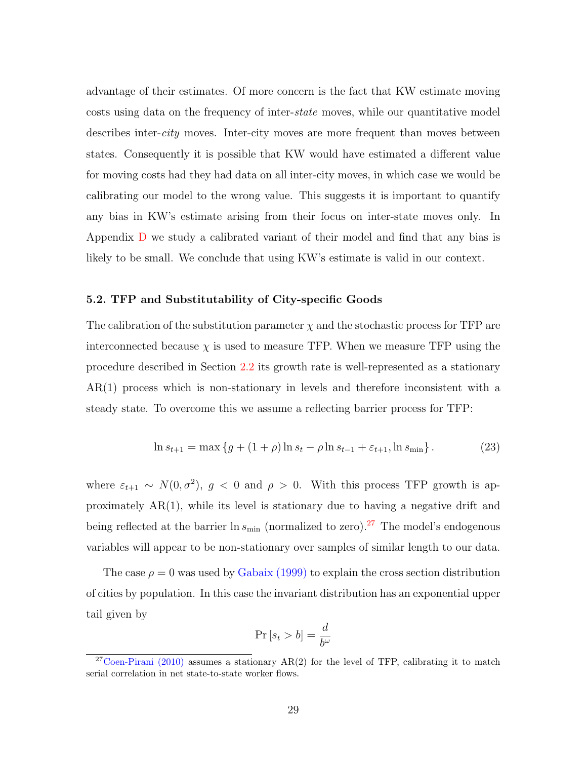advantage of their estimates. Of more concern is the fact that KW estimate moving costs using data on the frequency of inter-*state* moves, while our quantitative model describes inter-*city* moves. Inter-city moves are more frequent than moves between states. Consequently it is possible that KW would have estimated a different value for moving costs had they had data on all inter-city moves, in which case we would be calibrating our model to the wrong value. This suggests it is important to quantify any bias in KW's estimate arising from their focus on inter-state moves only. In Appendix D we study a calibrated variant of their model and find that any bias is likely to be small. We conclude that using KW's estimate is valid in our context.

### 5.2. TFP and Substitutability of City-specific Goods

The calibration of the substitution parameter $\chi$ and the stochastic process for TFP are interconnected because $\chi$ is used to measure TFP. When we measure TFP using the procedure described in Section 2.2 its growth rate is well-represented as a stationary AR(1) process which is non-stationary in levels and therefore inconsistent with a steady state. To overcome this we assume a reflecting barrier process for TFP:

$$\ln s_{t+1} = \max \left\{ g + (1+\rho) \ln s_t - \rho \ln s_{t-1} + \varepsilon_{t+1}, \ln s_{\min} \right\}. \tag{23}$$

where $\varepsilon_{t+1} \sim N(0, \sigma^2)$, $g < 0$ and $\rho > 0$. With this process TFP growth is approximately AR(1), while its level is stationary due to having a negative drift and being reflected at the barrier $\ln s_{\min}$ (normalized to zero).[27] The model's endogenous variables will appear to be non-stationary over samples of similar length to our data.

The case $\rho = 0$ was used by Gabaix (1999) to explain the cross section distribution of cities by population. In this case the invariant distribution has an exponential upper tail given by

$$\Pr\left[s_t > b\right] = \frac{d}{b^{\omega}}$$

[27] Coen-Pirani (2010) assumes a stationary AR(2) for the level of TFP, calibrating it to match serial correlation in net state-to-state worker flows.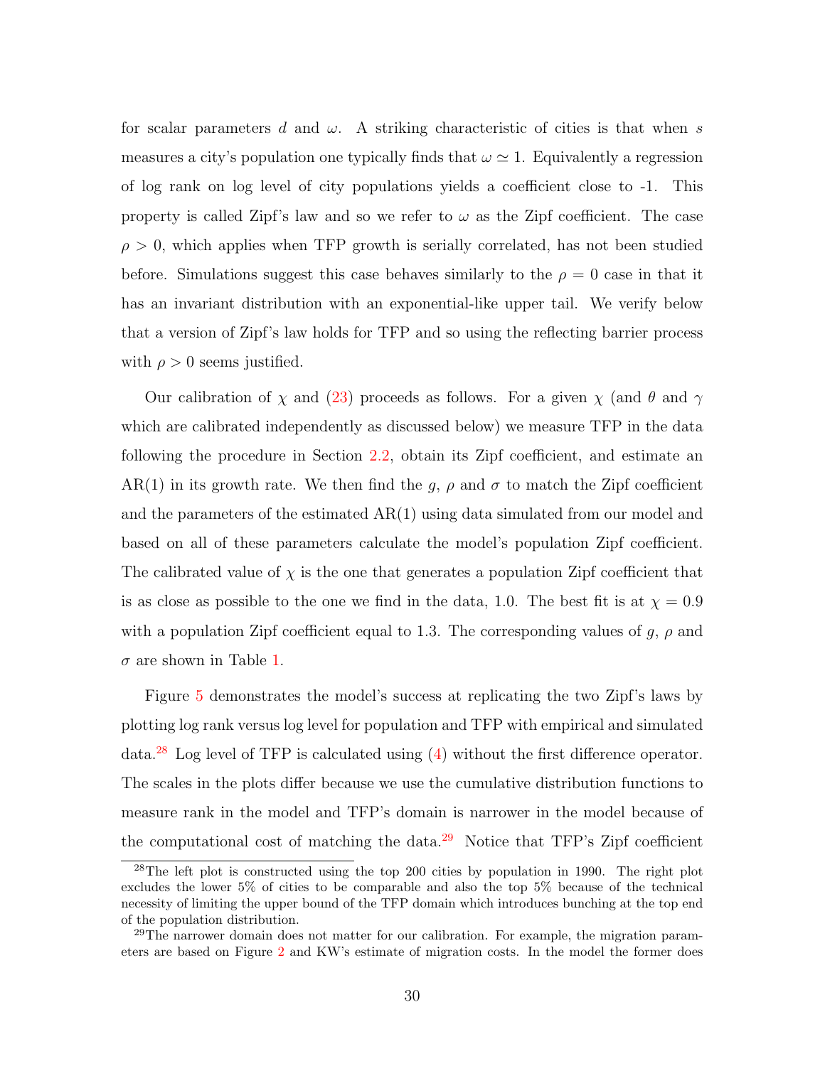for scalar parameters $d$ and $\omega$. A striking characteristic of cities is that when $s$ measures a city's population one typically finds that $\omega \simeq 1$. Equivalently a regression of log rank on log level of city populations yields a coefficient close to -1. This property is called Zipf's law and so we refer to $\omega$ as the Zipf coefficient. The case $\rho > 0$, which applies when TFP growth is serially correlated, has not been studied before. Simulations suggest this case behaves similarly to the $\rho = 0$ case in that it has an invariant distribution with an exponential-like upper tail. We verify below that a version of Zipf's law holds for TFP and so using the reflecting barrier process with $\rho > 0$ seems justified.

Our calibration of $\chi$ and (23) proceeds as follows. For a given $\chi$ (and $\theta$ and $\gamma$ which are calibrated independently as discussed below) we measure TFP in the data following the procedure in Section 2.2, obtain its Zipf coefficient, and estimate an AR(1) in its growth rate. We then find the $g$, $\rho$ and $\sigma$ to match the Zipf coefficient and the parameters of the estimated AR(1) using data simulated from our model and based on all of these parameters calculate the model's population Zipf coefficient. The calibrated value of $\chi$ is the one that generates a population Zipf coefficient that is as close as possible to the one we find in the data, 1.0. The best fit is at $\chi = 0.9$ with a population Zipf coefficient equal to 1.3. The corresponding values of $g$, $\rho$ and $\sigma$ are shown in Table 1.

Figure 5 demonstrates the model's success at replicating the two Zipf's laws by plotting log rank versus log level for population and TFP with empirical and simulated data.[28] Log level of TFP is calculated using (4) without the first difference operator. The scales in the plots differ because we use the cumulative distribution functions to measure rank in the model and TFP's domain is narrower in the model because of the computational cost of matching the data.[29] Notice that TFP's Zipf coefficient

[28]The left plot is constructed using the top 200 cities by population in 1990. The right plot excludes the lower 5% of cities to be comparable and also the top 5% because of the technical necessity of limiting the upper bound of the TFP domain which introduces bunching at the top end of the population distribution.

[29]The narrower domain does not matter for our calibration. For example, the migration parameters are based on Figure 2 and KW's estimate of migration costs. In the model the former does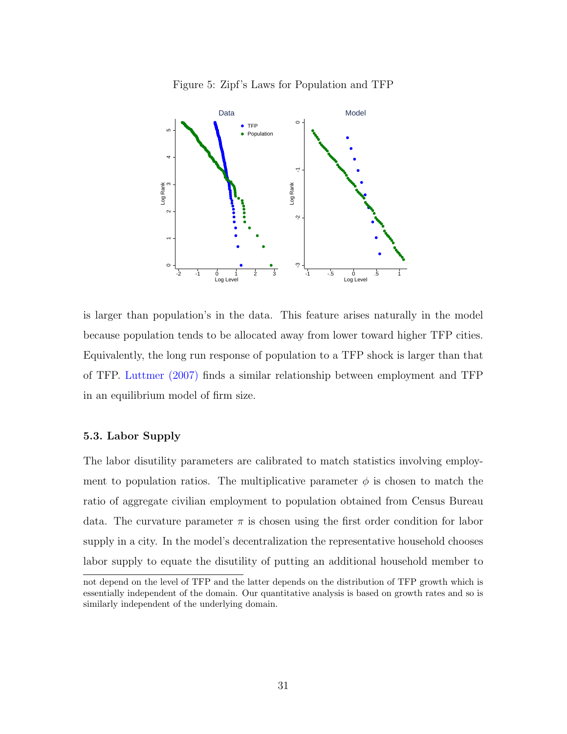Figure 5: Zipf's Laws for Population and TFP

is larger than population's in the data. This feature arises naturally in the model because population tends to be allocated away from lower toward higher TFP cities. Equivalently, the long run response of population to a TFP shock is larger than that of TFP. Luttmer (2007) finds a similar relationship between employment and TFP in an equilibrium model of firm size.

### 5.3. Labor Supply

The labor disutility parameters are calibrated to match statistics involving employment to population ratios. The multiplicative parameter $\phi$ is chosen to match the ratio of aggregate civilian employment to population obtained from Census Bureau data. The curvature parameter $\pi$ is chosen using the first order condition for labor supply in a city. In the model's decentralization the representative household chooses labor supply to equate the disutility of putting an additional household member to

not depend on the level of TFP and the latter depends on the distribution of TFP growth which is essentially independent of the domain. Our quantitative analysis is based on growth rates and so is similarly independent of the underlying domain.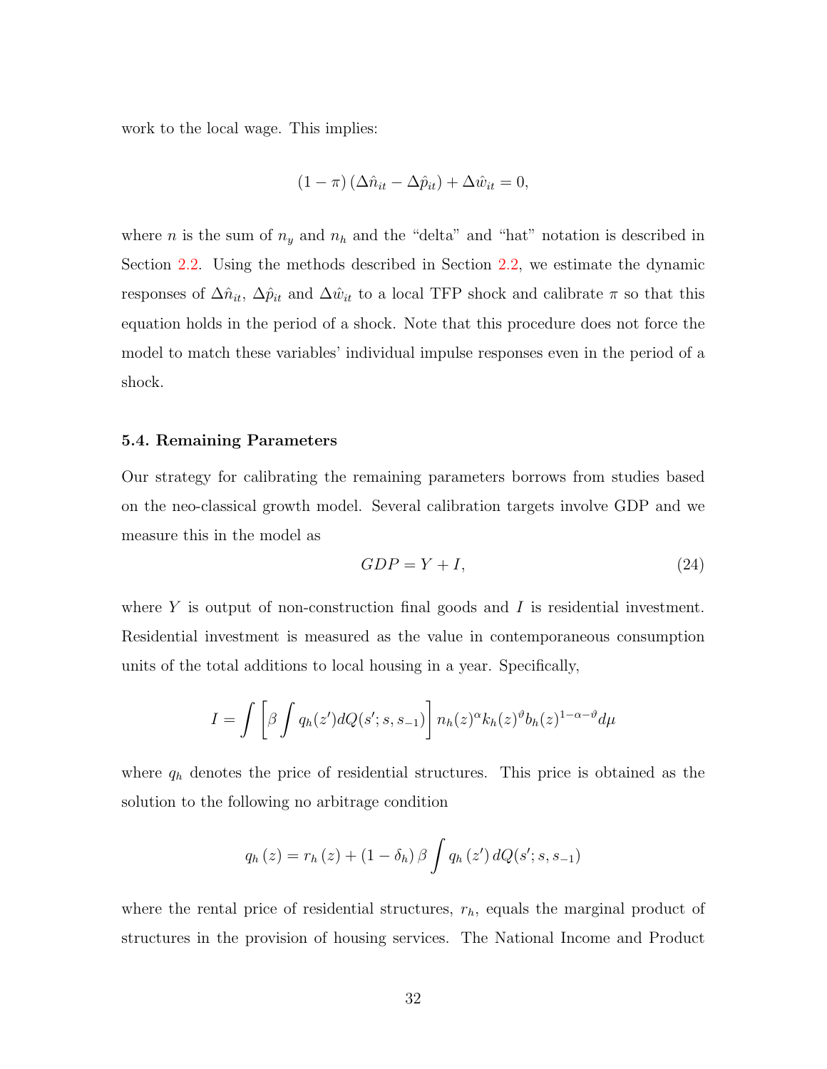work to the local wage. This implies:

$$(1-\pi)\left(\Delta\hat{n}_{it}-\Delta\hat{p}_{it}\right)+\Delta\hat{w}_{it}=0,$$

where $n$ is the sum of $n_y$ and $n_h$ and the "delta" and "hat" notation is described in Section 2.2. Using the methods described in Section 2.2, we estimate the dynamic responses of $\Delta\hat{n}_{it}$, $\Delta\hat{p}_{it}$ and $\Delta\hat{w}_{it}$ to a local TFP shock and calibrate $\pi$ so that this equation holds in the period of a shock. Note that this procedure does not force the model to match these variables' individual impulse responses even in the period of a shock.

### 5.4. Remaining Parameters

Our strategy for calibrating the remaining parameters borrows from studies based on the neo-classical growth model. Several calibration targets involve GDP and we measure this in the model as

$$GDP = Y + I, \tag{24}$$

where $Y$ is output of non-construction final goods and $I$ is residential investment. Residential investment is measured as the value in contemporaneous consumption units of the total additions to local housing in a year. Specifically,

$$I=\int\left[\beta\int q_h(z')dQ(s';s,s_{-1})\right]n_h(z)^{\alpha}k_h(z)^{\vartheta}b_h(z)^{1-\alpha-\vartheta}d\mu$$

where $q_h$ denotes the price of residential structures. This price is obtained as the solution to the following no arbitrage condition

$$q_h\left(z\right)=r_h\left(z\right)+\left(1-\delta_h\right)\beta\int q_h\left(z'\right)dQ(s';s,s_{-1})$$

where the rental price of residential structures, $r_h$, equals the marginal product of structures in the provision of housing services. The National Income and Product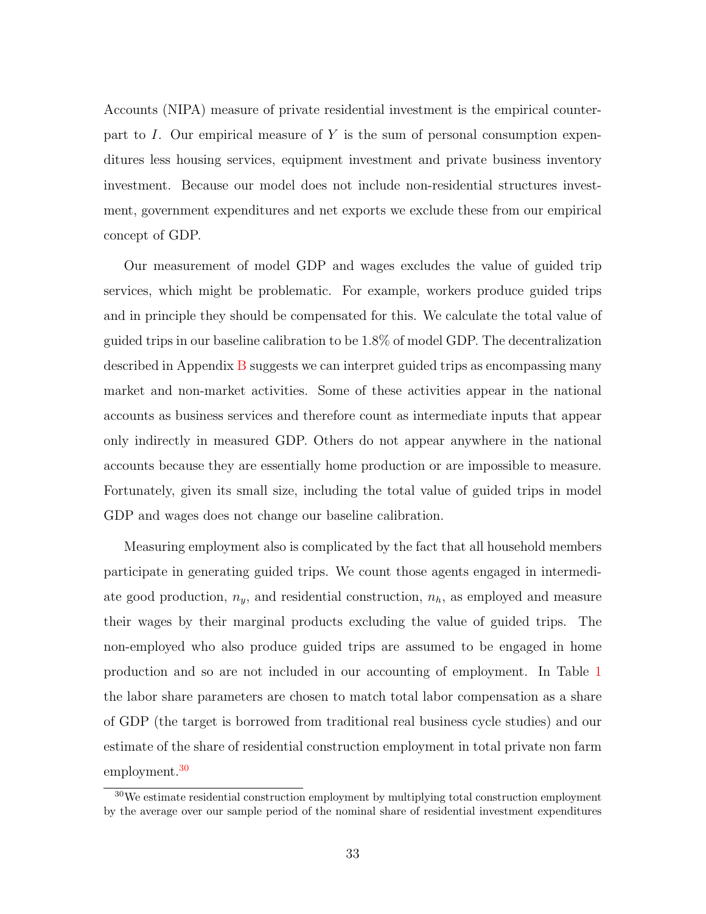Accounts (NIPA) measure of private residential investment is the empirical counterpart to $I$. Our empirical measure of $Y$ is the sum of personal consumption expenditures less housing services, equipment investment and private business inventory investment. Because our model does not include non-residential structures investment, government expenditures and net exports we exclude these from our empirical concept of GDP.

Our measurement of model GDP and wages excludes the value of guided trip services, which might be problematic. For example, workers produce guided trips and in principle they should be compensated for this. We calculate the total value of guided trips in our baseline calibration to be 1.8% of model GDP. The decentralization described in Appendix B suggests we can interpret guided trips as encompassing many market and non-market activities. Some of these activities appear in the national accounts as business services and therefore count as intermediate inputs that appear only indirectly in measured GDP. Others do not appear anywhere in the national accounts because they are essentially home production or are impossible to measure. Fortunately, given its small size, including the total value of guided trips in model GDP and wages does not change our baseline calibration.

Measuring employment also is complicated by the fact that all household members participate in generating guided trips. We count those agents engaged in intermediate good production, $n_y$, and residential construction, $n_h$, as employed and measure their wages by their marginal products excluding the value of guided trips. The non-employed who also produce guided trips are assumed to be engaged in home production and so are not included in our accounting of employment. In Table 1 the labor share parameters are chosen to match total labor compensation as a share of GDP (the target is borrowed from traditional real business cycle studies) and our estimate of the share of residential construction employment in total private non farm employment.[30]

[30] We estimate residential construction employment by multiplying total construction employment by the average over our sample period of the nominal share of residential investment expenditures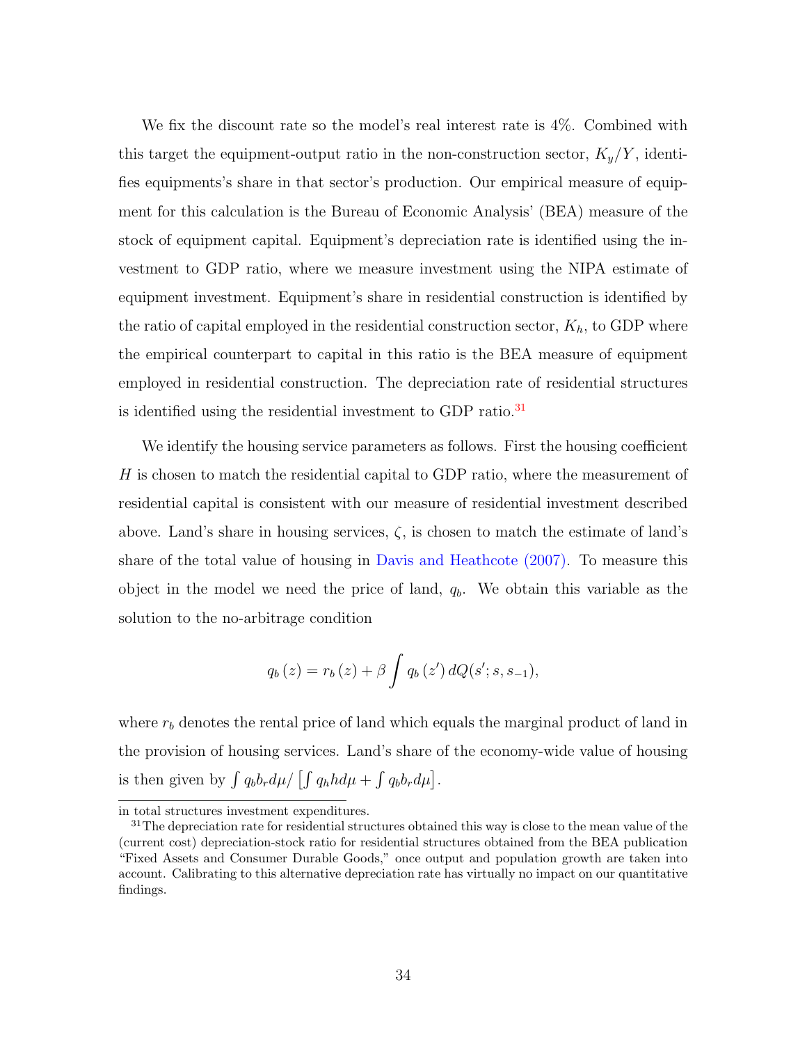We fix the discount rate so the model's real interest rate is 4%. Combined with this target the equipment-output ratio in the non-construction sector, $K_y/Y$, identifies equipments's share in that sector's production. Our empirical measure of equipment for this calculation is the Bureau of Economic Analysis' (BEA) measure of the stock of equipment capital. Equipment's depreciation rate is identified using the investment to GDP ratio, where we measure investment using the NIPA estimate of equipment investment. Equipment's share in residential construction is identified by the ratio of capital employed in the residential construction sector, $K_h$, to GDP where the empirical counterpart to capital in this ratio is the BEA measure of equipment employed in residential construction. The depreciation rate of residential structures is identified using the residential investment to GDP ratio.[31]

We identify the housing service parameters as follows. First the housing coefficient $H$ is chosen to match the residential capital to GDP ratio, where the measurement of residential capital is consistent with our measure of residential investment described above. Land's share in housing services, $\zeta$, is chosen to match the estimate of land's share of the total value of housing in Davis and Heathcote (2007). To measure this object in the model we need the price of land, $q_b$. We obtain this variable as the solution to the no-arbitrage condition

$$q_b(z) = r_b(z) + \beta \int q_b(z') \, dQ(s'; s, s_{-1}),$$

where $r_b$ denotes the rental price of land which equals the marginal product of land in the provision of housing services. Land's share of the economy-wide value of housing is then given by $\int q_b b_r d\mu / \left[\int q_h h d\mu + \int q_b b_r d\mu\right]$.

in total structures investment expenditures.

[31] The depreciation rate for residential structures obtained this way is close to the mean value of the (current cost) depreciation-stock ratio for residential structures obtained from the BEA publication "Fixed Assets and Consumer Durable Goods," once output and population growth are taken into account. Calibrating to this alternative depreciation rate has virtually no impact on our quantitative findings.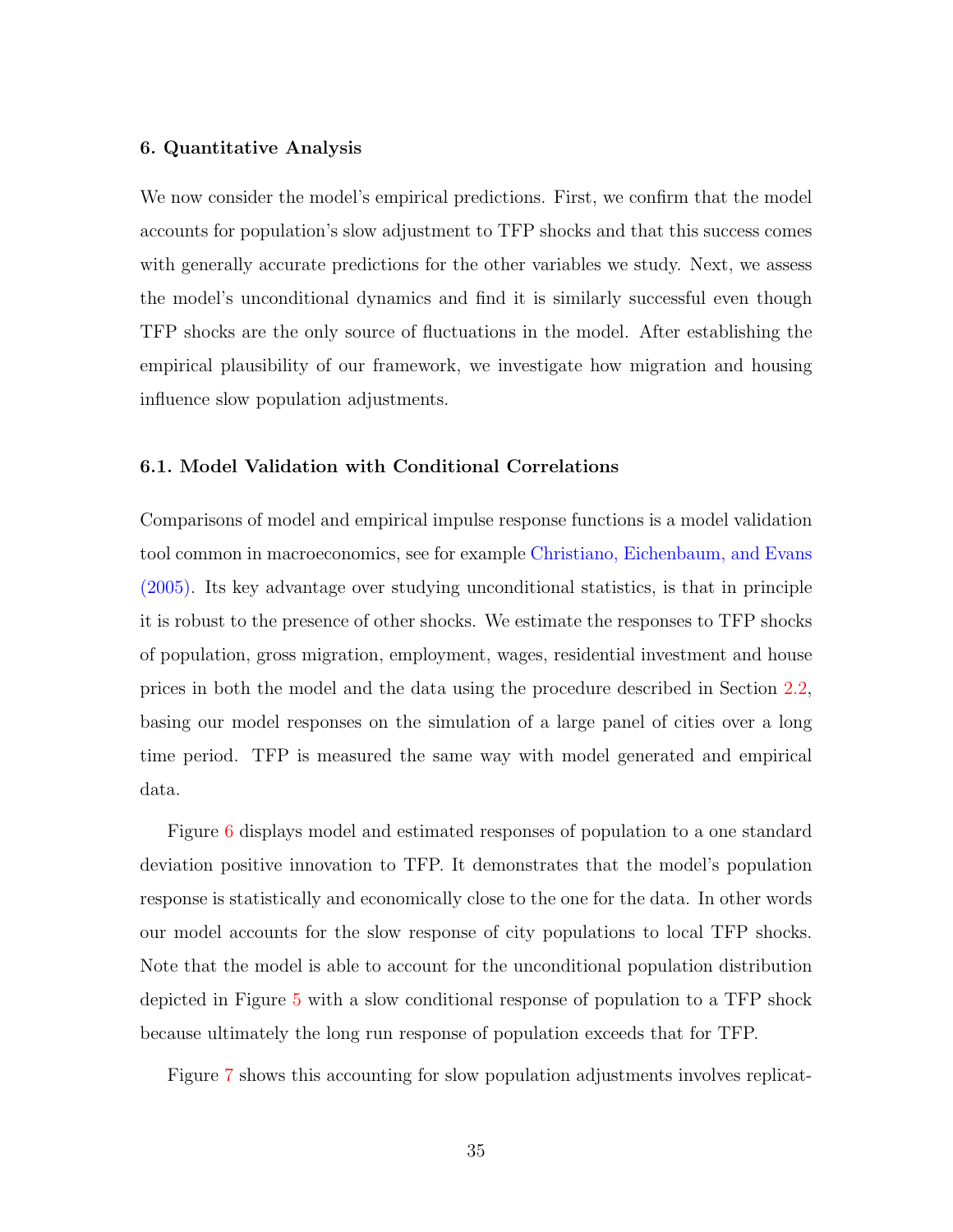## 6. Quantitative Analysis

We now consider the model's empirical predictions. First, we confirm that the model accounts for population's slow adjustment to TFP shocks and that this success comes with generally accurate predictions for the other variables we study. Next, we assess the model's unconditional dynamics and find it is similarly successful even though TFP shocks are the only source of fluctuations in the model. After establishing the empirical plausibility of our framework, we investigate how migration and housing influence slow population adjustments.

### 6.1. Model Validation with Conditional Correlations

Comparisons of model and empirical impulse response functions is a model validation tool common in macroeconomics, see for example Christiano, Eichenbaum, and Evans (2005). Its key advantage over studying unconditional statistics, is that in principle it is robust to the presence of other shocks. We estimate the responses to TFP shocks of population, gross migration, employment, wages, residential investment and house prices in both the model and the data using the procedure described in Section 2.2, basing our model responses on the simulation of a large panel of cities over a long time period. TFP is measured the same way with model generated and empirical data.

Figure 6 displays model and estimated responses of population to a one standard deviation positive innovation to TFP. It demonstrates that the model's population response is statistically and economically close to the one for the data. In other words our model accounts for the slow response of city populations to local TFP shocks. Note that the model is able to account for the unconditional population distribution depicted in Figure 5 with a slow conditional response of population to a TFP shock because ultimately the long run response of population exceeds that for TFP.

Figure 7 shows this accounting for slow population adjustments involves replicat-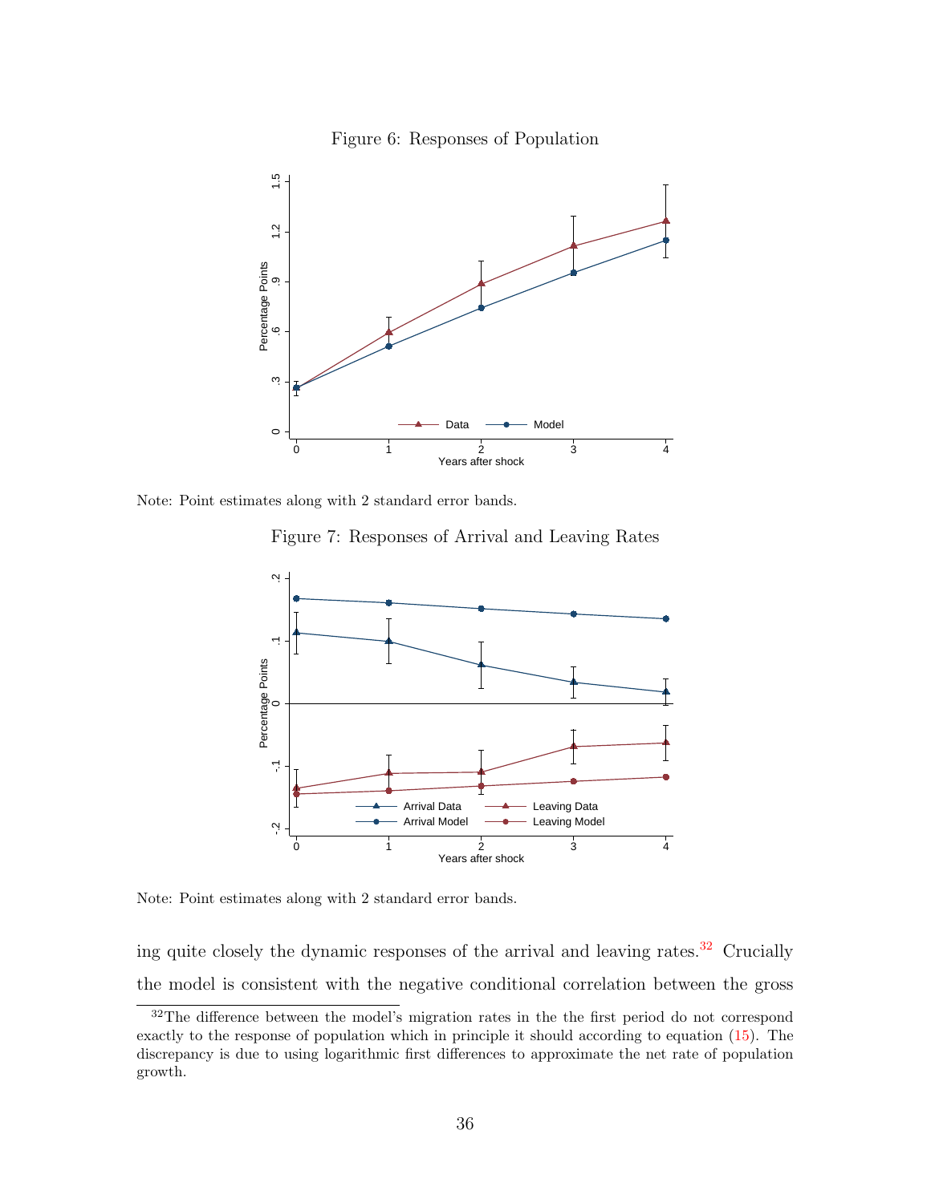Figure 6: Responses of Population

Note: Point estimates along with 2 standard error bands.

Figure 7: Responses of Arrival and Leaving Rates

Note: Point estimates along with 2 standard error bands.

ing quite closely the dynamic responses of the arrival and leaving rates.[32] Crucially the model is consistent with the negative conditional correlation between the gross

[32]The difference between the model's migration rates in the the first period do not correspond exactly to the response of population which in principle it should according to equation (15). The discrepancy is due to using logarithmic first differences to approximate the net rate of population growth.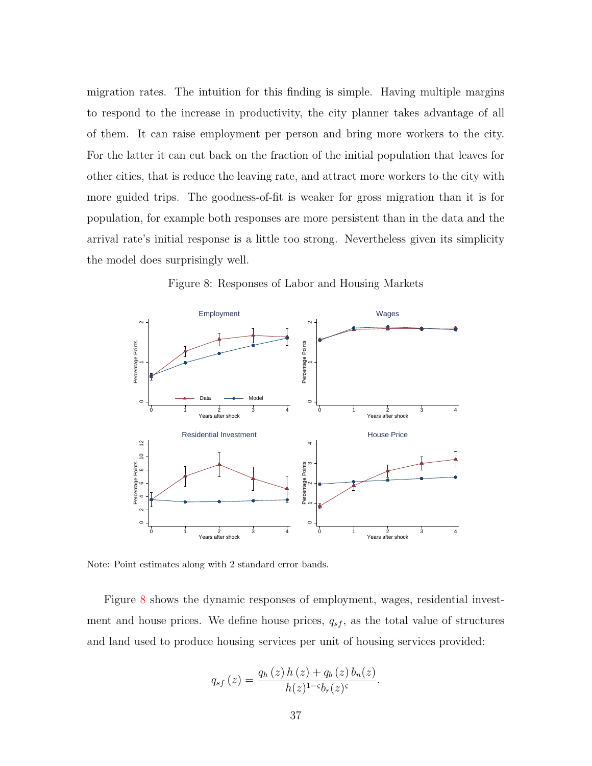migration rates. The intuition for this finding is simple. Having multiple margins to respond to the increase in productivity, the city planner takes advantage of all of them. It can raise employment per person and bring more workers to the city. For the latter it can cut back on the fraction of the initial population that leaves for other cities, that is reduce the leaving rate, and attract more workers to the city with more guided trips. The goodness-of-fit is weaker for gross migration than it is for population, for example both responses are more persistent than in the data and the arrival rate's initial response is a little too strong. Nevertheless given its simplicity the model does surprisingly well.

Figure 8: Responses of Labor and Housing Markets

Note: Point estimates along with 2 standard error bands.

Figure 8 shows the dynamic responses of employment, wages, residential investment and house prices. We define house prices, $q_{sf}$, as the total value of structures and land used to produce housing services per unit of housing services provided:

$$q_{sf}(z) = \frac{q_h(z)\,h(z) + q_b(z)\,b_n(z)}{h(z)^{1-\varsigma} b_r(z)^{\varsigma}}.$$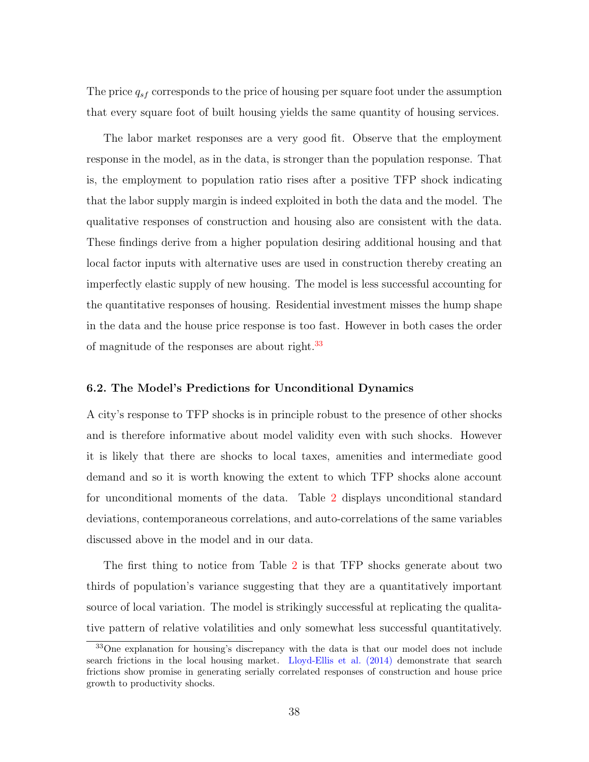The price $q_{sf}$ corresponds to the price of housing per square foot under the assumption that every square foot of built housing yields the same quantity of housing services.

The labor market responses are a very good fit. Observe that the employment response in the model, as in the data, is stronger than the population response. That is, the employment to population ratio rises after a positive TFP shock indicating that the labor supply margin is indeed exploited in both the data and the model. The qualitative responses of construction and housing also are consistent with the data. These findings derive from a higher population desiring additional housing and that local factor inputs with alternative uses are used in construction thereby creating an imperfectly elastic supply of new housing. The model is less successful accounting for the quantitative responses of housing. Residential investment misses the hump shape in the data and the house price response is too fast. However in both cases the order of magnitude of the responses are about right.[33]

### 6.2. The Model's Predictions for Unconditional Dynamics

A city's response to TFP shocks is in principle robust to the presence of other shocks and is therefore informative about model validity even with such shocks. However it is likely that there are shocks to local taxes, amenities and intermediate good demand and so it is worth knowing the extent to which TFP shocks alone account for unconditional moments of the data. Table 2 displays unconditional standard deviations, contemporaneous correlations, and auto-correlations of the same variables discussed above in the model and in our data.

The first thing to notice from Table 2 is that TFP shocks generate about two thirds of population's variance suggesting that they are a quantitatively important source of local variation. The model is strikingly successful at replicating the qualitative pattern of relative volatilities and only somewhat less successful quantitatively.

[33] One explanation for housing's discrepancy with the data is that our model does not include search frictions in the local housing market. Lloyd-Ellis et al. (2014) demonstrate that search frictions show promise in generating serially correlated responses of construction and house price growth to productivity shocks.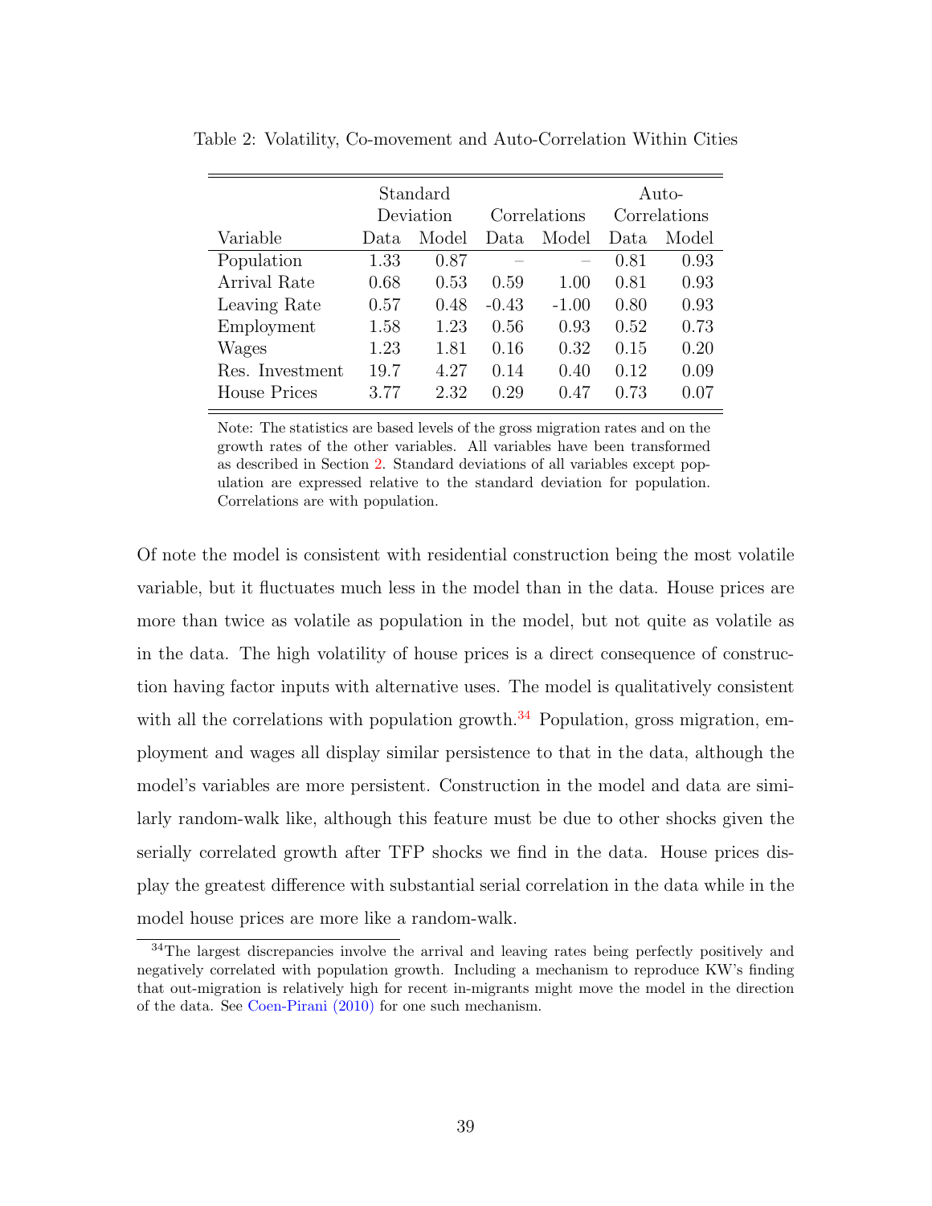Table 2: Volatility, Co-movement and Auto-Correlation Within Cities

| Variable | Standard Deviation | | Correlations | | Auto-Correlations | |
|---|---|---|---|---|---|---|
| | Data | Model | Data | Model | Data | Model |
| Population | 1.33 | 0.87 | – | – | 0.81 | 0.93 |
| Arrival Rate | 0.68 | 0.53 | 0.59 | 1.00 | 0.81 | 0.93 |
| Leaving Rate | 0.57 | 0.48 | -0.43 | -1.00 | 0.80 | 0.93 |
| Employment | 1.58 | 1.23 | 0.56 | 0.93 | 0.52 | 0.73 |
| Wages | 1.23 | 1.81 | 0.16 | 0.32 | 0.15 | 0.20 |
| Res. Investment | 19.7 | 4.27 | 0.14 | 0.40 | 0.12 | 0.09 |
| House Prices | 3.77 | 2.32 | 0.29 | 0.47 | 0.73 | 0.07 |

Note: The statistics are based levels of the gross migration rates and on the growth rates of the other variables. All variables have been transformed as described in Section 2. Standard deviations of all variables except population are expressed relative to the standard deviation for population. Correlations are with population.

Of note the model is consistent with residential construction being the most volatile variable, but it fluctuates much less in the model than in the data. House prices are more than twice as volatile as population in the model, but not quite as volatile as in the data. The high volatility of house prices is a direct consequence of construction having factor inputs with alternative uses. The model is qualitatively consistent with all the correlations with population growth.[34] Population, gross migration, employment and wages all display similar persistence to that in the data, although the model's variables are more persistent. Construction in the model and data are similarly random-walk like, although this feature must be due to other shocks given the serially correlated growth after TFP shocks we find in the data. House prices display the greatest difference with substantial serial correlation in the data while in the model house prices are more like a random-walk.

[34] The largest discrepancies involve the arrival and leaving rates being perfectly positively and negatively correlated with population growth. Including a mechanism to reproduce KW's finding that out-migration is relatively high for recent in-migrants might move the model in the direction of the data. See Coen-Pirani (2010) for one such mechanism.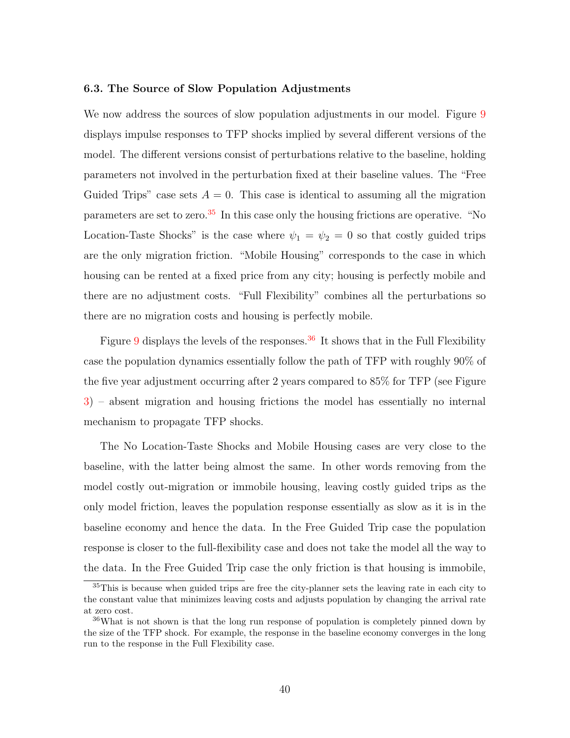### 6.3. The Source of Slow Population Adjustments

We now address the sources of slow population adjustments in our model. Figure 9 displays impulse responses to TFP shocks implied by several different versions of the model. The different versions consist of perturbations relative to the baseline, holding parameters not involved in the perturbation fixed at their baseline values. The "Free Guided Trips" case sets $A = 0$. This case is identical to assuming all the migration parameters are set to zero.[35] In this case only the housing frictions are operative. "No Location-Taste Shocks" is the case where $\psi_1 = \psi_2 = 0$ so that costly guided trips are the only migration friction. "Mobile Housing" corresponds to the case in which housing can be rented at a fixed price from any city; housing is perfectly mobile and there are no adjustment costs. "Full Flexibility" combines all the perturbations so there are no migration costs and housing is perfectly mobile.

Figure 9 displays the levels of the responses.[36] It shows that in the Full Flexibility case the population dynamics essentially follow the path of TFP with roughly 90% of the five year adjustment occurring after 2 years compared to 85% for TFP (see Figure 3) – absent migration and housing frictions the model has essentially no internal mechanism to propagate TFP shocks.

The No Location-Taste Shocks and Mobile Housing cases are very close to the baseline, with the latter being almost the same. In other words removing from the model costly out-migration or immobile housing, leaving costly guided trips as the only model friction, leaves the population response essentially as slow as it is in the baseline economy and hence the data. In the Free Guided Trip case the population response is closer to the full-flexibility case and does not take the model all the way to the data. In the Free Guided Trip case the only friction is that housing is immobile,

[35] This is because when guided trips are free the city-planner sets the leaving rate in each city to the constant value that minimizes leaving costs and adjusts population by changing the arrival rate at zero cost.

[36] What is not shown is that the long run response of population is completely pinned down by the size of the TFP shock. For example, the response in the baseline economy converges in the long run to the response in the Full Flexibility case.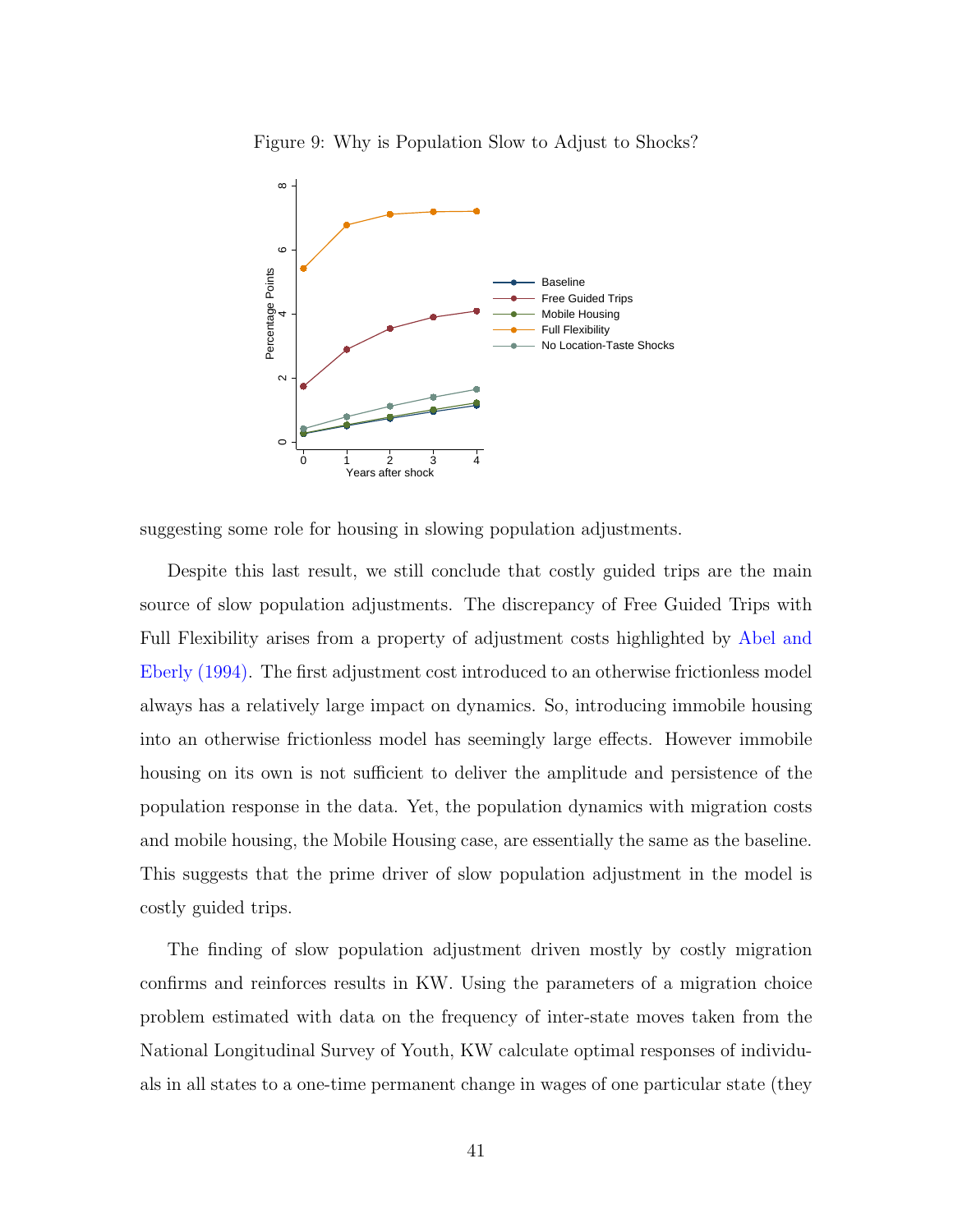Figure 9: Why is Population Slow to Adjust to Shocks?

suggesting some role for housing in slowing population adjustments.

Despite this last result, we still conclude that costly guided trips are the main source of slow population adjustments. The discrepancy of Free Guided Trips with Full Flexibility arises from a property of adjustment costs highlighted by Abel and Eberly (1994). The first adjustment cost introduced to an otherwise frictionless model always has a relatively large impact on dynamics. So, introducing immobile housing into an otherwise frictionless model has seemingly large effects. However immobile housing on its own is not sufficient to deliver the amplitude and persistence of the population response in the data. Yet, the population dynamics with migration costs and mobile housing, the Mobile Housing case, are essentially the same as the baseline. This suggests that the prime driver of slow population adjustment in the model is costly guided trips.

The finding of slow population adjustment driven mostly by costly migration confirms and reinforces results in KW. Using the parameters of a migration choice problem estimated with data on the frequency of inter-state moves taken from the National Longitudinal Survey of Youth, KW calculate optimal responses of individuals in all states to a one-time permanent change in wages of one particular state (they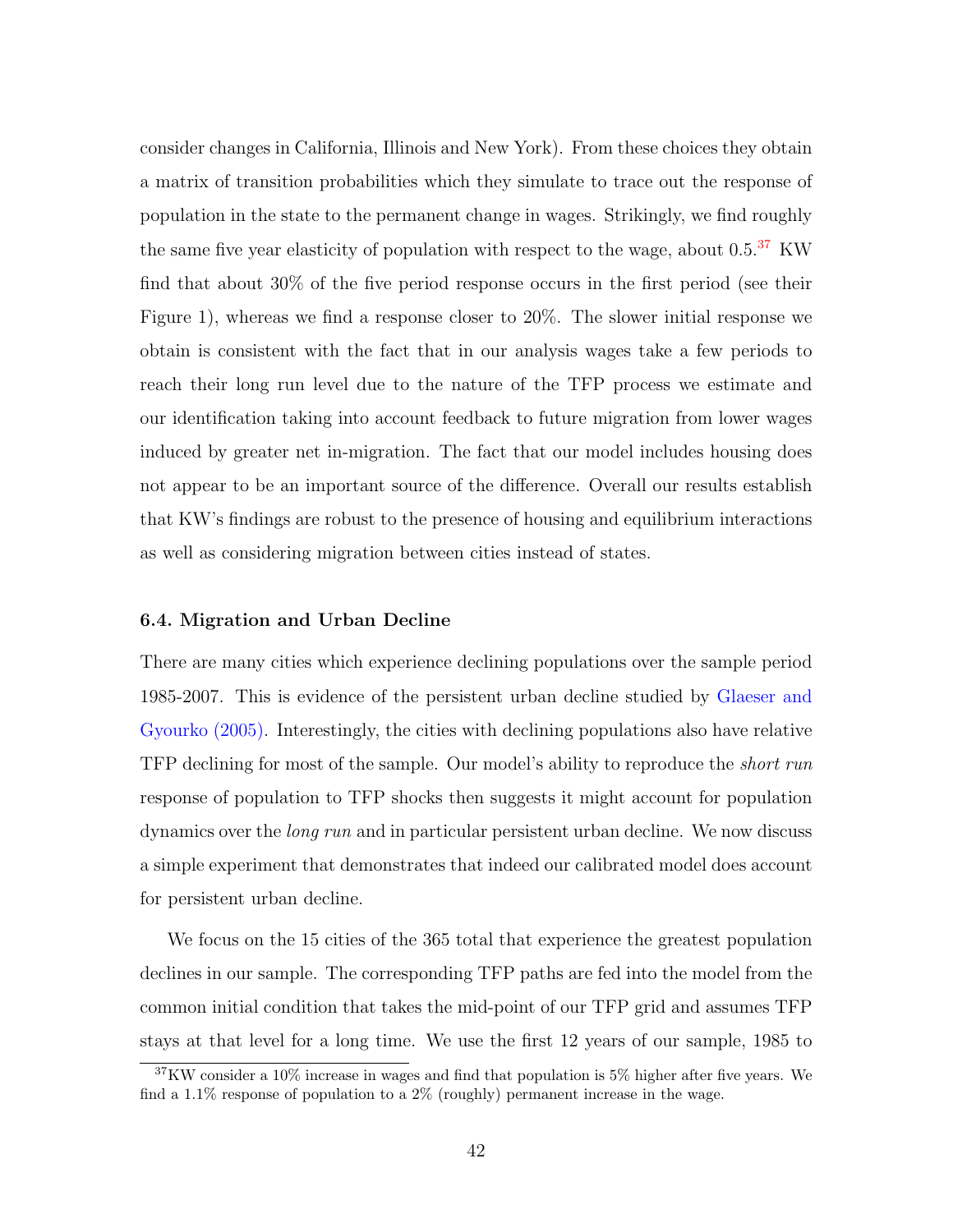consider changes in California, Illinois and New York). From these choices they obtain a matrix of transition probabilities which they simulate to trace out the response of population in the state to the permanent change in wages. Strikingly, we find roughly the same five year elasticity of population with respect to the wage, about 0.5.[37] KW find that about 30% of the five period response occurs in the first period (see their Figure 1), whereas we find a response closer to 20%. The slower initial response we obtain is consistent with the fact that in our analysis wages take a few periods to reach their long run level due to the nature of the TFP process we estimate and our identification taking into account feedback to future migration from lower wages induced by greater net in-migration. The fact that our model includes housing does not appear to be an important source of the difference. Overall our results establish that KW's findings are robust to the presence of housing and equilibrium interactions as well as considering migration between cities instead of states.

### 6.4. Migration and Urban Decline

There are many cities which experience declining populations over the sample period 1985-2007. This is evidence of the persistent urban decline studied by Glaeser and Gyourko (2005). Interestingly, the cities with declining populations also have relative TFP declining for most of the sample. Our model's ability to reproduce the *short run* response of population to TFP shocks then suggests it might account for population dynamics over the *long run* and in particular persistent urban decline. We now discuss a simple experiment that demonstrates that indeed our calibrated model does account for persistent urban decline.

We focus on the 15 cities of the 365 total that experience the greatest population declines in our sample. The corresponding TFP paths are fed into the model from the common initial condition that takes the mid-point of our TFP grid and assumes TFP stays at that level for a long time. We use the first 12 years of our sample, 1985 to

[37] KW consider a 10% increase in wages and find that population is 5% higher after five years. We find a 1.1% response of population to a 2% (roughly) permanent increase in the wage.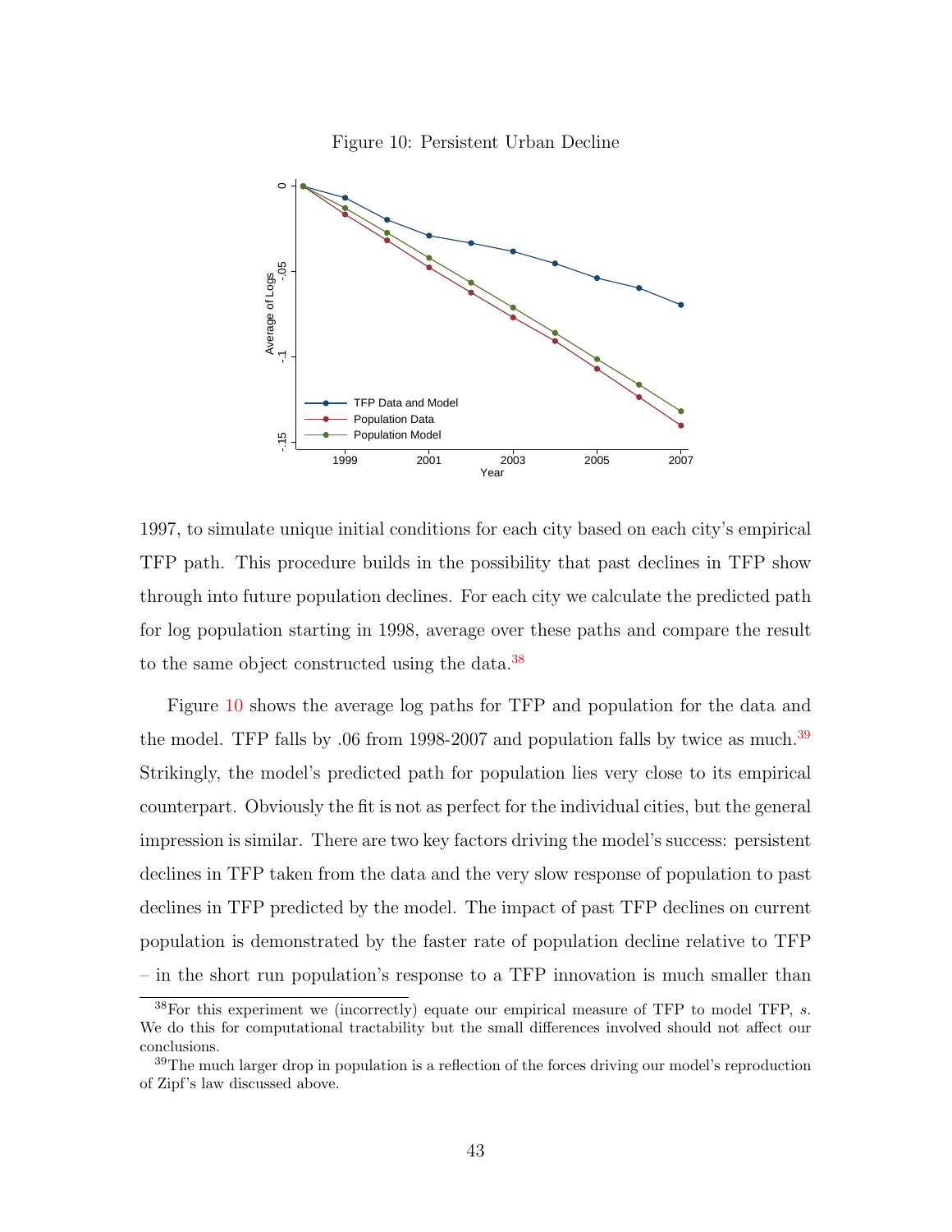Figure 10: Persistent Urban Decline

1997, to simulate unique initial conditions for each city based on each city's empirical TFP path. This procedure builds in the possibility that past declines in TFP show through into future population declines. For each city we calculate the predicted path for log population starting in 1998, average over these paths and compare the result to the same object constructed using the data.[38]

Figure 10 shows the average log paths for TFP and population for the data and the model. TFP falls by .06 from 1998-2007 and population falls by twice as much.[39] Strikingly, the model's predicted path for population lies very close to its empirical counterpart. Obviously the fit is not as perfect for the individual cities, but the general impression is similar. There are two key factors driving the model's success: persistent declines in TFP taken from the data and the very slow response of population to past declines in TFP predicted by the model. The impact of past TFP declines on current population is demonstrated by the faster rate of population decline relative to TFP – in the short run population's response to a TFP innovation is much smaller than

[38]For this experiment we (incorrectly) equate our empirical measure of TFP to model TFP, $s$. We do this for computational tractability but the small differences involved should not affect our conclusions.

[39]The much larger drop in population is a reflection of the forces driving our model's reproduction of Zipf's law discussed above.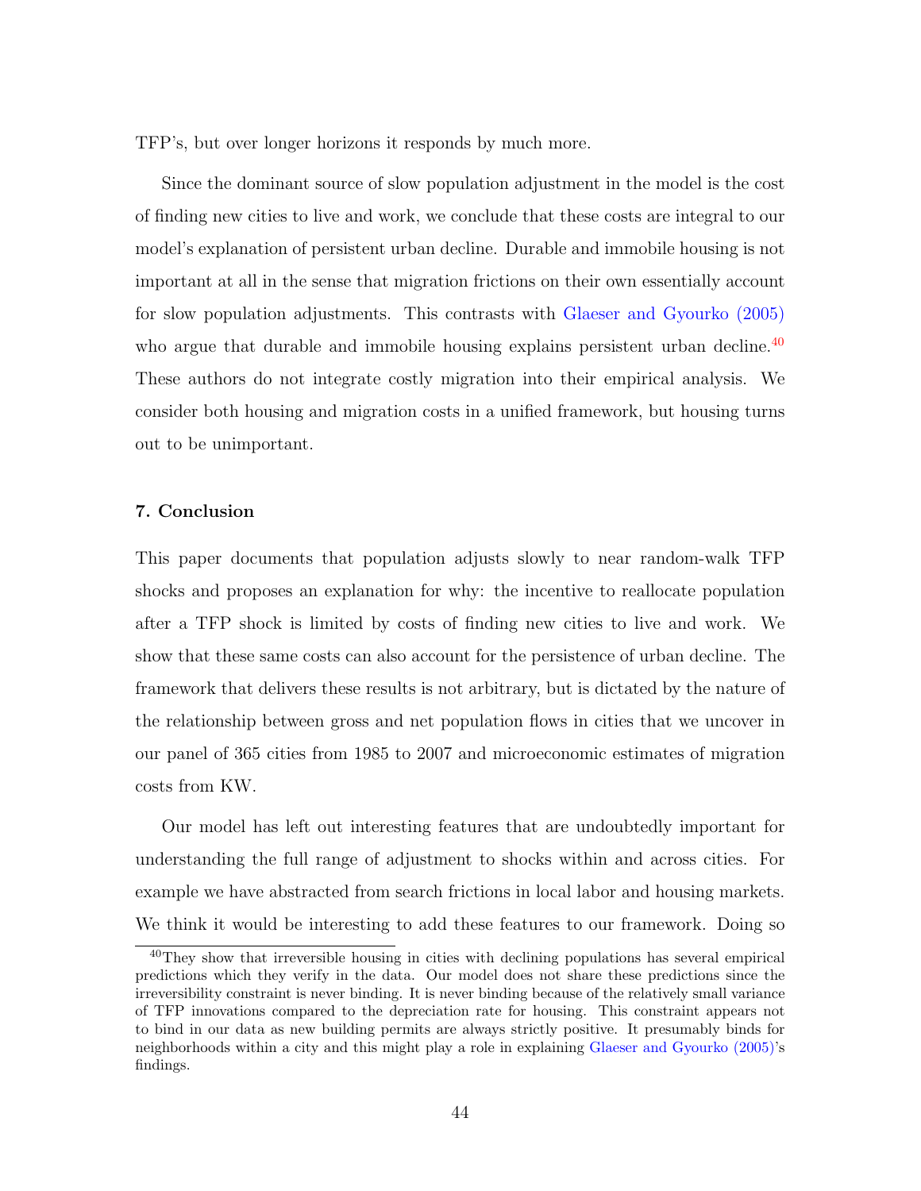TFP's, but over longer horizons it responds by much more.

Since the dominant source of slow population adjustment in the model is the cost of finding new cities to live and work, we conclude that these costs are integral to our model's explanation of persistent urban decline. Durable and immobile housing is not important at all in the sense that migration frictions on their own essentially account for slow population adjustments. This contrasts with Glaeser and Gyourko (2005) who argue that durable and immobile housing explains persistent urban decline.[40] These authors do not integrate costly migration into their empirical analysis. We consider both housing and migration costs in a unified framework, but housing turns out to be unimportant.

## 7. Conclusion

This paper documents that population adjusts slowly to near random-walk TFP shocks and proposes an explanation for why: the incentive to reallocate population after a TFP shock is limited by costs of finding new cities to live and work. We show that these same costs can also account for the persistence of urban decline. The framework that delivers these results is not arbitrary, but is dictated by the nature of the relationship between gross and net population flows in cities that we uncover in our panel of 365 cities from 1985 to 2007 and microeconomic estimates of migration costs from KW.

Our model has left out interesting features that are undoubtedly important for understanding the full range of adjustment to shocks within and across cities. For example we have abstracted from search frictions in local labor and housing markets. We think it would be interesting to add these features to our framework. Doing so

[40] They show that irreversible housing in cities with declining populations has several empirical predictions which they verify in the data. Our model does not share these predictions since the irreversibility constraint is never binding. It is never binding because of the relatively small variance of TFP innovations compared to the depreciation rate for housing. This constraint appears not to bind in our data as new building permits are always strictly positive. It presumably binds for neighborhoods within a city and this might play a role in explaining Glaeser and Gyourko (2005)'s findings.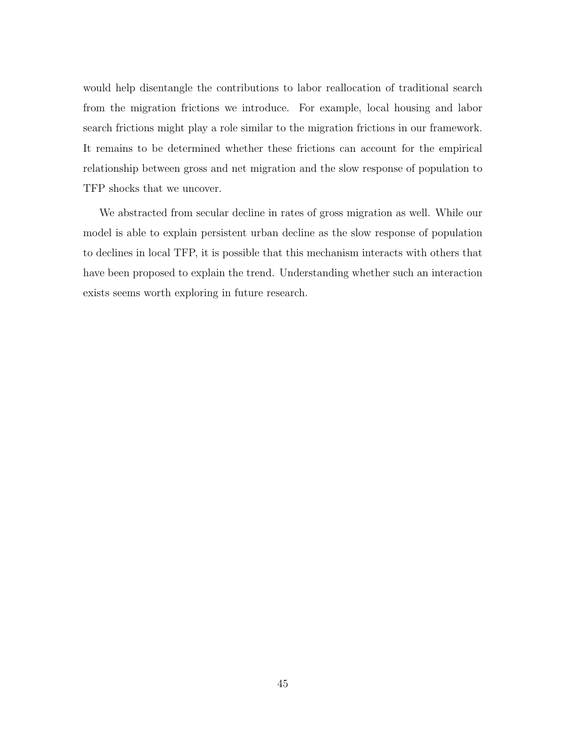would help disentangle the contributions to labor reallocation of traditional search from the migration frictions we introduce. For example, local housing and labor search frictions might play a role similar to the migration frictions in our framework. It remains to be determined whether these frictions can account for the empirical relationship between gross and net migration and the slow response of population to TFP shocks that we uncover.

We abstracted from secular decline in rates of gross migration as well. While our model is able to explain persistent urban decline as the slow response of population to declines in local TFP, it is possible that this mechanism interacts with others that have been proposed to explain the trend. Understanding whether such an interaction exists seems worth exploring in future research.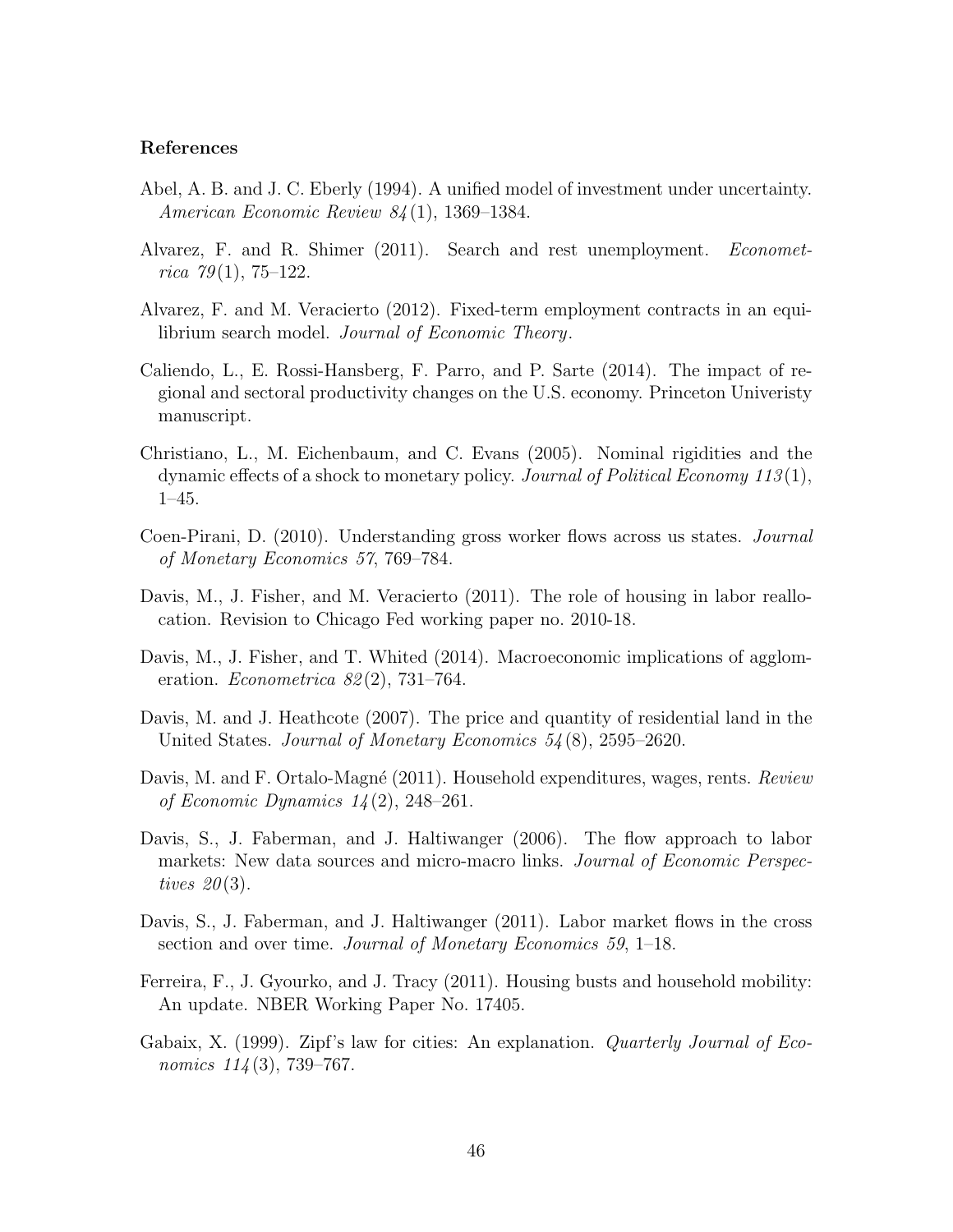**References**

Abel, A. B. and J. C. Eberly (1994). A unified model of investment under uncertainty. *American Economic Review 84*(1), 1369–1384.

Alvarez, F. and R. Shimer (2011). Search and rest unemployment. *Econometrica 79*(1), 75–122.

Alvarez, F. and M. Veracierto (2012). Fixed-term employment contracts in an equilibrium search model. *Journal of Economic Theory*.

Caliendo, L., E. Rossi-Hansberg, F. Parro, and P. Sarte (2014). The impact of regional and sectoral productivity changes on the U.S. economy. Princeton Univeristy manuscript.

Christiano, L., M. Eichenbaum, and C. Evans (2005). Nominal rigidities and the dynamic effects of a shock to monetary policy. *Journal of Political Economy 113*(1), 1–45.

Coen-Pirani, D. (2010). Understanding gross worker flows across us states. *Journal of Monetary Economics 57*, 769–784.

Davis, M., J. Fisher, and M. Veracierto (2011). The role of housing in labor reallocation. Revision to Chicago Fed working paper no. 2010-18.

Davis, M., J. Fisher, and T. Whited (2014). Macroeconomic implications of agglomeration. *Econometrica 82*(2), 731–764.

Davis, M. and J. Heathcote (2007). The price and quantity of residential land in the United States. *Journal of Monetary Economics 54*(8), 2595–2620.

Davis, M. and F. Ortalo-Magné (2011). Household expenditures, wages, rents. *Review of Economic Dynamics 14*(2), 248–261.

Davis, S., J. Faberman, and J. Haltiwanger (2006). The flow approach to labor markets: New data sources and micro-macro links. *Journal of Economic Perspectives 20*(3).

Davis, S., J. Faberman, and J. Haltiwanger (2011). Labor market flows in the cross section and over time. *Journal of Monetary Economics 59*, 1–18.

Ferreira, F., J. Gyourko, and J. Tracy (2011). Housing busts and household mobility: An update. NBER Working Paper No. 17405.

Gabaix, X. (1999). Zipf's law for cities: An explanation. *Quarterly Journal of Economics 114*(3), 739–767.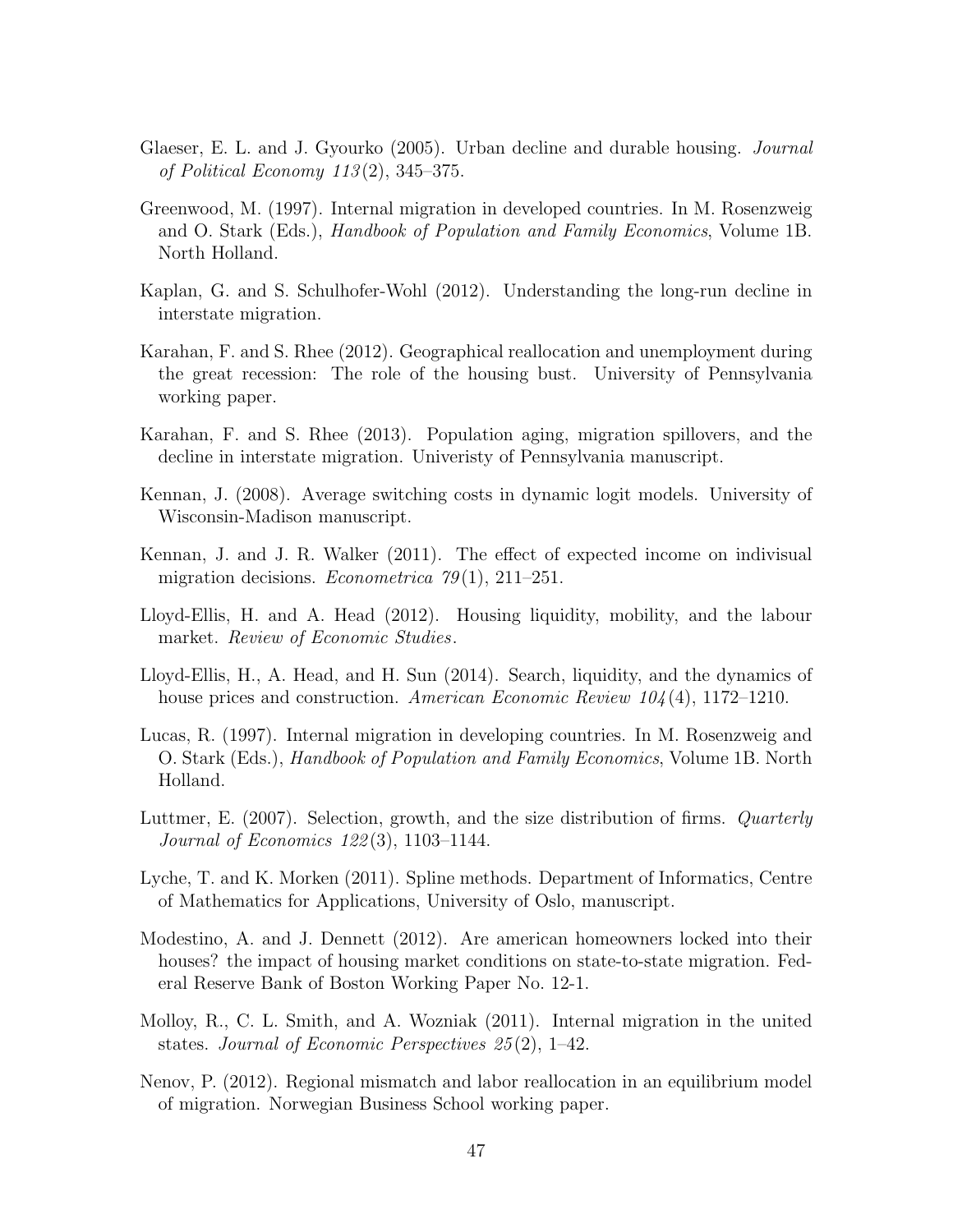Glaeser, E. L. and J. Gyourko (2005). Urban decline and durable housing. *Journal of Political Economy 113*(2), 345–375.

Greenwood, M. (1997). Internal migration in developed countries. In M. Rosenzweig and O. Stark (Eds.), *Handbook of Population and Family Economics*, Volume 1B. North Holland.

Kaplan, G. and S. Schulhofer-Wohl (2012). Understanding the long-run decline in interstate migration.

Karahan, F. and S. Rhee (2012). Geographical reallocation and unemployment during the great recession: The role of the housing bust. University of Pennsylvania working paper.

Karahan, F. and S. Rhee (2013). Population aging, migration spillovers, and the decline in interstate migration. Univeristy of Pennsylvania manuscript.

Kennan, J. (2008). Average switching costs in dynamic logit models. University of Wisconsin-Madison manuscript.

Kennan, J. and J. R. Walker (2011). The effect of expected income on indivisual migration decisions. *Econometrica 79*(1), 211–251.

Lloyd-Ellis, H. and A. Head (2012). Housing liquidity, mobility, and the labour market. *Review of Economic Studies*.

Lloyd-Ellis, H., A. Head, and H. Sun (2014). Search, liquidity, and the dynamics of house prices and construction. *American Economic Review 104*(4), 1172–1210.

Lucas, R. (1997). Internal migration in developing countries. In M. Rosenzweig and O. Stark (Eds.), *Handbook of Population and Family Economics*, Volume 1B. North Holland.

Luttmer, E. (2007). Selection, growth, and the size distribution of firms. *Quarterly Journal of Economics 122*(3), 1103–1144.

Lyche, T. and K. Morken (2011). Spline methods. Department of Informatics, Centre of Mathematics for Applications, University of Oslo, manuscript.

Modestino, A. and J. Dennett (2012). Are american homeowners locked into their houses? the impact of housing market conditions on state-to-state migration. Federal Reserve Bank of Boston Working Paper No. 12-1.

Molloy, R., C. L. Smith, and A. Wozniak (2011). Internal migration in the united states. *Journal of Economic Perspectives 25*(2), 1–42.

Nenov, P. (2012). Regional mismatch and labor reallocation in an equilibrium model of migration. Norwegian Business School working paper.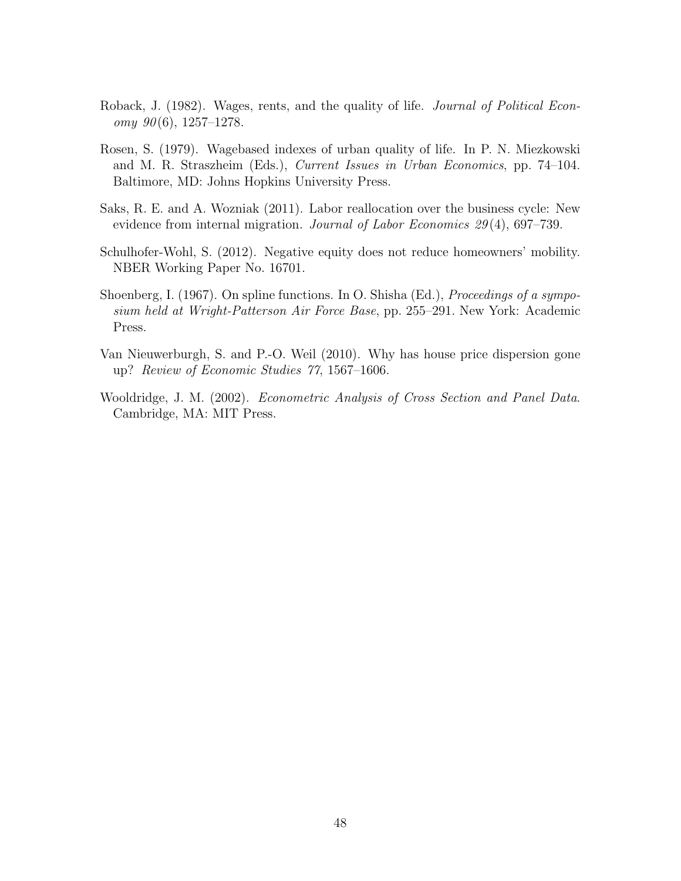Roback, J. (1982). Wages, rents, and the quality of life. *Journal of Political Economy 90*(6), 1257–1278.

Rosen, S. (1979). Wagebased indexes of urban quality of life. In P. N. Miezkowski and M. R. Straszheim (Eds.), *Current Issues in Urban Economics*, pp. 74–104. Baltimore, MD: Johns Hopkins University Press.

Saks, R. E. and A. Wozniak (2011). Labor reallocation over the business cycle: New evidence from internal migration. *Journal of Labor Economics 29*(4), 697–739.

Schulhofer-Wohl, S. (2012). Negative equity does not reduce homeowners' mobility. NBER Working Paper No. 16701.

Shoenberg, I. (1967). On spline functions. In O. Shisha (Ed.), *Proceedings of a symposium held at Wright-Patterson Air Force Base*, pp. 255–291. New York: Academic Press.

Van Nieuwerburgh, S. and P.-O. Weil (2010). Why has house price dispersion gone up? *Review of Economic Studies 77*, 1567–1606.

Wooldridge, J. M. (2002). *Econometric Analysis of Cross Section and Panel Data*. Cambridge, MA: MIT Press.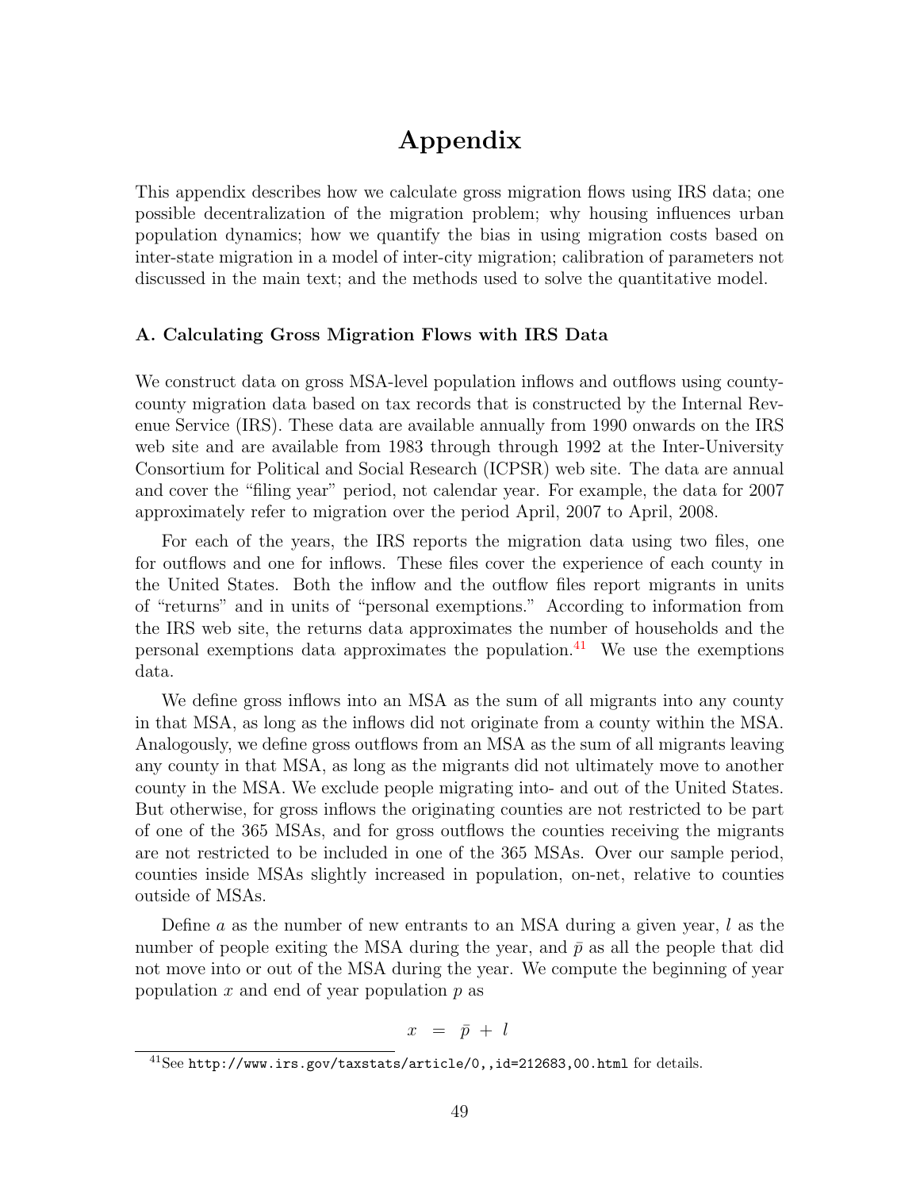# Appendix

This appendix describes how we calculate gross migration flows using IRS data; one possible decentralization of the migration problem; why housing influences urban population dynamics; how we quantify the bias in using migration costs based on inter-state migration in a model of inter-city migration; calibration of parameters not discussed in the main text; and the methods used to solve the quantitative model.

### A. Calculating Gross Migration Flows with IRS Data

We construct data on gross MSA-level population inflows and outflows using county-county migration data based on tax records that is constructed by the Internal Revenue Service (IRS). These data are available annually from 1990 onwards on the IRS web site and are available from 1983 through through 1992 at the Inter-University Consortium for Political and Social Research (ICPSR) web site. The data are annual and cover the "filing year" period, not calendar year. For example, the data for 2007 approximately refer to migration over the period April, 2007 to April, 2008.

For each of the years, the IRS reports the migration data using two files, one for outflows and one for inflows. These files cover the experience of each county in the United States. Both the inflow and the outflow files report migrants in units of "returns" and in units of "personal exemptions." According to information from the IRS web site, the returns data approximates the number of households and the personal exemptions data approximates the population.[41] We use the exemptions data.

We define gross inflows into an MSA as the sum of all migrants into any county in that MSA, as long as the inflows did not originate from a county within the MSA. Analogously, we define gross outflows from an MSA as the sum of all migrants leaving any county in that MSA, as long as the migrants did not ultimately move to another county in the MSA. We exclude people migrating into- and out of the United States. But otherwise, for gross inflows the originating counties are not restricted to be part of one of the 365 MSAs, and for gross outflows the counties receiving the migrants are not restricted to be included in one of the 365 MSAs. Over our sample period, counties inside MSAs slightly increased in population, on-net, relative to counties outside of MSAs.

Define $a$ as the number of new entrants to an MSA during a given year, $l$ as the number of people exiting the MSA during the year, and $\bar{p}$ as all the people that did not move into or out of the MSA during the year. We compute the beginning of year population $x$ and end of year population $p$ as

$$x = \bar{p} + l$$

[41] See `http://www.irs.gov/taxstats/article/0,,id=212683,00.html` for details.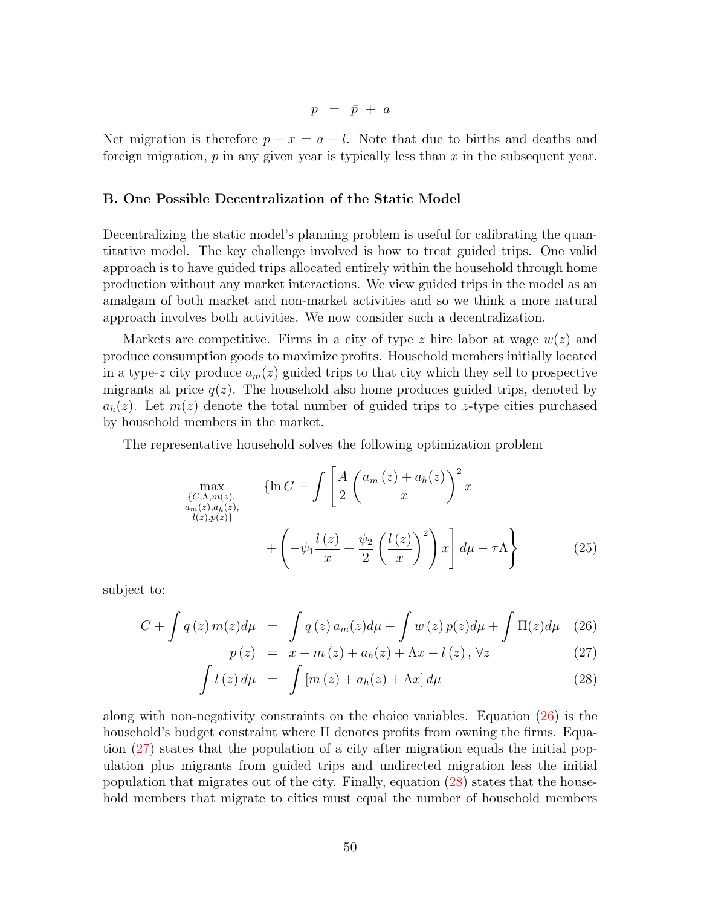$$p \;=\; \bar{p} \;+\; a$$

Net migration is therefore $p - x = a - l$. Note that due to births and deaths and foreign migration, $p$ in any given year is typically less than $x$ in the subsequent year.

### B. One Possible Decentralization of the Static Model

Decentralizing the static model's planning problem is useful for calibrating the quantitative model. The key challenge involved is how to treat guided trips. One valid approach is to have guided trips allocated entirely within the household through home production without any market interactions. We view guided trips in the model as an amalgam of both market and non-market activities and so we think a more natural approach involves both activities. We now consider such a decentralization.

Markets are competitive. Firms in a city of type $z$ hire labor at wage $w(z)$ and produce consumption goods to maximize profits. Household members initially located in a type-$z$ city produce $a_m(z)$ guided trips to that city which they sell to prospective migrants at price $q(z)$. The household also home produces guided trips, denoted by $a_h(z)$. Let $m(z)$ denote the total number of guided trips to $z$-type cities purchased by household members in the market.

The representative household solves the following optimization problem

$$\max_{\substack{\{C,\Lambda,m(z),\\ a_m(z),a_h(z),\\ l(z),p(z)\}}} \quad \left\{\ln C - \int \left[\frac{A}{2}\left(\frac{a_m\left(z\right)+a_h(z)}{x}\right)^2 x \right.\right.$$
$$\left.\left. + \left(-\psi_1 \frac{l\left(z\right)}{x} + \frac{\psi_2}{2}\left(\frac{l\left(z\right)}{x}\right)^2\right) x\right] d\mu - \tau\Lambda\right\} \tag{25}$$

subject to:

$$C + \int q\left(z\right) m(z) d\mu \;=\; \int q\left(z\right) a_m(z) d\mu + \int w\left(z\right) p(z) d\mu + \int \Pi(z) d\mu \tag{26}$$

$$p\left(z\right) \;=\; x + m\left(z\right) + a_h(z) + \Lambda x - l\left(z\right), \,\forall z \tag{27}$$

$$\int l\left(z\right) d\mu \;=\; \int \left[m\left(z\right) + a_h(z) + \Lambda x\right] d\mu \tag{28}$$

along with non-negativity constraints on the choice variables. Equation (26) is the household's budget constraint where $\Pi$ denotes profits from owning the firms. Equation (27) states that the population of a city after migration equals the initial population plus migrants from guided trips and undirected migration less the initial population that migrates out of the city. Finally, equation (28) states that the household members that migrate to cities must equal the number of household members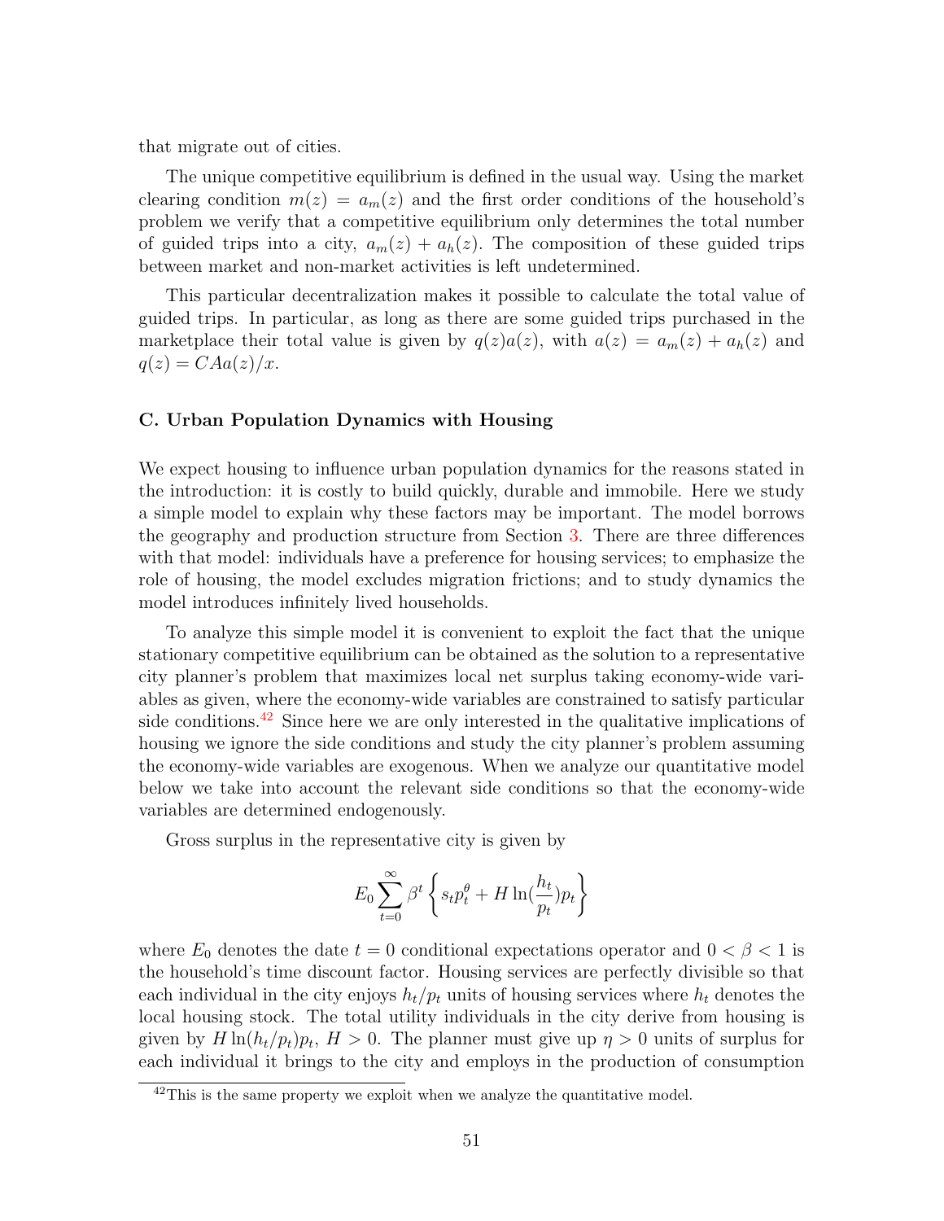that migrate out of cities.

The unique competitive equilibrium is defined in the usual way. Using the market clearing condition $m(z) = a_m(z)$ and the first order conditions of the household's problem we verify that a competitive equilibrium only determines the total number of guided trips into a city, $a_m(z) + a_h(z)$. The composition of these guided trips between market and non-market activities is left undetermined.

This particular decentralization makes it possible to calculate the total value of guided trips. In particular, as long as there are some guided trips purchased in the marketplace their total value is given by $q(z)a(z)$, with $a(z) = a_m(z) + a_h(z)$ and $q(z) = CAa(z)/x$.

### C. Urban Population Dynamics with Housing

We expect housing to influence urban population dynamics for the reasons stated in the introduction: it is costly to build quickly, durable and immobile. Here we study a simple model to explain why these factors may be important. The model borrows the geography and production structure from Section 3. There are three differences with that model: individuals have a preference for housing services; to emphasize the role of housing, the model excludes migration frictions; and to study dynamics the model introduces infinitely lived households.

To analyze this simple model it is convenient to exploit the fact that the unique stationary competitive equilibrium can be obtained as the solution to a representative city planner's problem that maximizes local net surplus taking economy-wide variables as given, where the economy-wide variables are constrained to satisfy particular side conditions.[42] Since here we are only interested in the qualitative implications of housing we ignore the side conditions and study the city planner's problem assuming the economy-wide variables are exogenous. When we analyze our quantitative model below we take into account the relevant side conditions so that the economy-wide variables are determined endogenously.

Gross surplus in the representative city is given by

$$E_0 \sum_{t=0}^{\infty} \beta^t \left\{ s_t p_t^{\theta} + H \ln(\frac{h_t}{p_t}) p_t \right\}$$

where $E_0$ denotes the date $t = 0$ conditional expectations operator and $0 < \beta < 1$ is the household's time discount factor. Housing services are perfectly divisible so that each individual in the city enjoys $h_t/p_t$ units of housing services where $h_t$ denotes the local housing stock. The total utility individuals in the city derive from housing is given by $H \ln(h_t/p_t)p_t$, $H > 0$. The planner must give up $\eta > 0$ units of surplus for each individual it brings to the city and employs in the production of consumption

[42] This is the same property we exploit when we analyze the quantitative model.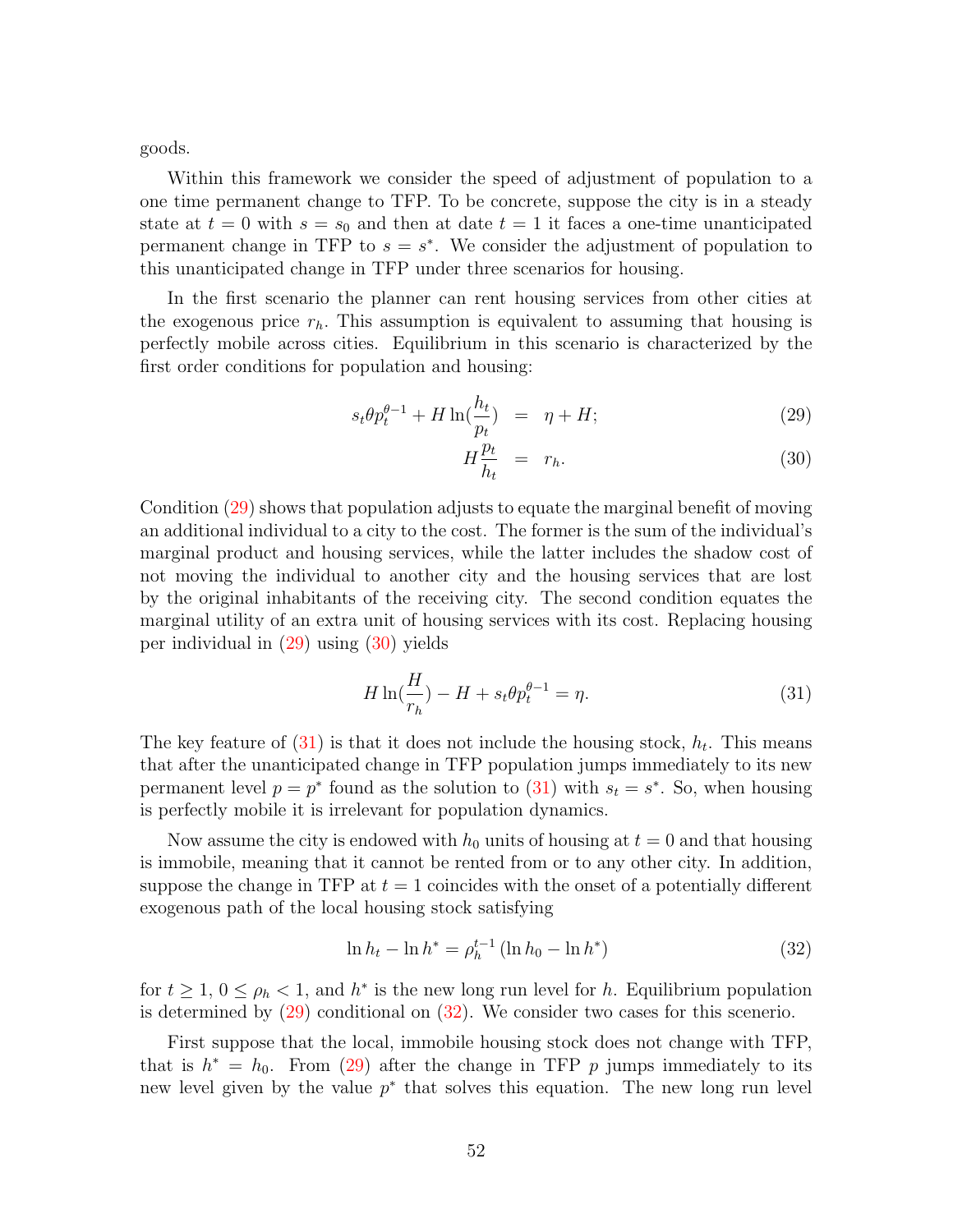goods.

Within this framework we consider the speed of adjustment of population to a one time permanent change to TFP. To be concrete, suppose the city is in a steady state at $t = 0$ with $s = s_0$ and then at date $t = 1$ it faces a one-time unanticipated permanent change in TFP to $s = s^*$. We consider the adjustment of population to this unanticipated change in TFP under three scenarios for housing.

In the first scenario the planner can rent housing services from other cities at the exogenous price $r_h$. This assumption is equivalent to assuming that housing is perfectly mobile across cities. Equilibrium in this scenario is characterized by the first order conditions for population and housing:

$$s_t \theta p_t^{\theta-1} + H \ln(\frac{h_t}{p_t}) = \eta + H; \tag{29}$$

$$H \frac{p_t}{h_t} = r_h. \tag{30}$$

Condition (29) shows that population adjusts to equate the marginal benefit of moving an additional individual to a city to the cost. The former is the sum of the individual's marginal product and housing services, while the latter includes the shadow cost of not moving the individual to another city and the housing services that are lost by the original inhabitants of the receiving city. The second condition equates the marginal utility of an extra unit of housing services with its cost. Replacing housing per individual in (29) using (30) yields

$$H \ln(\frac{H}{r_h}) - H + s_t \theta p_t^{\theta-1} = \eta. \tag{31}$$

The key feature of (31) is that it does not include the housing stock, $h_t$. This means that after the unanticipated change in TFP population jumps immediately to its new permanent level $p = p^*$ found as the solution to (31) with $s_t = s^*$. So, when housing is perfectly mobile it is irrelevant for population dynamics.

Now assume the city is endowed with $h_0$ units of housing at $t = 0$ and that housing is immobile, meaning that it cannot be rented from or to any other city. In addition, suppose the change in TFP at $t = 1$ coincides with the onset of a potentially different exogenous path of the local housing stock satisfying

$$\ln h_t - \ln h^* = \rho_h^{t-1} (\ln h_0 - \ln h^*) \tag{32}$$

for $t \geq 1$, $0 \leq \rho_h < 1$, and $h^*$ is the new long run level for $h$. Equilibrium population is determined by (29) conditional on (32). We consider two cases for this scenerio.

First suppose that the local, immobile housing stock does not change with TFP, that is $h^* = h_0$. From (29) after the change in TFP $p$ jumps immediately to its new level given by the value $p^*$ that solves this equation. The new long run level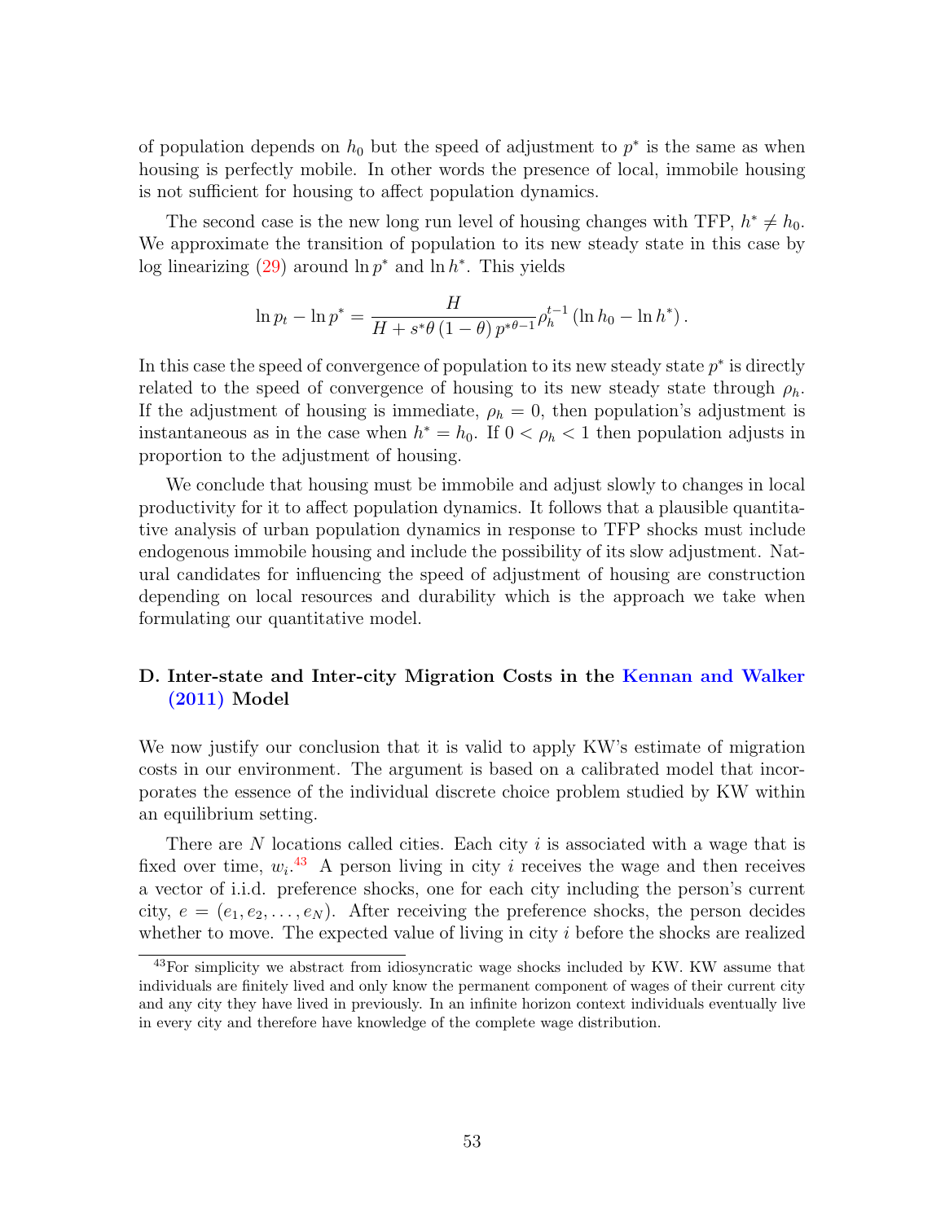of population depends on $h_0$ but the speed of adjustment to $p^*$ is the same as when housing is perfectly mobile. In other words the presence of local, immobile housing is not sufficient for housing to affect population dynamics.

The second case is the new long run level of housing changes with TFP, $h^* \neq h_0$. We approximate the transition of population to its new steady state in this case by log linearizing (29) around $\ln p^*$ and $\ln h^*$. This yields

$$\ln p_t - \ln p^* = \frac{H}{H + s^* \theta (1-\theta) p^{*\theta - 1}} \rho_h^{t-1} (\ln h_0 - \ln h^*).$$

In this case the speed of convergence of population to its new steady state $p^*$ is directly related to the speed of convergence of housing to its new steady state through $\rho_h$. If the adjustment of housing is immediate, $\rho_h = 0$, then population's adjustment is instantaneous as in the case when $h^* = h_0$. If $0 < \rho_h < 1$ then population adjusts in proportion to the adjustment of housing.

We conclude that housing must be immobile and adjust slowly to changes in local productivity for it to affect population dynamics. It follows that a plausible quantitative analysis of urban population dynamics in response to TFP shocks must include endogenous immobile housing and include the possibility of its slow adjustment. Natural candidates for influencing the speed of adjustment of housing are construction depending on local resources and durability which is the approach we take when formulating our quantitative model.

## D. Inter-state and Inter-city Migration Costs in the Kennan and Walker (2011) Model

We now justify our conclusion that it is valid to apply KW's estimate of migration costs in our environment. The argument is based on a calibrated model that incorporates the essence of the individual discrete choice problem studied by KW within an equilibrium setting.

There are $N$ locations called cities. Each city $i$ is associated with a wage that is fixed over time, $w_i$.[43] A person living in city $i$ receives the wage and then receives a vector of i.i.d. preference shocks, one for each city including the person's current city, $e = (e_1, e_2, \ldots, e_N)$. After receiving the preference shocks, the person decides whether to move. The expected value of living in city $i$ before the shocks are realized

[43] For simplicity we abstract from idiosyncratic wage shocks included by KW. KW assume that individuals are finitely lived and only know the permanent component of wages of their current city and any city they have lived in previously. In an infinite horizon context individuals eventually live in every city and therefore have knowledge of the complete wage distribution.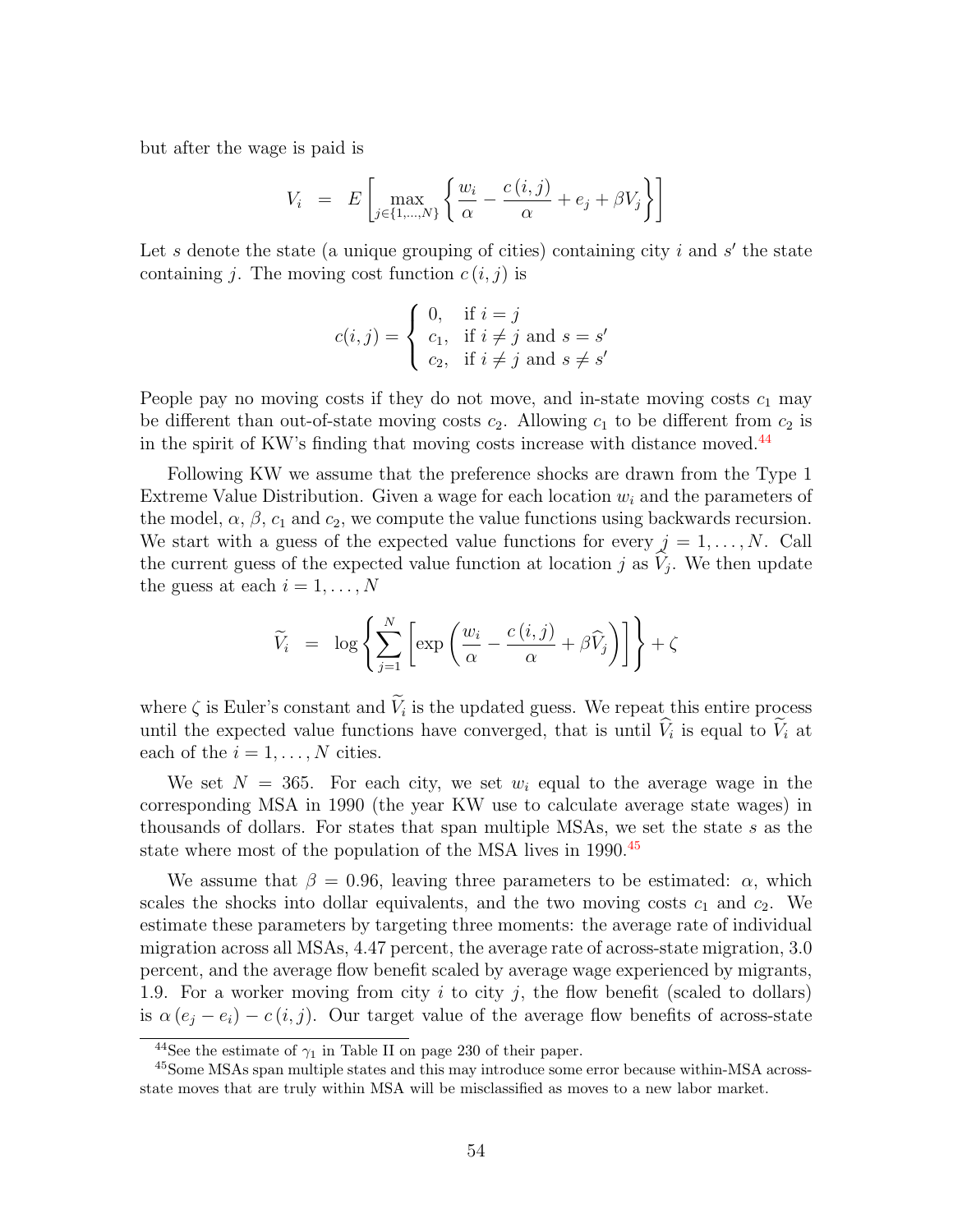but after the wage is paid is

$$V_i = E\left[\max_{j\in\{1,\ldots,N\}}\left\{\frac{w_i}{\alpha} - \frac{c(i,j)}{\alpha} + e_j + \beta V_j\right\}\right]$$

Let $s$ denote the state (a unique grouping of cities) containing city $i$ and $s'$ the state containing $j$. The moving cost function $c(i,j)$ is

$$c(i,j) = \begin{cases} 0, & \text{if } i = j \\ c_1, & \text{if } i \neq j \text{ and } s = s' \\ c_2, & \text{if } i \neq j \text{ and } s \neq s' \end{cases}$$

People pay no moving costs if they do not move, and in-state moving costs $c_1$ may be different than out-of-state moving costs $c_2$. Allowing $c_1$ to be different from $c_2$ is in the spirit of KW's finding that moving costs increase with distance moved.[44]

Following KW we assume that the preference shocks are drawn from the Type 1 Extreme Value Distribution. Given a wage for each location $w_i$ and the parameters of the model, $\alpha$, $\beta$, $c_1$ and $c_2$, we compute the value functions using backwards recursion. We start with a guess of the expected value functions for every $j = 1, \ldots, N$. Call the current guess of the expected value function at location $j$ as $\widehat{V}_j$. We then update the guess at each $i = 1, \ldots, N$

$$\widetilde{V}_i = \log\left\{\sum_{j=1}^{N}\left[\exp\left(\frac{w_i}{\alpha} - \frac{c(i,j)}{\alpha} + \beta\widehat{V}_j\right)\right]\right\} + \zeta$$

where $\zeta$ is Euler's constant and $\widetilde{V}_i$ is the updated guess. We repeat this entire process until the expected value functions have converged, that is until $\widehat{V}_i$ is equal to $\widetilde{V}_i$ at each of the $i = 1, \ldots, N$ cities.

We set $N = 365$. For each city, we set $w_i$ equal to the average wage in the corresponding MSA in 1990 (the year KW use to calculate average state wages) in thousands of dollars. For states that span multiple MSAs, we set the state $s$ as the state where most of the population of the MSA lives in 1990.[45]

We assume that $\beta = 0.96$, leaving three parameters to be estimated: $\alpha$, which scales the shocks into dollar equivalents, and the two moving costs $c_1$ and $c_2$. We estimate these parameters by targeting three moments: the average rate of individual migration across all MSAs, 4.47 percent, the average rate of across-state migration, 3.0 percent, and the average flow benefit scaled by average wage experienced by migrants, 1.9. For a worker moving from city $i$ to city $j$, the flow benefit (scaled to dollars) is $\alpha(e_j - e_i) - c(i,j)$. Our target value of the average flow benefits of across-state

[44] See the estimate of $\gamma_1$ in Table II on page 230 of their paper.

[45] Some MSAs span multiple states and this may introduce some error because within-MSA across-state moves that are truly within MSA will be misclassified as moves to a new labor market.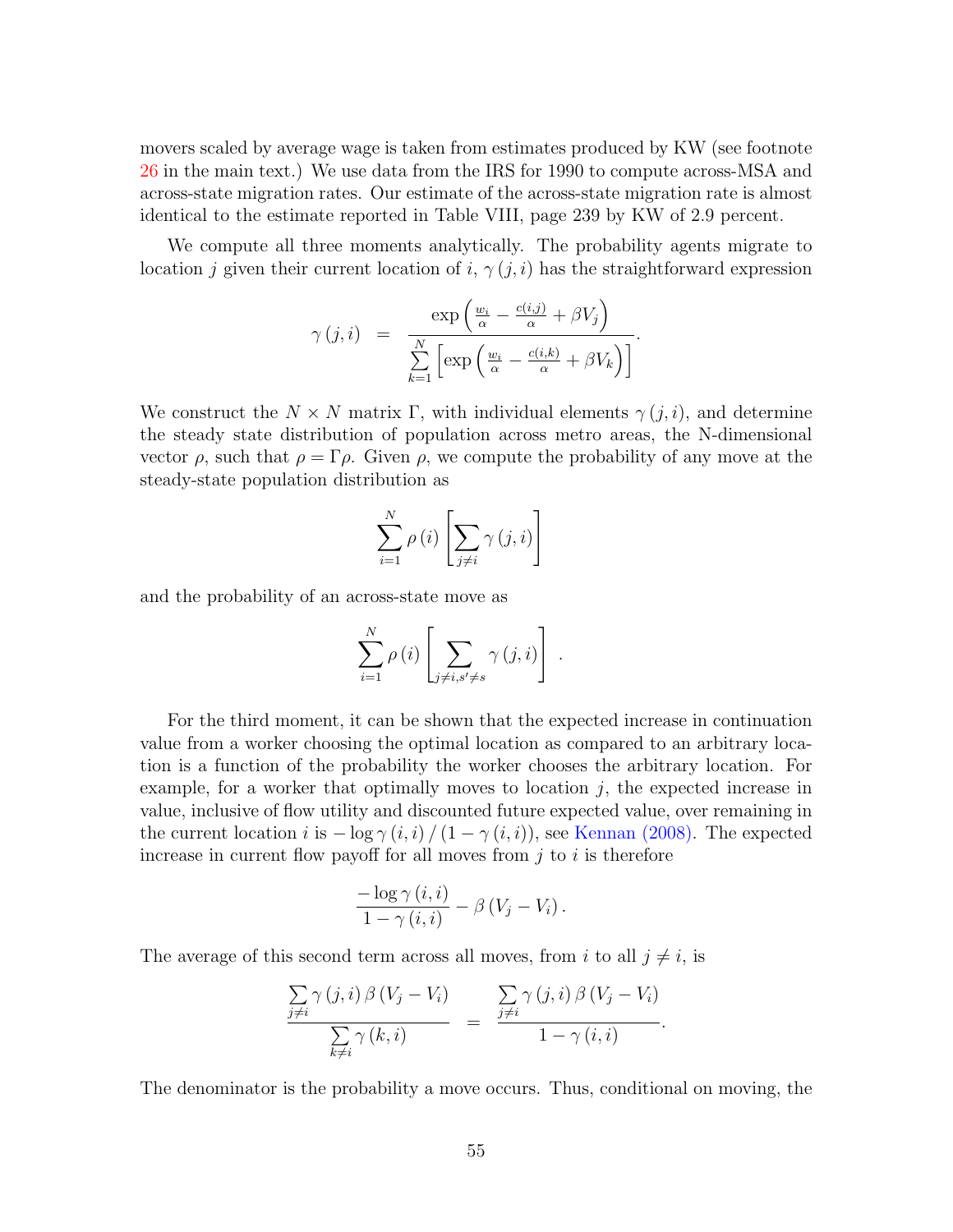movers scaled by average wage is taken from estimates produced by KW (see footnote 26 in the main text.) We use data from the IRS for 1990 to compute across-MSA and across-state migration rates. Our estimate of the across-state migration rate is almost identical to the estimate reported in Table VIII, page 239 by KW of 2.9 percent.

We compute all three moments analytically. The probability agents migrate to location $j$ given their current location of $i$, $\gamma(j,i)$ has the straightforward expression

$$\gamma(j,i) \;=\; \frac{\exp\left(\frac{w_i}{\alpha} - \frac{c(i,j)}{\alpha} + \beta V_j\right)}{\sum_{k=1}^{N}\left[\exp\left(\frac{w_i}{\alpha} - \frac{c(i,k)}{\alpha} + \beta V_k\right)\right]}.$$

We construct the $N \times N$ matrix $\Gamma$, with individual elements $\gamma(j,i)$, and determine the steady state distribution of population across metro areas, the N-dimensional vector $\rho$, such that $\rho = \Gamma\rho$. Given $\rho$, we compute the probability of any move at the steady-state population distribution as

$$\sum_{i=1}^{N} \rho(i) \left[\sum_{j \neq i} \gamma(j,i)\right]$$

and the probability of an across-state move as

$$\sum_{i=1}^{N} \rho(i) \left[\sum_{j \neq i, s' \neq s} \gamma(j,i)\right].$$

For the third moment, it can be shown that the expected increase in continuation value from a worker choosing the optimal location as compared to an arbitrary location is a function of the probability the worker chooses the arbitrary location. For example, for a worker that optimally moves to location $j$, the expected increase in value, inclusive of flow utility and discounted future expected value, over remaining in the current location $i$ is $-\log\gamma(i,i)/(1-\gamma(i,i))$, see Kennan (2008). The expected increase in current flow payoff for all moves from $j$ to $i$ is therefore

$$\frac{-\log\gamma(i,i)}{1-\gamma(i,i)} - \beta(V_j - V_i).$$

The average of this second term across all moves, from $i$ to all $j \neq i$, is

$$\frac{\sum_{j \neq i} \gamma(j,i)\,\beta(V_j - V_i)}{\sum_{k \neq i} \gamma(k,i)} \;=\; \frac{\sum_{j \neq i} \gamma(j,i)\,\beta(V_j - V_i)}{1-\gamma(i,i)}.$$

The denominator is the probability a move occurs. Thus, conditional on moving, the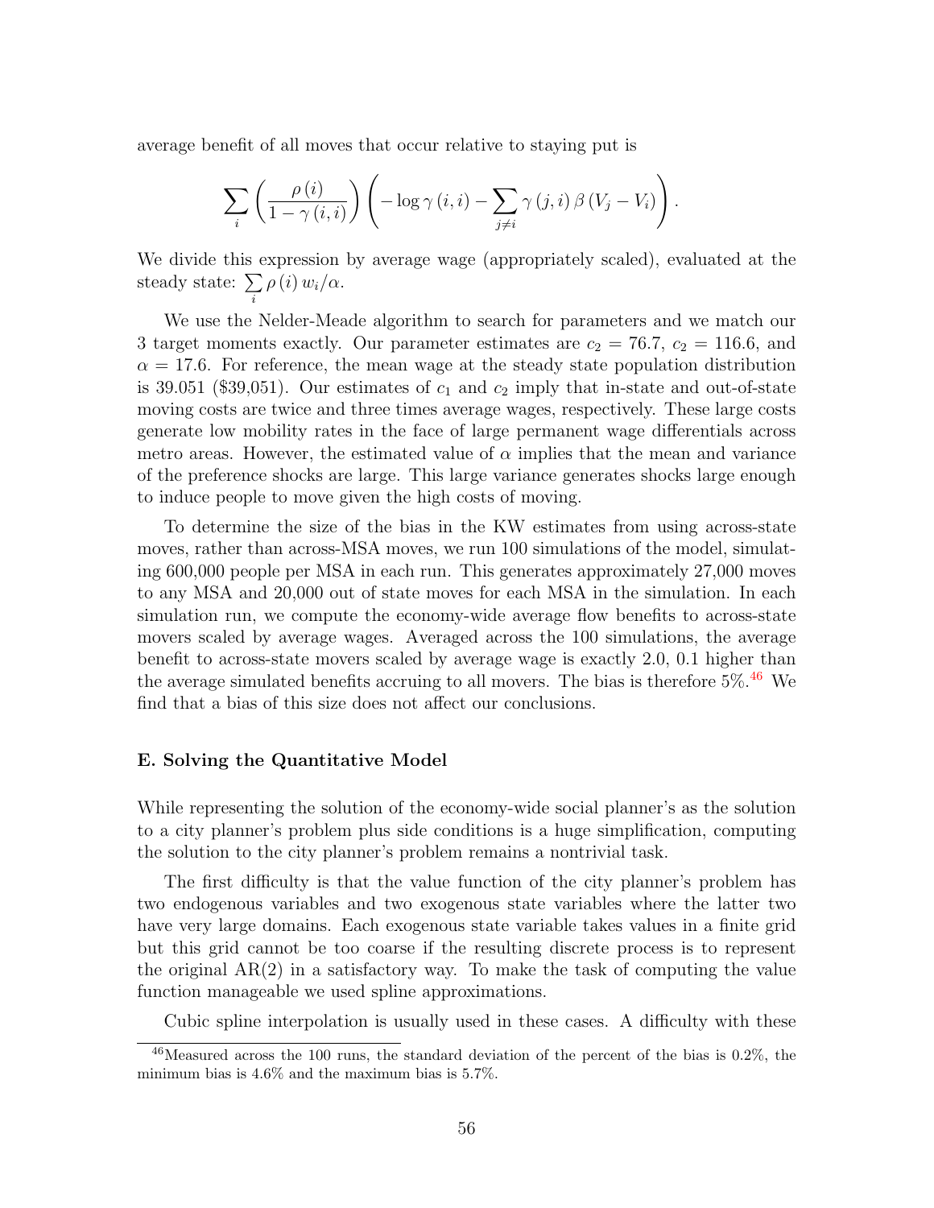average benefit of all moves that occur relative to staying put is

$$\sum_{i}\left(\frac{\rho\left(i\right)}{1-\gamma\left(i,i\right)}\right)\left(-\log\gamma\left(i,i\right)-\sum_{j\neq i}\gamma\left(j,i\right)\beta\left(V_{j}-V_{i}\right)\right).$$

We divide this expression by average wage (appropriately scaled), evaluated at the steady state: $\sum_{i}\rho\left(i\right)w_{i}/\alpha$.

We use the Nelder-Meade algorithm to search for parameters and we match our 3 target moments exactly. Our parameter estimates are $c_2 = 76.7$, $c_2 = 116.6$, and $\alpha = 17.6$. For reference, the mean wage at the steady state population distribution is 39.051 (\$39,051). Our estimates of $c_1$ and $c_2$ imply that in-state and out-of-state moving costs are twice and three times average wages, respectively. These large costs generate low mobility rates in the face of large permanent wage differentials across metro areas. However, the estimated value of $\alpha$ implies that the mean and variance of the preference shocks are large. This large variance generates shocks large enough to induce people to move given the high costs of moving.

To determine the size of the bias in the KW estimates from using across-state moves, rather than across-MSA moves, we run 100 simulations of the model, simulating 600,000 people per MSA in each run. This generates approximately 27,000 moves to any MSA and 20,000 out of state moves for each MSA in the simulation. In each simulation run, we compute the economy-wide average flow benefits to across-state movers scaled by average wages. Averaged across the 100 simulations, the average benefit to across-state movers scaled by average wage is exactly 2.0, 0.1 higher than the average simulated benefits accruing to all movers. The bias is therefore 5%.[46] We find that a bias of this size does not affect our conclusions.

**E. Solving the Quantitative Model**

While representing the solution of the economy-wide social planner's as the solution to a city planner's problem plus side conditions is a huge simplification, computing the solution to the city planner's problem remains a nontrivial task.

The first difficulty is that the value function of the city planner's problem has two endogenous variables and two exogenous state variables where the latter two have very large domains. Each exogenous state variable takes values in a finite grid but this grid cannot be too coarse if the resulting discrete process is to represent the original AR(2) in a satisfactory way. To make the task of computing the value function manageable we used spline approximations.

Cubic spline interpolation is usually used in these cases. A difficulty with these

[46] Measured across the 100 runs, the standard deviation of the percent of the bias is 0.2%, the minimum bias is 4.6% and the maximum bias is 5.7%.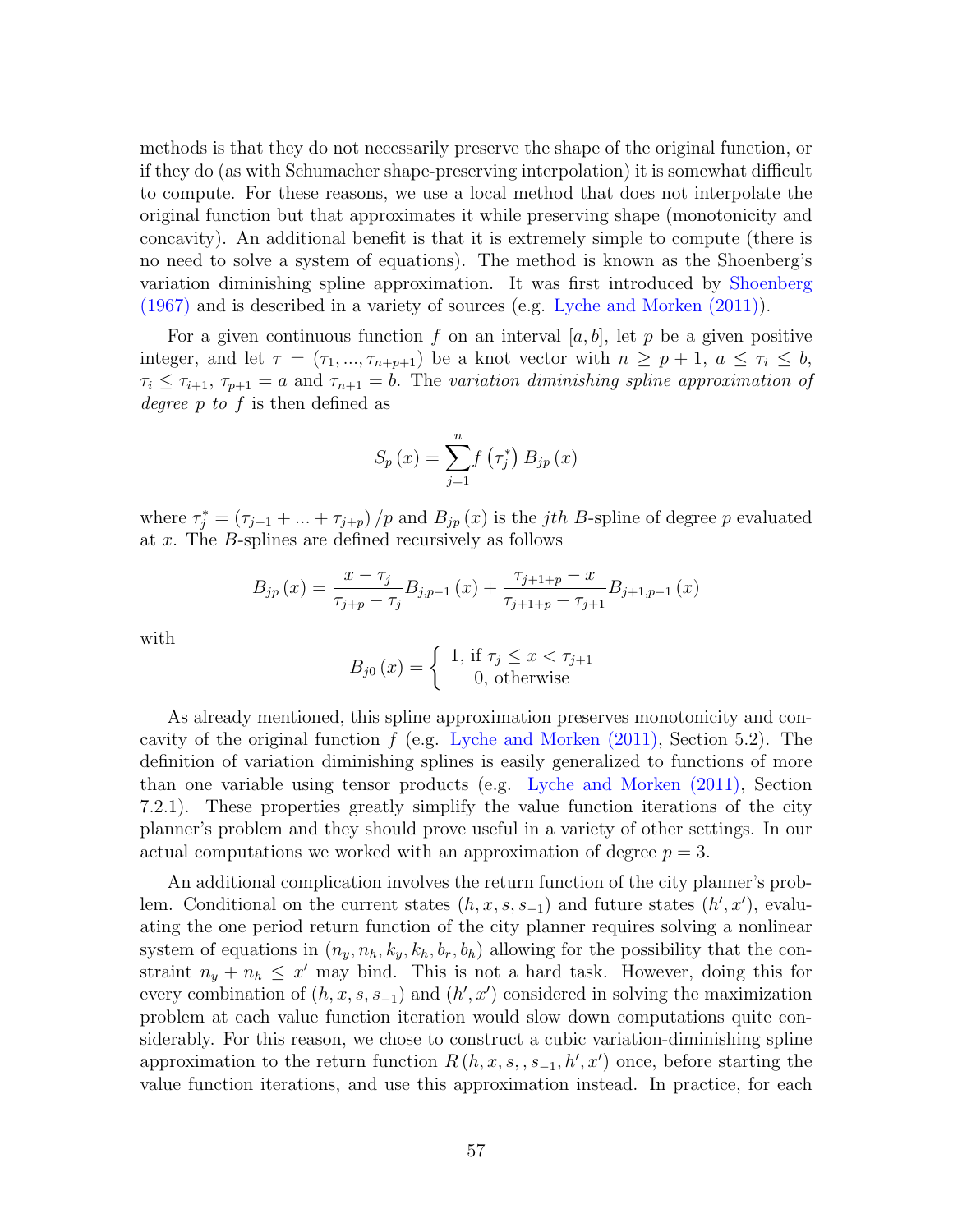methods is that they do not necessarily preserve the shape of the original function, or if they do (as with Schumacher shape-preserving interpolation) it is somewhat difficult to compute. For these reasons, we use a local method that does not interpolate the original function but that approximates it while preserving shape (monotonicity and concavity). An additional benefit is that it is extremely simple to compute (there is no need to solve a system of equations). The method is known as the Shoenberg's variation diminishing spline approximation. It was first introduced by Shoenberg (1967) and is described in a variety of sources (e.g. Lyche and Morken (2011)).

For a given continuous function $f$ on an interval $[a, b]$, let $p$ be a given positive integer, and let $\tau = (\tau_1, ..., \tau_{n+p+1})$ be a knot vector with $n \geq p+1$, $a \leq \tau_i \leq b$, $\tau_i \leq \tau_{i+1}$, $\tau_{p+1} = a$ and $\tau_{n+1} = b$. The *variation diminishing spline approximation of degree $p$ to $f$* is then defined as

$$S_p(x) = \sum_{j=1}^{n} f(\tau_j^*) B_{jp}(x)$$

where $\tau_j^* = (\tau_{j+1} + ... + \tau_{j+p})/p$ and $B_{jp}(x)$ is the $jth$ $B$-spline of degree $p$ evaluated at $x$. The $B$-splines are defined recursively as follows

$$B_{jp}(x) = \frac{x - \tau_j}{\tau_{j+p} - \tau_j} B_{j,p-1}(x) + \frac{\tau_{j+1+p} - x}{\tau_{j+1+p} - \tau_{j+1}} B_{j+1,p-1}(x)$$

with

$$B_{j0}(x) = \begin{cases} 1, \text{ if } \tau_j \leq x < \tau_{j+1} \\ 0, \text{ otherwise} \end{cases}$$

As already mentioned, this spline approximation preserves monotonicity and concavity of the original function $f$ (e.g. Lyche and Morken (2011), Section 5.2). The definition of variation diminishing splines is easily generalized to functions of more than one variable using tensor products (e.g. Lyche and Morken (2011), Section 7.2.1). These properties greatly simplify the value function iterations of the city planner's problem and they should prove useful in a variety of other settings. In our actual computations we worked with an approximation of degree $p = 3$.

An additional complication involves the return function of the city planner's problem. Conditional on the current states $(h, x, s, s_{-1})$ and future states $(h', x')$, evaluating the one period return function of the city planner requires solving a nonlinear system of equations in $(n_y, n_h, k_y, k_h, b_r, b_h)$ allowing for the possibility that the constraint $n_y + n_h \leq x'$ may bind. This is not a hard task. However, doing this for every combination of $(h, x, s, s_{-1})$ and $(h', x')$ considered in solving the maximization problem at each value function iteration would slow down computations quite considerably. For this reason, we chose to construct a cubic variation-diminishing spline approximation to the return function $R(h, x, s, , s_{-1}, h', x')$ once, before starting the value function iterations, and use this approximation instead. In practice, for each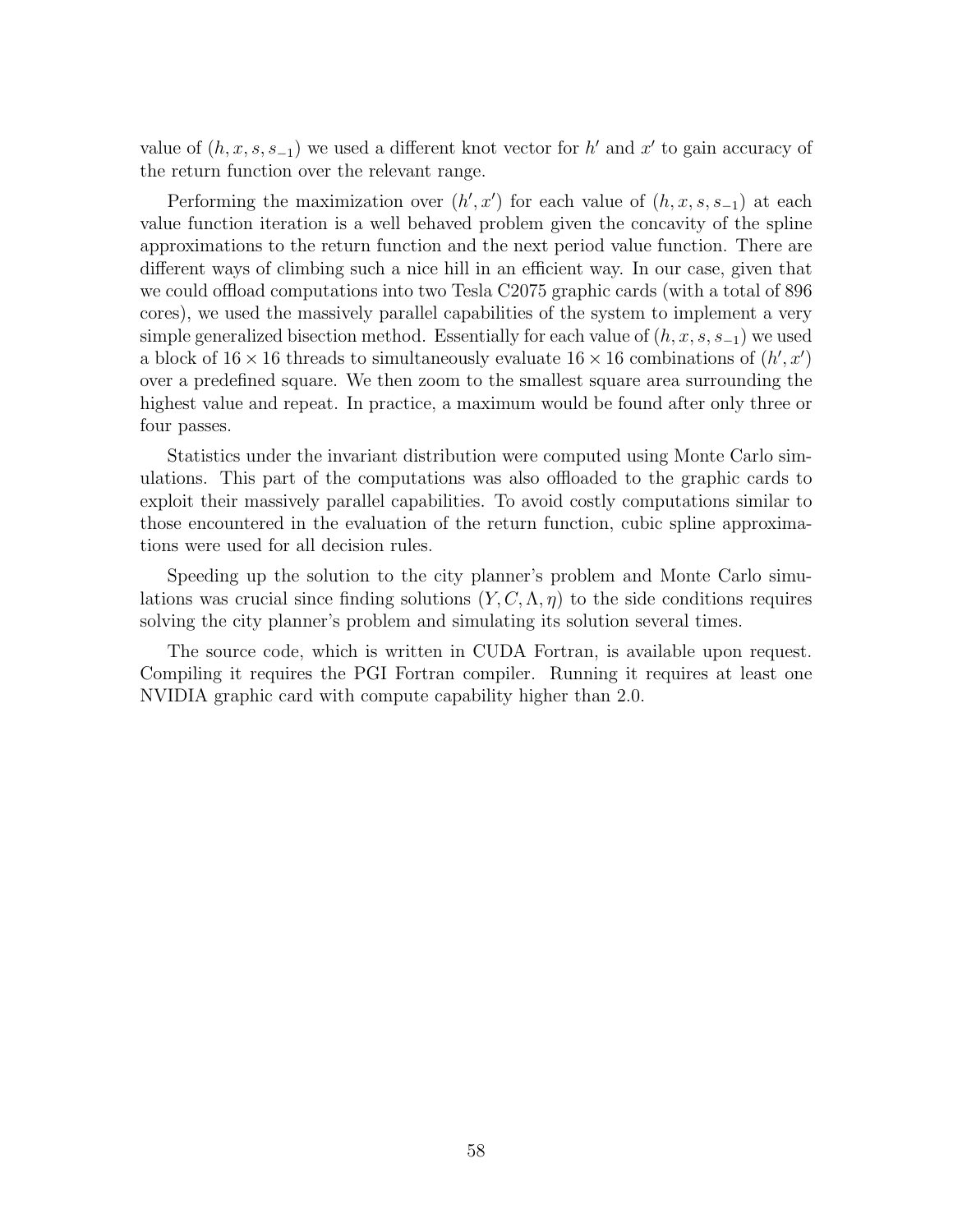value of $(h, x, s, s_{-1})$ we used a different knot vector for $h'$ and $x'$ to gain accuracy of the return function over the relevant range.

Performing the maximization over $(h', x')$ for each value of $(h, x, s, s_{-1})$ at each value function iteration is a well behaved problem given the concavity of the spline approximations to the return function and the next period value function. There are different ways of climbing such a nice hill in an efficient way. In our case, given that we could offload computations into two Tesla C2075 graphic cards (with a total of 896 cores), we used the massively parallel capabilities of the system to implement a very simple generalized bisection method. Essentially for each value of $(h, x, s, s_{-1})$ we used a block of $16 \times 16$ threads to simultaneously evaluate $16 \times 16$ combinations of $(h', x')$ over a predefined square. We then zoom to the smallest square area surrounding the highest value and repeat. In practice, a maximum would be found after only three or four passes.

Statistics under the invariant distribution were computed using Monte Carlo simulations. This part of the computations was also offloaded to the graphic cards to exploit their massively parallel capabilities. To avoid costly computations similar to those encountered in the evaluation of the return function, cubic spline approximations were used for all decision rules.

Speeding up the solution to the city planner's problem and Monte Carlo simulations was crucial since finding solutions $(Y, C, \Lambda, \eta)$ to the side conditions requires solving the city planner's problem and simulating its solution several times.

The source code, which is written in CUDA Fortran, is available upon request. Compiling it requires the PGI Fortran compiler. Running it requires at least one NVIDIA graphic card with compute capability higher than 2.0.